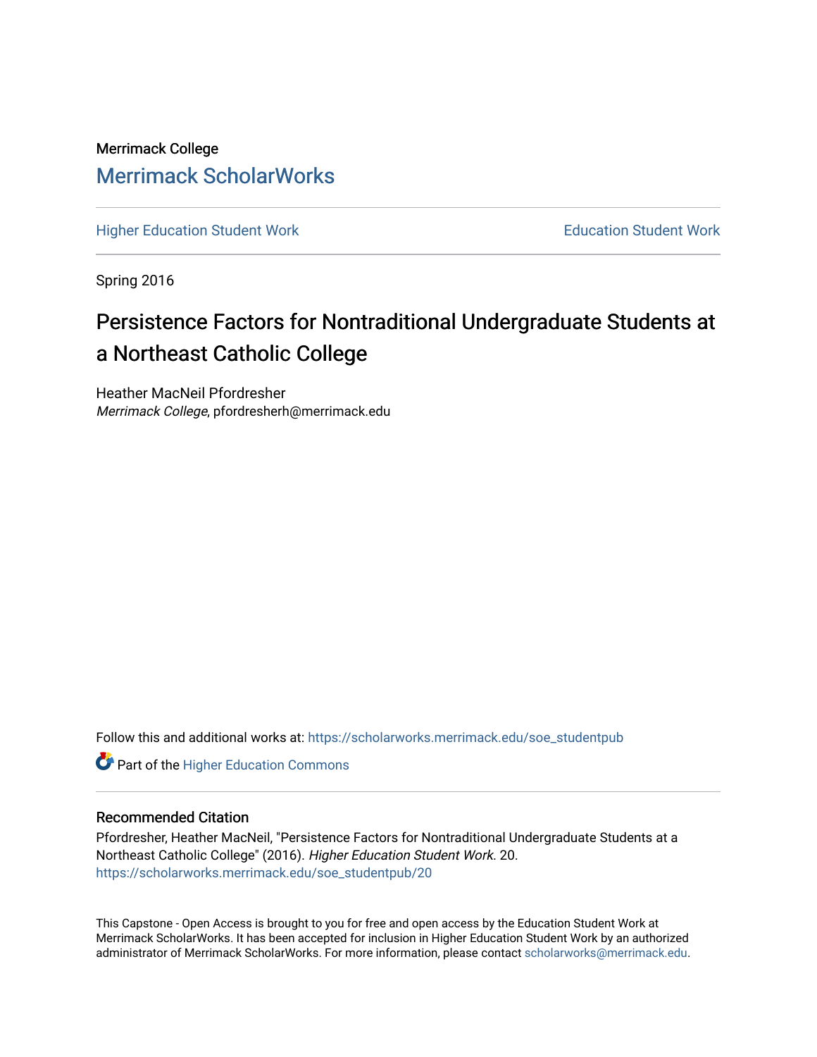Merrimack College

## Merrimack ScholarWorks

Higher Education Student Work | Education Student Work

Spring 2016

# Persistence Factors for Nontraditional Undergraduate Students at a Northeast Catholic College

Heather MacNeil Pfordresher
*Merrimack College*, pfordresherh@merrimack.edu

Follow this and additional works at: https://scholarworks.merrimack.edu/soe_studentpub

Part of the Higher Education Commons

### Recommended Citation

Pfordresher, Heather MacNeil, "Persistence Factors for Nontraditional Undergraduate Students at a Northeast Catholic College" (2016). *Higher Education Student Work*. 20.
https://scholarworks.merrimack.edu/soe_studentpub/20

This Capstone - Open Access is brought to you for free and open access by the Education Student Work at Merrimack ScholarWorks. It has been accepted for inclusion in Higher Education Student Work by an authorized administrator of Merrimack ScholarWorks. For more information, please contact scholarworks@merrimack.edu.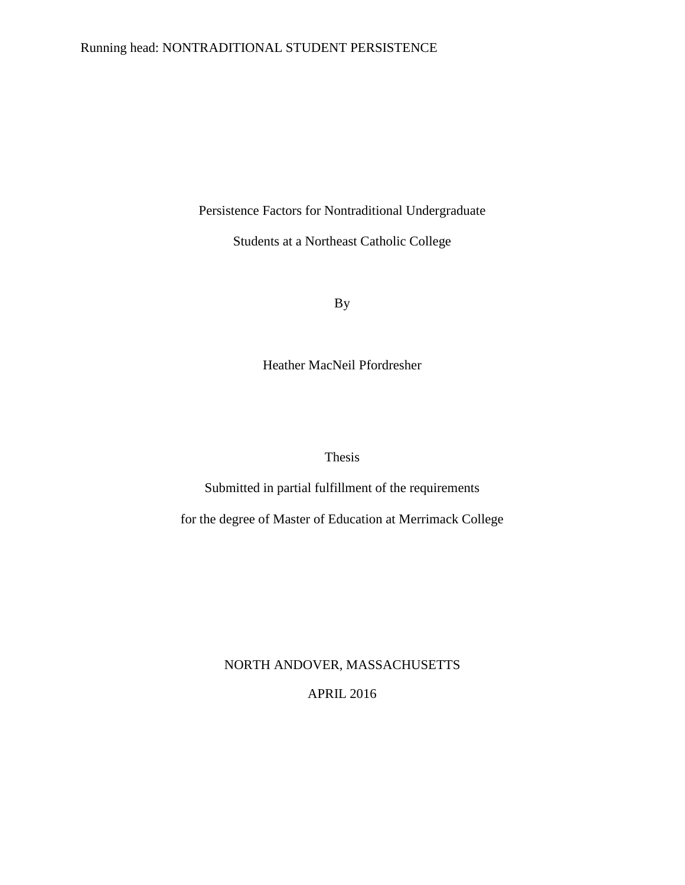Persistence Factors for Nontraditional Undergraduate

Students at a Northeast Catholic College

By

Heather MacNeil Pfordresher

Thesis

Submitted in partial fulfillment of the requirements

for the degree of Master of Education at Merrimack College

NORTH ANDOVER, MASSACHUSETTS

APRIL 2016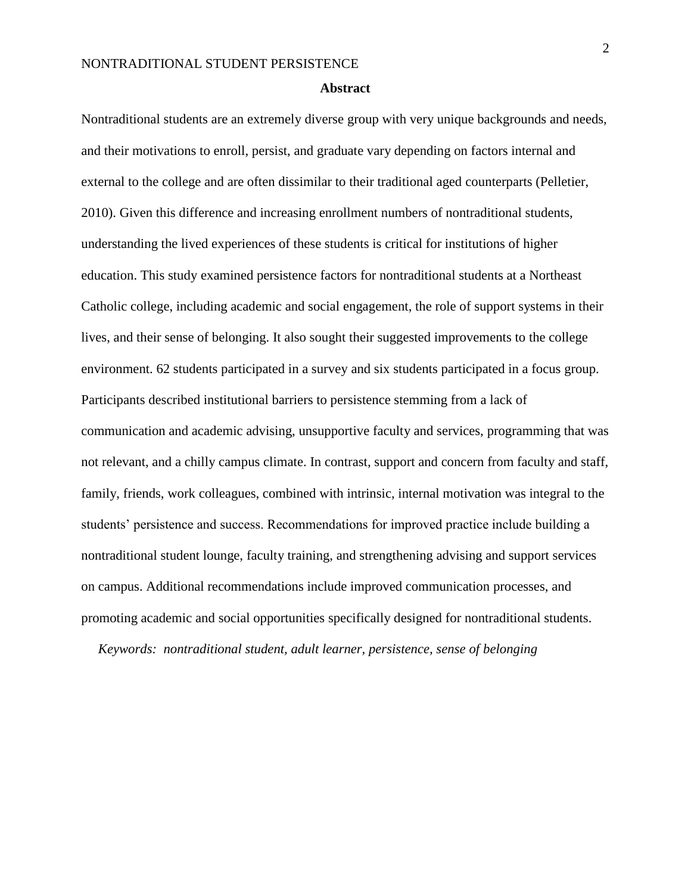## Abstract

Nontraditional students are an extremely diverse group with very unique backgrounds and needs, and their motivations to enroll, persist, and graduate vary depending on factors internal and external to the college and are often dissimilar to their traditional aged counterparts (Pelletier, 2010). Given this difference and increasing enrollment numbers of nontraditional students, understanding the lived experiences of these students is critical for institutions of higher education. This study examined persistence factors for nontraditional students at a Northeast Catholic college, including academic and social engagement, the role of support systems in their lives, and their sense of belonging. It also sought their suggested improvements to the college environment. 62 students participated in a survey and six students participated in a focus group. Participants described institutional barriers to persistence stemming from a lack of communication and academic advising, unsupportive faculty and services, programming that was not relevant, and a chilly campus climate. In contrast, support and concern from faculty and staff, family, friends, work colleagues, combined with intrinsic, internal motivation was integral to the students' persistence and success. Recommendations for improved practice include building a nontraditional student lounge, faculty training, and strengthening advising and support services on campus. Additional recommendations include improved communication processes, and promoting academic and social opportunities specifically designed for nontraditional students.

*Keywords: nontraditional student, adult learner, persistence, sense of belonging*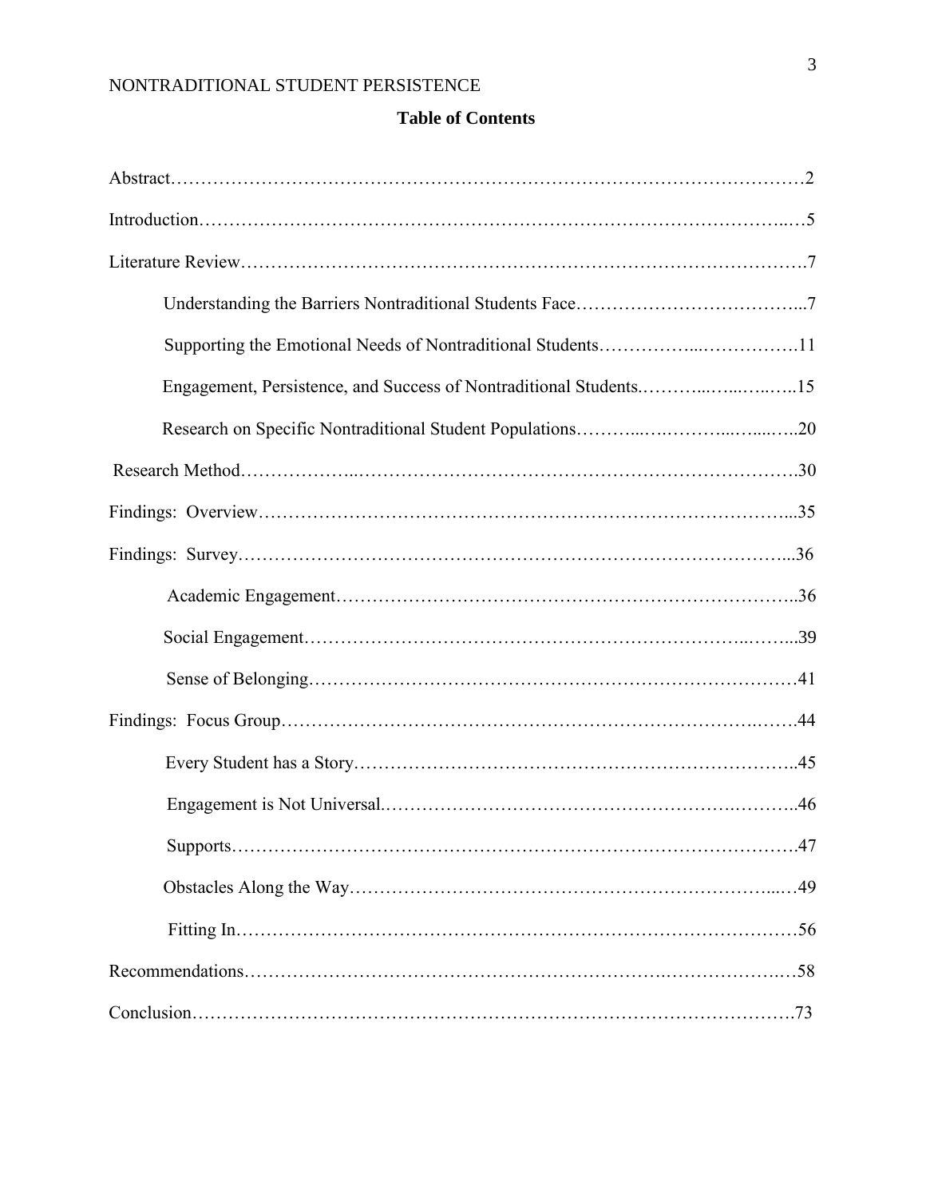# Table of Contents

Abstract…………………………………………………………………………………………2

Introduction……………………………………………………………………………………5

Literature Review………………………………………………………………………………7

- Understanding the Barriers Nontraditional Students Face………………………………...7
- Supporting the Emotional Needs of Nontraditional Students……………...…………….11
- Engagement, Persistence, and Success of Nontraditional Students.………..…..…..…..15
- Research on Specific Nontraditional Student Populations………..…..………..…...…..20

Research Method……………...………………………………………………………….30

Findings: Overview……………………………………………………………………...35

Findings: Survey………………………………………………………………………...36

- Academic Engagement……………………………………………………………..36
- Social Engagement…………………………………………………………..……...39
- Sense of Belonging…………………………………………………………………41

Findings: Focus Group……………………………………………………………….……44

- Every Student has a Story…………………………………………………………..45
- Engagement is Not Universal.……………………………………………….………..46
- Supports………………………………………………………………………………47
- Obstacles Along the Way……………………………………………………………...…49
- Fitting In……………………………………………………………………………56

Recommendations……………………………………………………….………………..…58

Conclusion……………………………………………………………………………………..73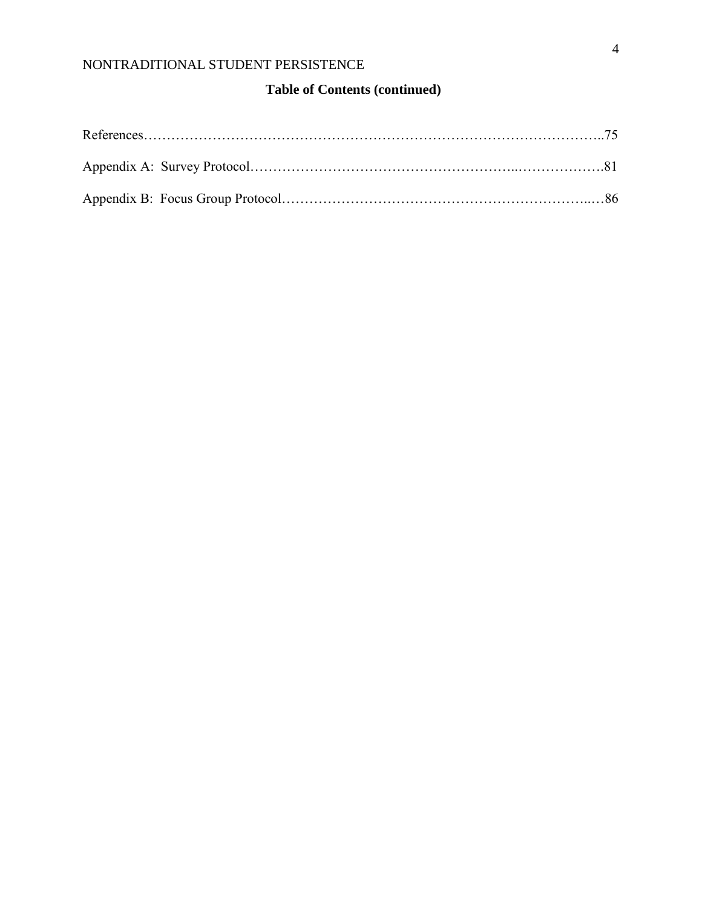**Table of Contents (continued)**

References……………………………………………………………………………………..75

Appendix A: Survey Protocol…………………………………………………..……………….81

Appendix B: Focus Group Protocol…………………………………………………………..…86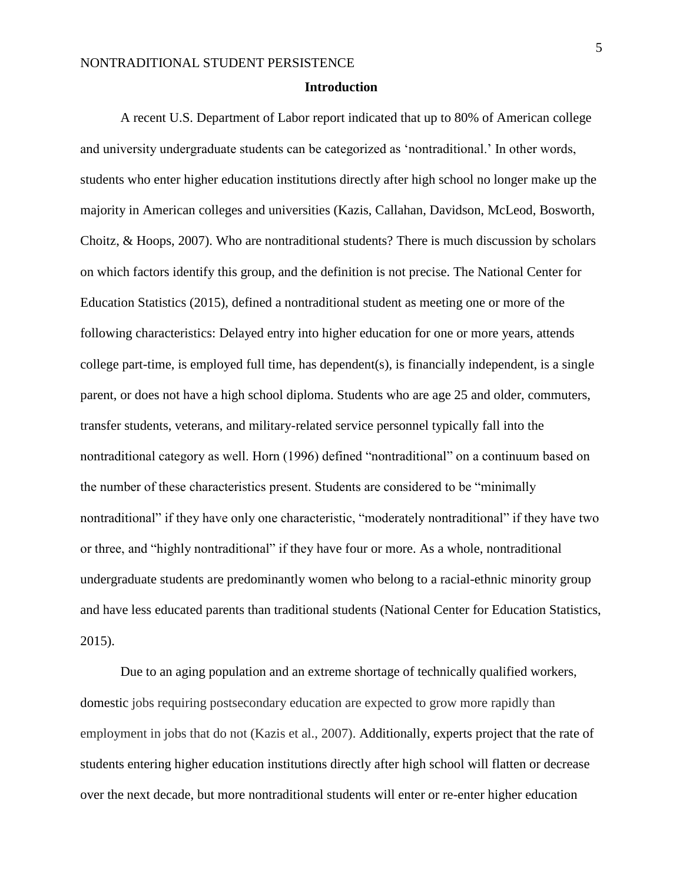## Introduction

A recent U.S. Department of Labor report indicated that up to 80% of American college and university undergraduate students can be categorized as 'nontraditional.' In other words, students who enter higher education institutions directly after high school no longer make up the majority in American colleges and universities (Kazis, Callahan, Davidson, McLeod, Bosworth, Choitz, & Hoops, 2007). Who are nontraditional students? There is much discussion by scholars on which factors identify this group, and the definition is not precise. The National Center for Education Statistics (2015), defined a nontraditional student as meeting one or more of the following characteristics: Delayed entry into higher education for one or more years, attends college part-time, is employed full time, has dependent(s), is financially independent, is a single parent, or does not have a high school diploma. Students who are age 25 and older, commuters, transfer students, veterans, and military-related service personnel typically fall into the nontraditional category as well. Horn (1996) defined "nontraditional" on a continuum based on the number of these characteristics present. Students are considered to be "minimally nontraditional" if they have only one characteristic, "moderately nontraditional" if they have two or three, and "highly nontraditional" if they have four or more. As a whole, nontraditional undergraduate students are predominantly women who belong to a racial-ethnic minority group and have less educated parents than traditional students (National Center for Education Statistics, 2015).

Due to an aging population and an extreme shortage of technically qualified workers, domestic jobs requiring postsecondary education are expected to grow more rapidly than employment in jobs that do not (Kazis et al., 2007). Additionally, experts project that the rate of students entering higher education institutions directly after high school will flatten or decrease over the next decade, but more nontraditional students will enter or re-enter higher education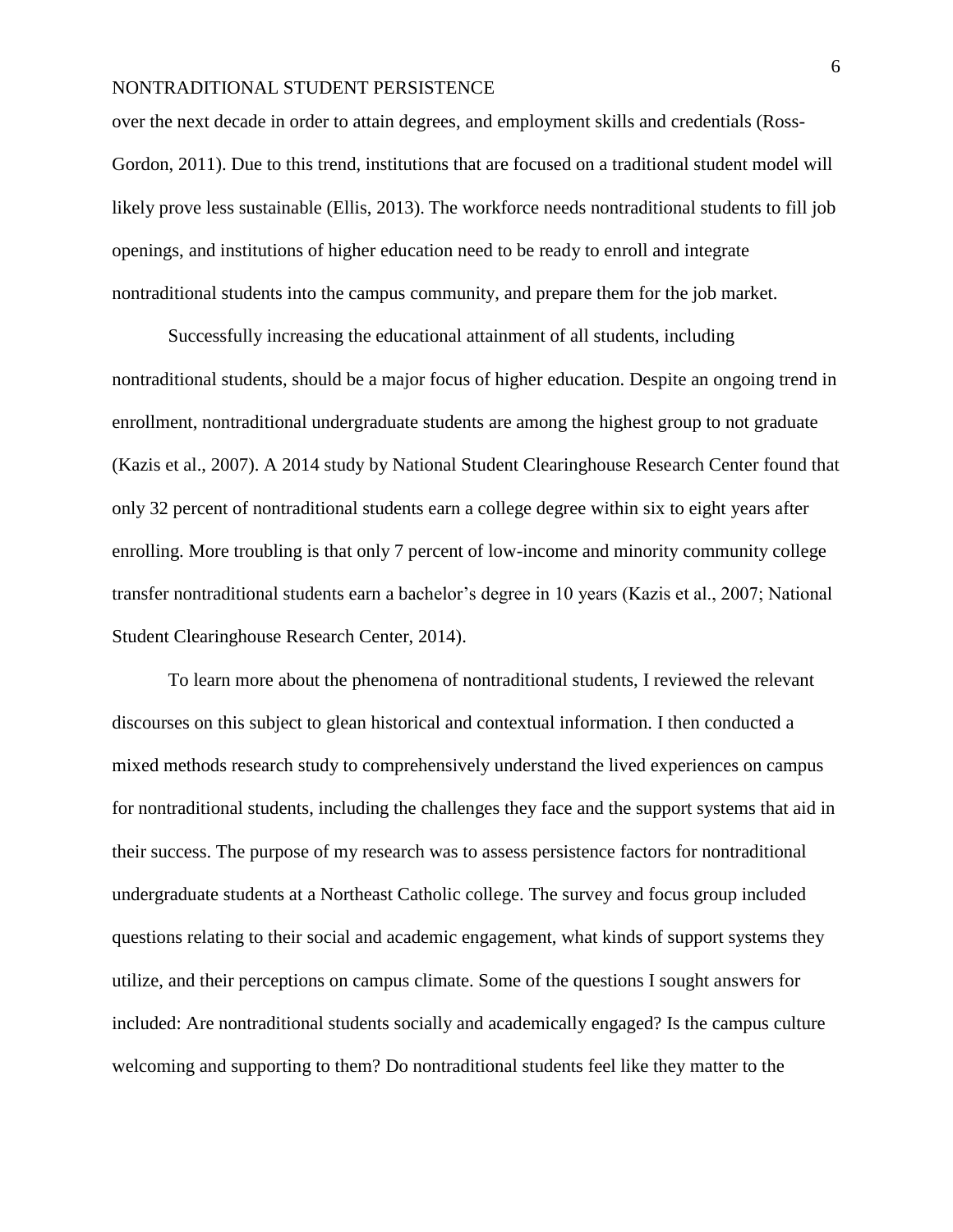over the next decade in order to attain degrees, and employment skills and credentials (Ross-Gordon, 2011). Due to this trend, institutions that are focused on a traditional student model will likely prove less sustainable (Ellis, 2013). The workforce needs nontraditional students to fill job openings, and institutions of higher education need to be ready to enroll and integrate nontraditional students into the campus community, and prepare them for the job market.

Successfully increasing the educational attainment of all students, including nontraditional students, should be a major focus of higher education. Despite an ongoing trend in enrollment, nontraditional undergraduate students are among the highest group to not graduate (Kazis et al., 2007). A 2014 study by National Student Clearinghouse Research Center found that only 32 percent of nontraditional students earn a college degree within six to eight years after enrolling. More troubling is that only 7 percent of low-income and minority community college transfer nontraditional students earn a bachelor's degree in 10 years (Kazis et al., 2007; National Student Clearinghouse Research Center, 2014).

To learn more about the phenomena of nontraditional students, I reviewed the relevant discourses on this subject to glean historical and contextual information. I then conducted a mixed methods research study to comprehensively understand the lived experiences on campus for nontraditional students, including the challenges they face and the support systems that aid in their success. The purpose of my research was to assess persistence factors for nontraditional undergraduate students at a Northeast Catholic college. The survey and focus group included questions relating to their social and academic engagement, what kinds of support systems they utilize, and their perceptions on campus climate. Some of the questions I sought answers for included: Are nontraditional students socially and academically engaged? Is the campus culture welcoming and supporting to them? Do nontraditional students feel like they matter to the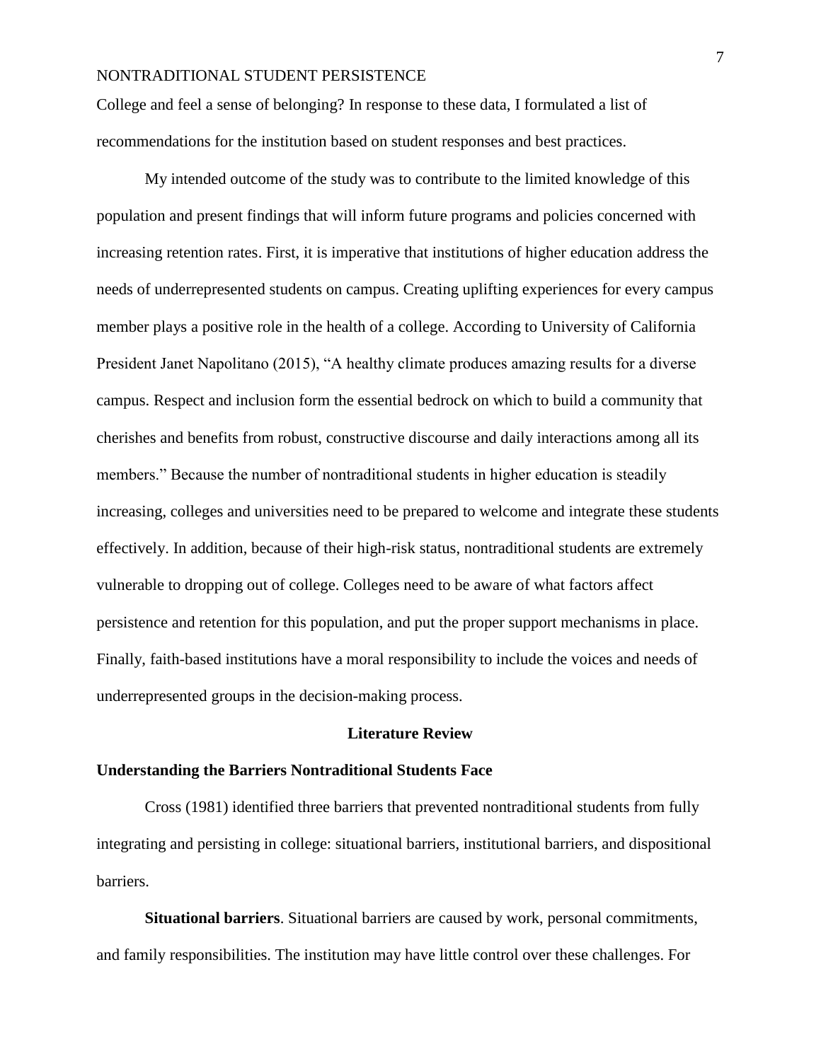College and feel a sense of belonging? In response to these data, I formulated a list of recommendations for the institution based on student responses and best practices.

My intended outcome of the study was to contribute to the limited knowledge of this population and present findings that will inform future programs and policies concerned with increasing retention rates. First, it is imperative that institutions of higher education address the needs of underrepresented students on campus. Creating uplifting experiences for every campus member plays a positive role in the health of a college. According to University of California President Janet Napolitano (2015), "A healthy climate produces amazing results for a diverse campus. Respect and inclusion form the essential bedrock on which to build a community that cherishes and benefits from robust, constructive discourse and daily interactions among all its members." Because the number of nontraditional students in higher education is steadily increasing, colleges and universities need to be prepared to welcome and integrate these students effectively. In addition, because of their high-risk status, nontraditional students are extremely vulnerable to dropping out of college. Colleges need to be aware of what factors affect persistence and retention for this population, and put the proper support mechanisms in place. Finally, faith-based institutions have a moral responsibility to include the voices and needs of underrepresented groups in the decision-making process.

# Literature Review

## Understanding the Barriers Nontraditional Students Face

Cross (1981) identified three barriers that prevented nontraditional students from fully integrating and persisting in college: situational barriers, institutional barriers, and dispositional barriers.

**Situational barriers**. Situational barriers are caused by work, personal commitments, and family responsibilities. The institution may have little control over these challenges. For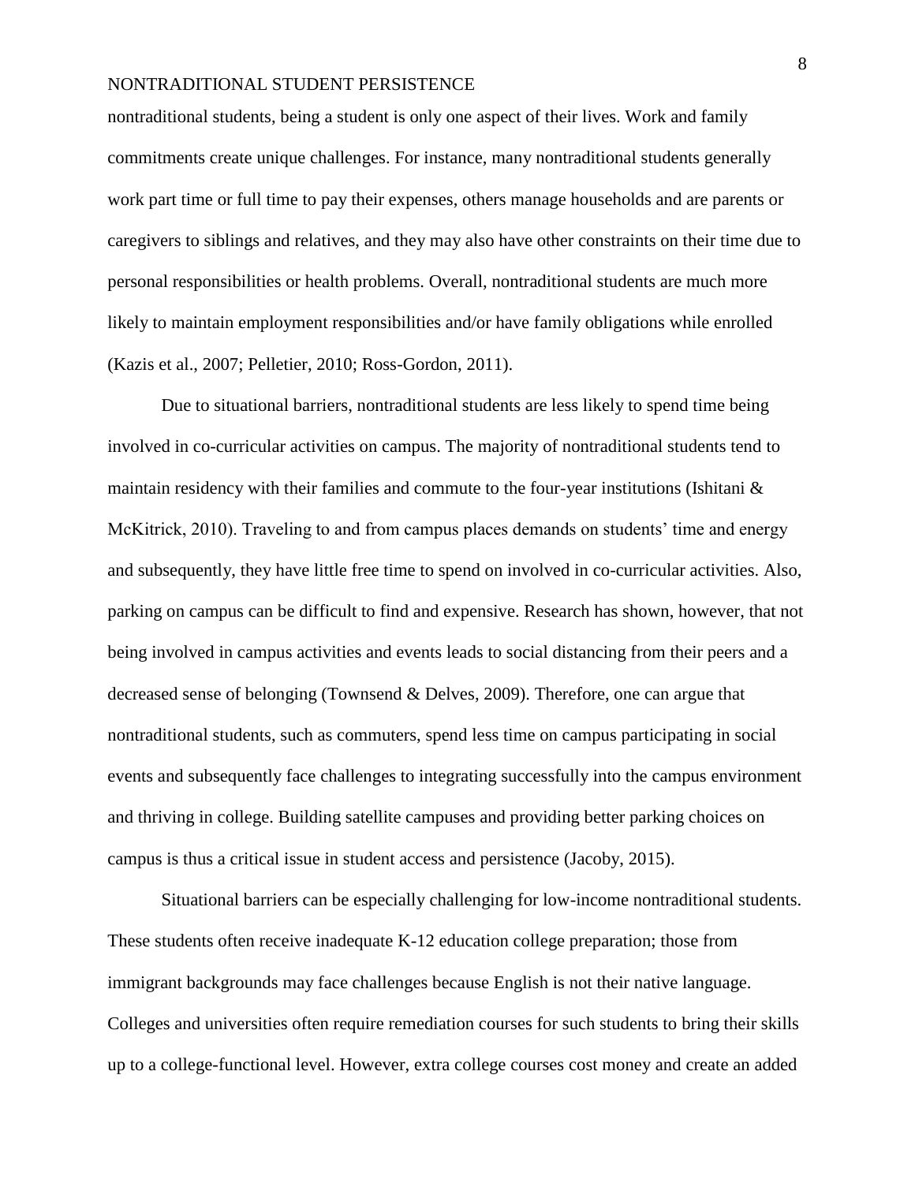nontraditional students, being a student is only one aspect of their lives. Work and family commitments create unique challenges. For instance, many nontraditional students generally work part time or full time to pay their expenses, others manage households and are parents or caregivers to siblings and relatives, and they may also have other constraints on their time due to personal responsibilities or health problems. Overall, nontraditional students are much more likely to maintain employment responsibilities and/or have family obligations while enrolled (Kazis et al., 2007; Pelletier, 2010; Ross-Gordon, 2011).

Due to situational barriers, nontraditional students are less likely to spend time being involved in co-curricular activities on campus. The majority of nontraditional students tend to maintain residency with their families and commute to the four-year institutions (Ishitani & McKitrick, 2010). Traveling to and from campus places demands on students' time and energy and subsequently, they have little free time to spend on involved in co-curricular activities. Also, parking on campus can be difficult to find and expensive. Research has shown, however, that not being involved in campus activities and events leads to social distancing from their peers and a decreased sense of belonging (Townsend & Delves, 2009). Therefore, one can argue that nontraditional students, such as commuters, spend less time on campus participating in social events and subsequently face challenges to integrating successfully into the campus environment and thriving in college. Building satellite campuses and providing better parking choices on campus is thus a critical issue in student access and persistence (Jacoby, 2015).

Situational barriers can be especially challenging for low-income nontraditional students. These students often receive inadequate K-12 education college preparation; those from immigrant backgrounds may face challenges because English is not their native language. Colleges and universities often require remediation courses for such students to bring their skills up to a college-functional level. However, extra college courses cost money and create an added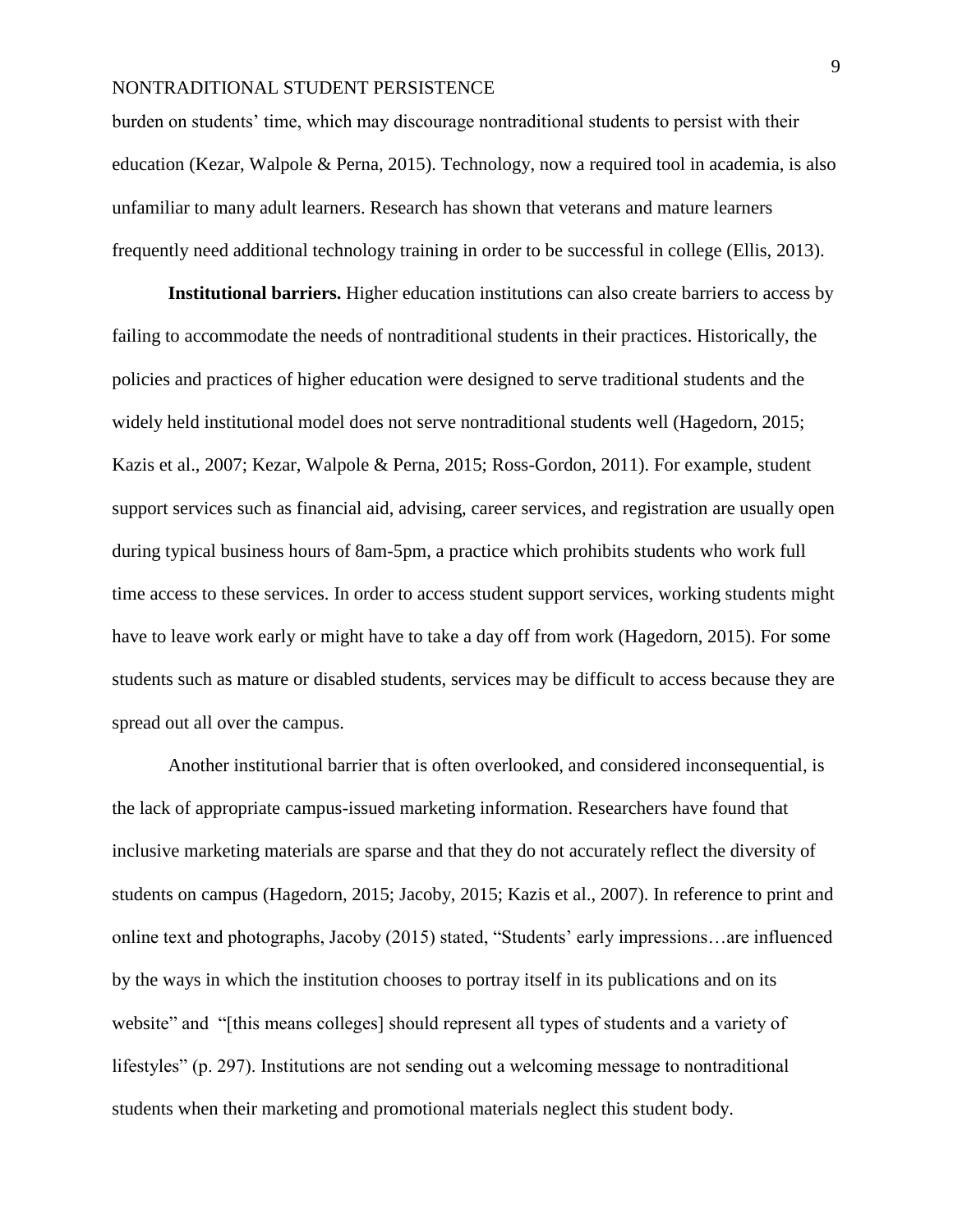burden on students' time, which may discourage nontraditional students to persist with their education (Kezar, Walpole & Perna, 2015). Technology, now a required tool in academia, is also unfamiliar to many adult learners. Research has shown that veterans and mature learners frequently need additional technology training in order to be successful in college (Ellis, 2013).

**Institutional barriers.** Higher education institutions can also create barriers to access by failing to accommodate the needs of nontraditional students in their practices. Historically, the policies and practices of higher education were designed to serve traditional students and the widely held institutional model does not serve nontraditional students well (Hagedorn, 2015; Kazis et al., 2007; Kezar, Walpole & Perna, 2015; Ross-Gordon, 2011). For example, student support services such as financial aid, advising, career services, and registration are usually open during typical business hours of 8am-5pm, a practice which prohibits students who work full time access to these services. In order to access student support services, working students might have to leave work early or might have to take a day off from work (Hagedorn, 2015). For some students such as mature or disabled students, services may be difficult to access because they are spread out all over the campus.

Another institutional barrier that is often overlooked, and considered inconsequential, is the lack of appropriate campus-issued marketing information. Researchers have found that inclusive marketing materials are sparse and that they do not accurately reflect the diversity of students on campus (Hagedorn, 2015; Jacoby, 2015; Kazis et al., 2007). In reference to print and online text and photographs, Jacoby (2015) stated, "Students' early impressions…are influenced by the ways in which the institution chooses to portray itself in its publications and on its website" and "[this means colleges] should represent all types of students and a variety of lifestyles" (p. 297). Institutions are not sending out a welcoming message to nontraditional students when their marketing and promotional materials neglect this student body.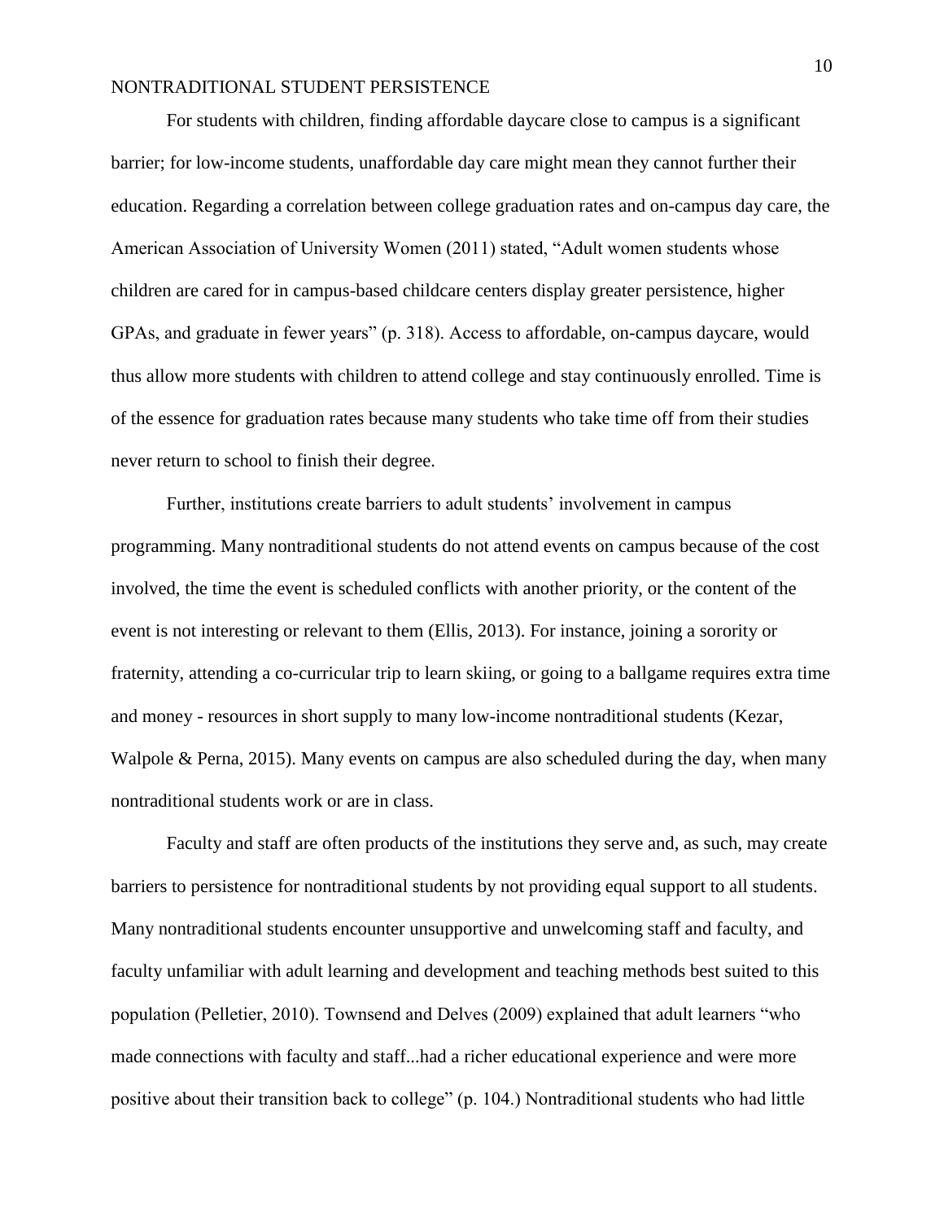For students with children, finding affordable daycare close to campus is a significant barrier; for low-income students, unaffordable day care might mean they cannot further their education. Regarding a correlation between college graduation rates and on-campus day care, the American Association of University Women (2011) stated, "Adult women students whose children are cared for in campus-based childcare centers display greater persistence, higher GPAs, and graduate in fewer years" (p. 318). Access to affordable, on-campus daycare, would thus allow more students with children to attend college and stay continuously enrolled. Time is of the essence for graduation rates because many students who take time off from their studies never return to school to finish their degree.

Further, institutions create barriers to adult students' involvement in campus programming. Many nontraditional students do not attend events on campus because of the cost involved, the time the event is scheduled conflicts with another priority, or the content of the event is not interesting or relevant to them (Ellis, 2013). For instance, joining a sorority or fraternity, attending a co-curricular trip to learn skiing, or going to a ballgame requires extra time and money - resources in short supply to many low-income nontraditional students (Kezar, Walpole & Perna, 2015). Many events on campus are also scheduled during the day, when many nontraditional students work or are in class.

Faculty and staff are often products of the institutions they serve and, as such, may create barriers to persistence for nontraditional students by not providing equal support to all students. Many nontraditional students encounter unsupportive and unwelcoming staff and faculty, and faculty unfamiliar with adult learning and development and teaching methods best suited to this population (Pelletier, 2010). Townsend and Delves (2009) explained that adult learners "who made connections with faculty and staff...had a richer educational experience and were more positive about their transition back to college" (p. 104.) Nontraditional students who had little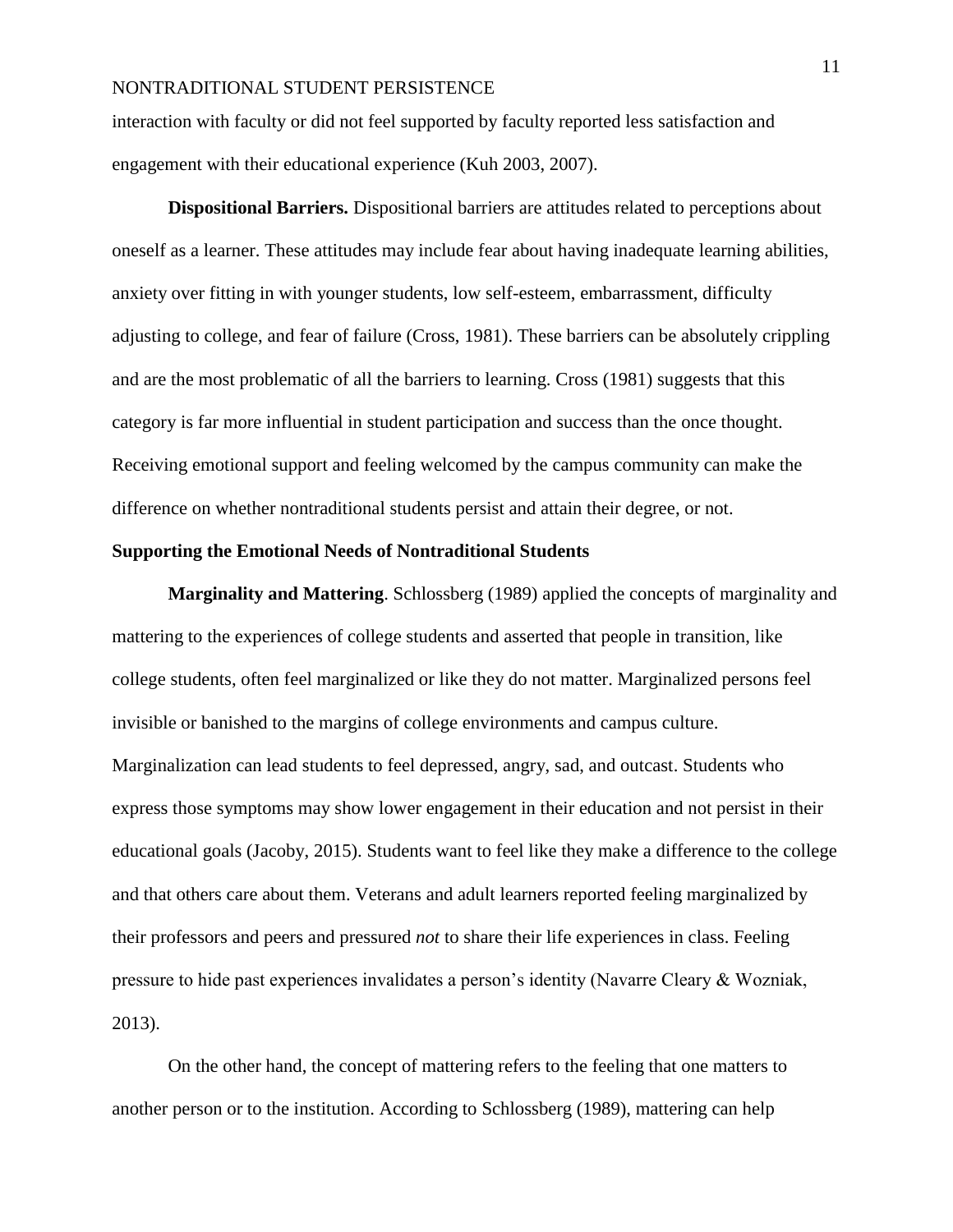interaction with faculty or did not feel supported by faculty reported less satisfaction and engagement with their educational experience (Kuh 2003, 2007).

**Dispositional Barriers.** Dispositional barriers are attitudes related to perceptions about oneself as a learner. These attitudes may include fear about having inadequate learning abilities, anxiety over fitting in with younger students, low self-esteem, embarrassment, difficulty adjusting to college, and fear of failure (Cross, 1981). These barriers can be absolutely crippling and are the most problematic of all the barriers to learning. Cross (1981) suggests that this category is far more influential in student participation and success than the once thought. Receiving emotional support and feeling welcomed by the campus community can make the difference on whether nontraditional students persist and attain their degree, or not.

### Supporting the Emotional Needs of Nontraditional Students

**Marginality and Mattering**. Schlossberg (1989) applied the concepts of marginality and mattering to the experiences of college students and asserted that people in transition, like college students, often feel marginalized or like they do not matter. Marginalized persons feel invisible or banished to the margins of college environments and campus culture. Marginalization can lead students to feel depressed, angry, sad, and outcast. Students who express those symptoms may show lower engagement in their education and not persist in their educational goals (Jacoby, 2015). Students want to feel like they make a difference to the college and that others care about them. Veterans and adult learners reported feeling marginalized by their professors and peers and pressured *not* to share their life experiences in class. Feeling pressure to hide past experiences invalidates a person's identity (Navarre Cleary & Wozniak, 2013).

On the other hand, the concept of mattering refers to the feeling that one matters to another person or to the institution. According to Schlossberg (1989), mattering can help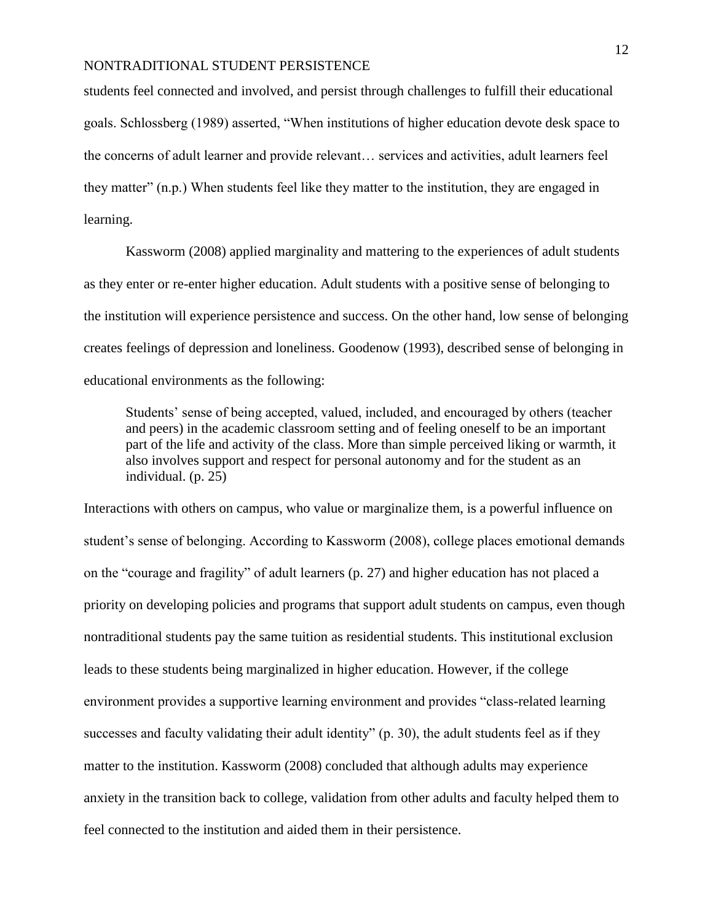students feel connected and involved, and persist through challenges to fulfill their educational goals. Schlossberg (1989) asserted, "When institutions of higher education devote desk space to the concerns of adult learner and provide relevant… services and activities, adult learners feel they matter" (n.p.) When students feel like they matter to the institution, they are engaged in learning.

Kassworm (2008) applied marginality and mattering to the experiences of adult students as they enter or re-enter higher education. Adult students with a positive sense of belonging to the institution will experience persistence and success. On the other hand, low sense of belonging creates feelings of depression and loneliness. Goodenow (1993), described sense of belonging in educational environments as the following:

> Students' sense of being accepted, valued, included, and encouraged by others (teacher and peers) in the academic classroom setting and of feeling oneself to be an important part of the life and activity of the class. More than simple perceived liking or warmth, it also involves support and respect for personal autonomy and for the student as an individual. (p. 25)

Interactions with others on campus, who value or marginalize them, is a powerful influence on student's sense of belonging. According to Kassworm (2008), college places emotional demands on the "courage and fragility" of adult learners (p. 27) and higher education has not placed a priority on developing policies and programs that support adult students on campus, even though nontraditional students pay the same tuition as residential students. This institutional exclusion leads to these students being marginalized in higher education. However, if the college environment provides a supportive learning environment and provides "class-related learning successes and faculty validating their adult identity" (p. 30), the adult students feel as if they matter to the institution. Kassworm (2008) concluded that although adults may experience anxiety in the transition back to college, validation from other adults and faculty helped them to feel connected to the institution and aided them in their persistence.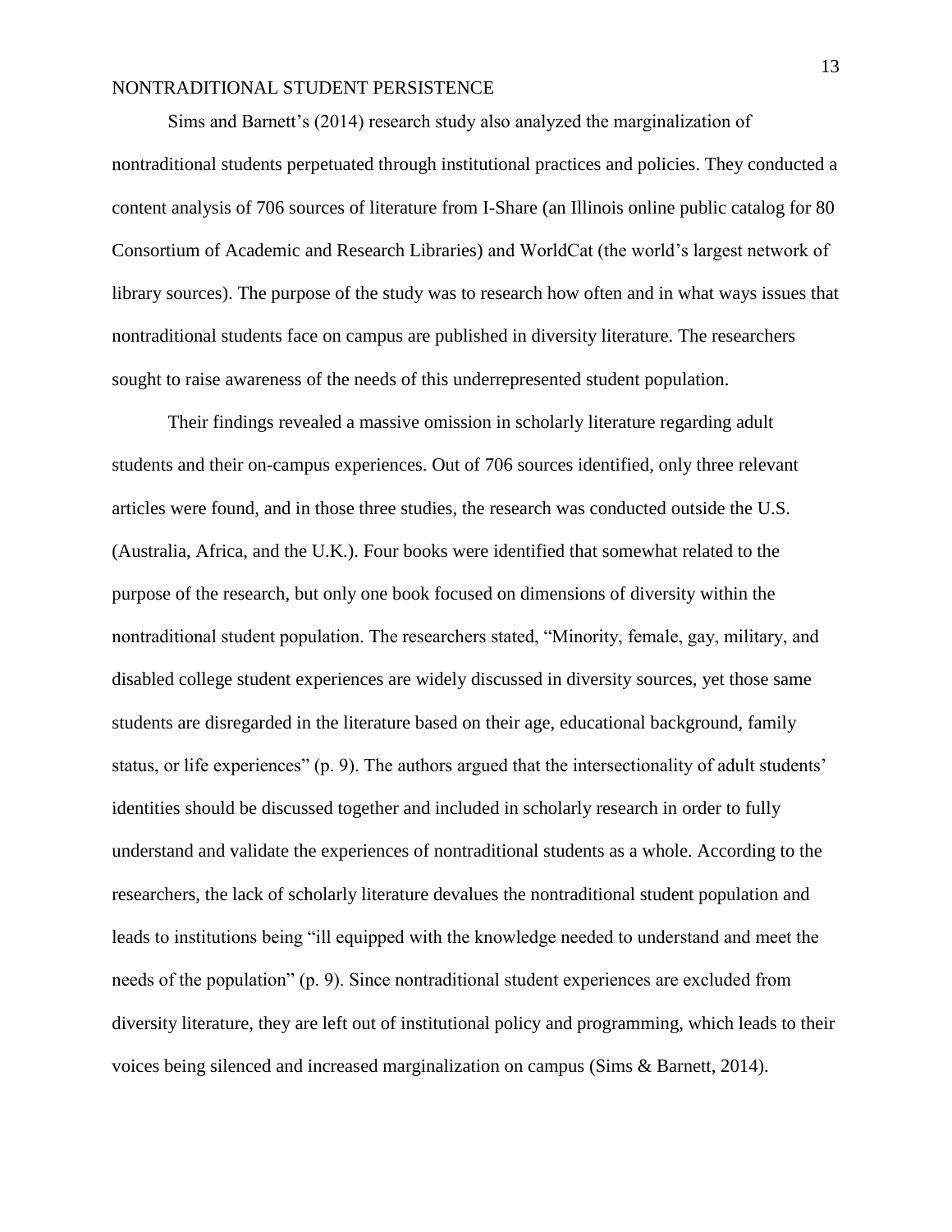Sims and Barnett's (2014) research study also analyzed the marginalization of nontraditional students perpetuated through institutional practices and policies. They conducted a content analysis of 706 sources of literature from I-Share (an Illinois online public catalog for 80 Consortium of Academic and Research Libraries) and WorldCat (the world's largest network of library sources). The purpose of the study was to research how often and in what ways issues that nontraditional students face on campus are published in diversity literature. The researchers sought to raise awareness of the needs of this underrepresented student population.

Their findings revealed a massive omission in scholarly literature regarding adult students and their on-campus experiences. Out of 706 sources identified, only three relevant articles were found, and in those three studies, the research was conducted outside the U.S. (Australia, Africa, and the U.K.). Four books were identified that somewhat related to the purpose of the research, but only one book focused on dimensions of diversity within the nontraditional student population. The researchers stated, "Minority, female, gay, military, and disabled college student experiences are widely discussed in diversity sources, yet those same students are disregarded in the literature based on their age, educational background, family status, or life experiences" (p. 9). The authors argued that the intersectionality of adult students' identities should be discussed together and included in scholarly research in order to fully understand and validate the experiences of nontraditional students as a whole. According to the researchers, the lack of scholarly literature devalues the nontraditional student population and leads to institutions being "ill equipped with the knowledge needed to understand and meet the needs of the population" (p. 9). Since nontraditional student experiences are excluded from diversity literature, they are left out of institutional policy and programming, which leads to their voices being silenced and increased marginalization on campus (Sims & Barnett, 2014).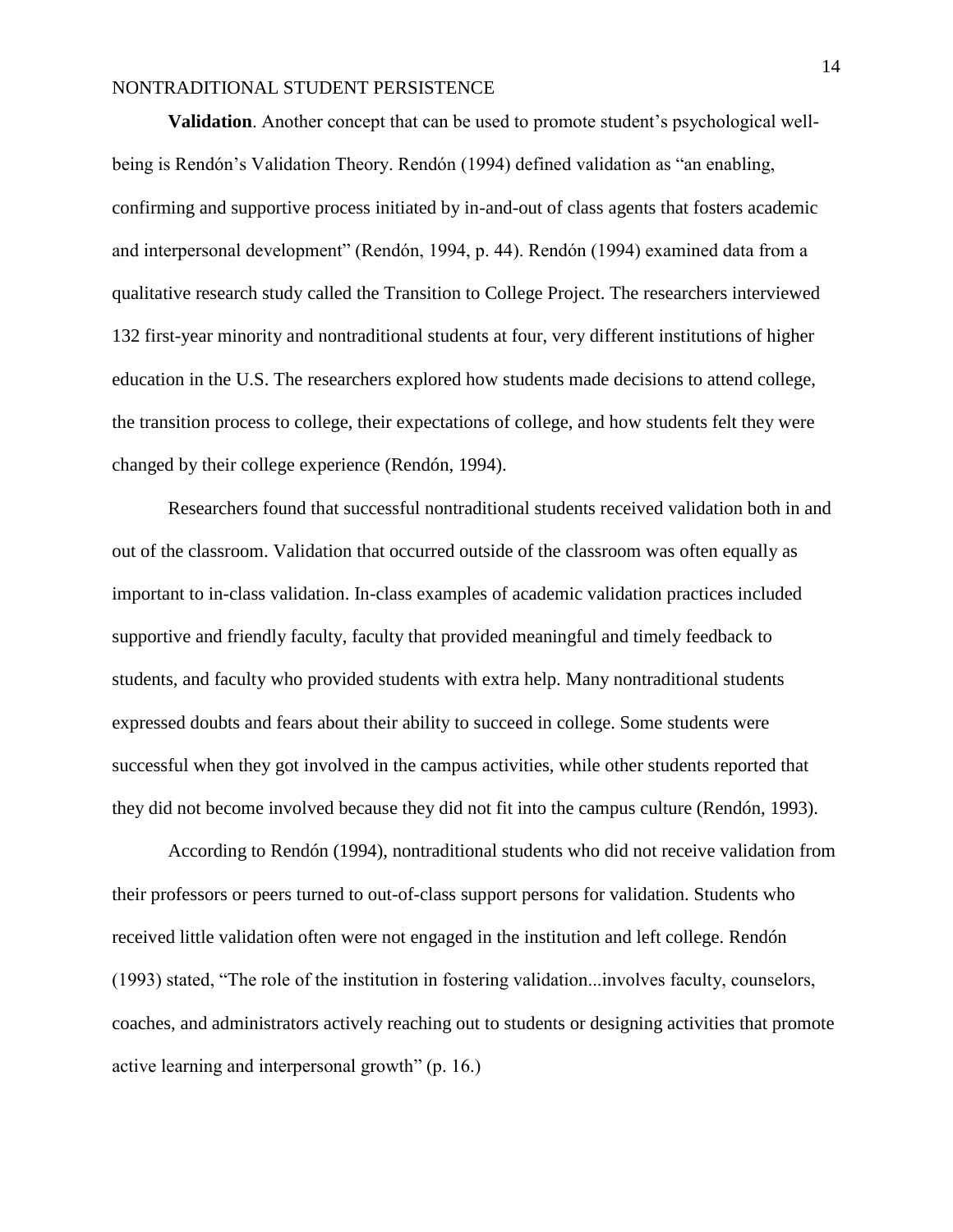**Validation**. Another concept that can be used to promote student's psychological well-being is Rendón's Validation Theory. Rendón (1994) defined validation as "an enabling, confirming and supportive process initiated by in-and-out of class agents that fosters academic and interpersonal development" (Rendón, 1994, p. 44). Rendón (1994) examined data from a qualitative research study called the Transition to College Project. The researchers interviewed 132 first-year minority and nontraditional students at four, very different institutions of higher education in the U.S. The researchers explored how students made decisions to attend college, the transition process to college, their expectations of college, and how students felt they were changed by their college experience (Rendón, 1994).

Researchers found that successful nontraditional students received validation both in and out of the classroom. Validation that occurred outside of the classroom was often equally as important to in-class validation. In-class examples of academic validation practices included supportive and friendly faculty, faculty that provided meaningful and timely feedback to students, and faculty who provided students with extra help. Many nontraditional students expressed doubts and fears about their ability to succeed in college. Some students were successful when they got involved in the campus activities, while other students reported that they did not become involved because they did not fit into the campus culture (Rendón, 1993).

According to Rendón (1994), nontraditional students who did not receive validation from their professors or peers turned to out-of-class support persons for validation. Students who received little validation often were not engaged in the institution and left college. Rendón (1993) stated, "The role of the institution in fostering validation...involves faculty, counselors, coaches, and administrators actively reaching out to students or designing activities that promote active learning and interpersonal growth" (p. 16.)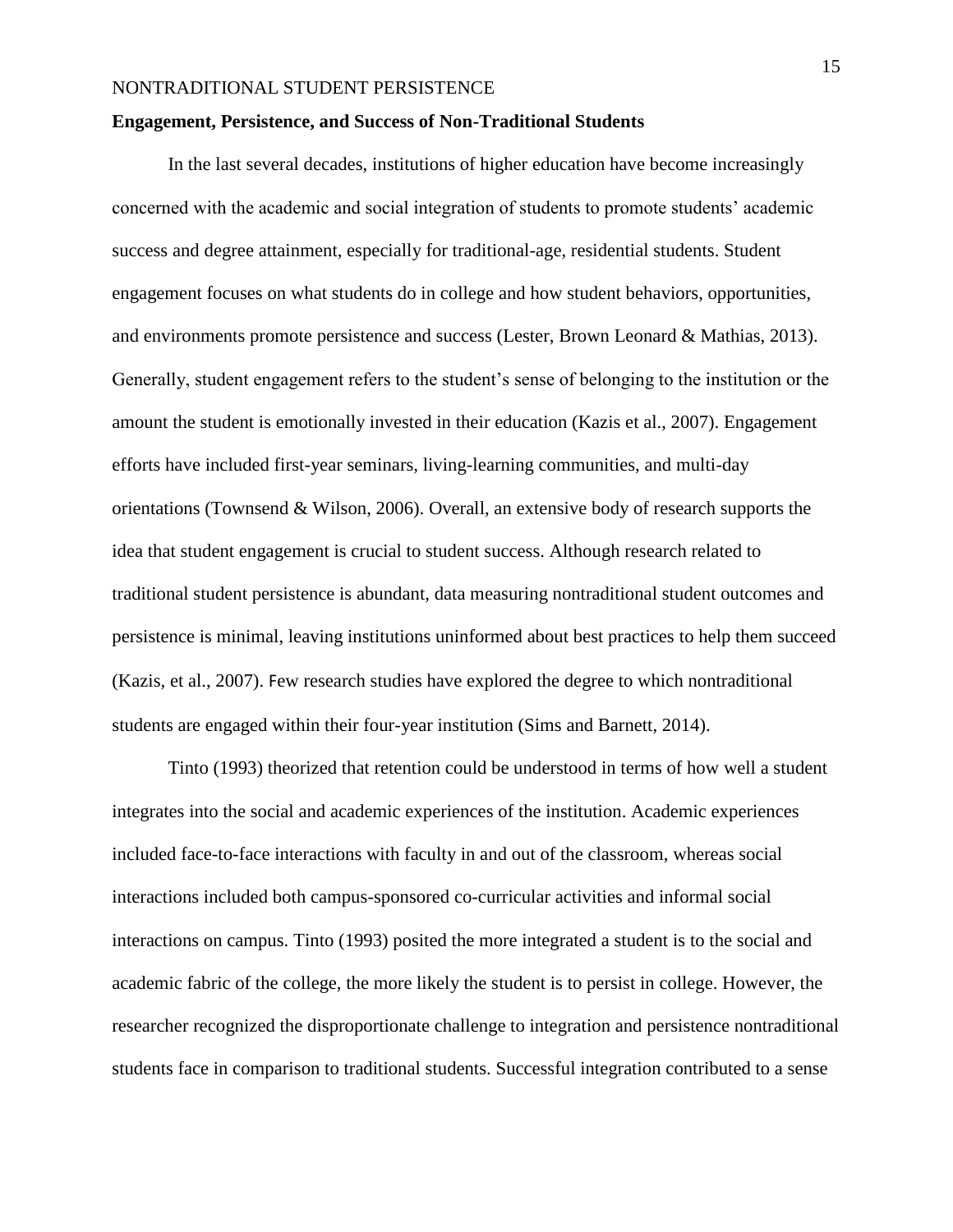**Engagement, Persistence, and Success of Non-Traditional Students**

In the last several decades, institutions of higher education have become increasingly concerned with the academic and social integration of students to promote students' academic success and degree attainment, especially for traditional-age, residential students. Student engagement focuses on what students do in college and how student behaviors, opportunities, and environments promote persistence and success (Lester, Brown Leonard & Mathias, 2013). Generally, student engagement refers to the student's sense of belonging to the institution or the amount the student is emotionally invested in their education (Kazis et al., 2007). Engagement efforts have included first-year seminars, living-learning communities, and multi-day orientations (Townsend & Wilson, 2006). Overall, an extensive body of research supports the idea that student engagement is crucial to student success. Although research related to traditional student persistence is abundant, data measuring nontraditional student outcomes and persistence is minimal, leaving institutions uninformed about best practices to help them succeed (Kazis, et al., 2007). Few research studies have explored the degree to which nontraditional students are engaged within their four-year institution (Sims and Barnett, 2014).

Tinto (1993) theorized that retention could be understood in terms of how well a student integrates into the social and academic experiences of the institution. Academic experiences included face-to-face interactions with faculty in and out of the classroom, whereas social interactions included both campus-sponsored co-curricular activities and informal social interactions on campus. Tinto (1993) posited the more integrated a student is to the social and academic fabric of the college, the more likely the student is to persist in college. However, the researcher recognized the disproportionate challenge to integration and persistence nontraditional students face in comparison to traditional students. Successful integration contributed to a sense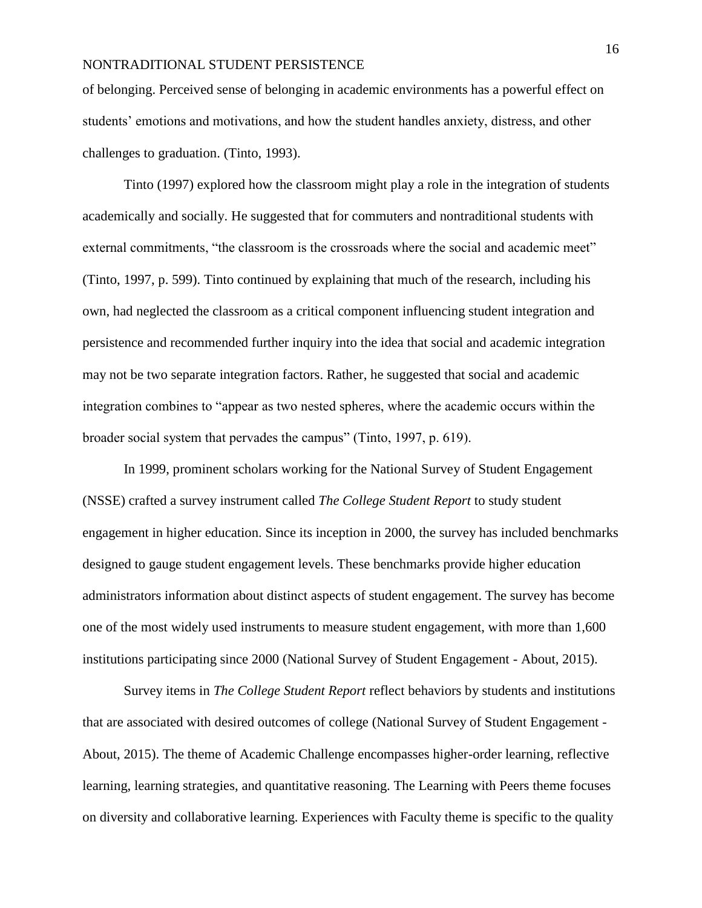of belonging. Perceived sense of belonging in academic environments has a powerful effect on students' emotions and motivations, and how the student handles anxiety, distress, and other challenges to graduation. (Tinto, 1993).

Tinto (1997) explored how the classroom might play a role in the integration of students academically and socially. He suggested that for commuters and nontraditional students with external commitments, "the classroom is the crossroads where the social and academic meet" (Tinto, 1997, p. 599). Tinto continued by explaining that much of the research, including his own, had neglected the classroom as a critical component influencing student integration and persistence and recommended further inquiry into the idea that social and academic integration may not be two separate integration factors. Rather, he suggested that social and academic integration combines to "appear as two nested spheres, where the academic occurs within the broader social system that pervades the campus" (Tinto, 1997, p. 619).

In 1999, prominent scholars working for the National Survey of Student Engagement (NSSE) crafted a survey instrument called *The College Student Report* to study student engagement in higher education. Since its inception in 2000, the survey has included benchmarks designed to gauge student engagement levels. These benchmarks provide higher education administrators information about distinct aspects of student engagement. The survey has become one of the most widely used instruments to measure student engagement, with more than 1,600 institutions participating since 2000 (National Survey of Student Engagement - About, 2015).

Survey items in *The College Student Report* reflect behaviors by students and institutions that are associated with desired outcomes of college (National Survey of Student Engagement - About, 2015). The theme of Academic Challenge encompasses higher-order learning, reflective learning, learning strategies, and quantitative reasoning. The Learning with Peers theme focuses on diversity and collaborative learning. Experiences with Faculty theme is specific to the quality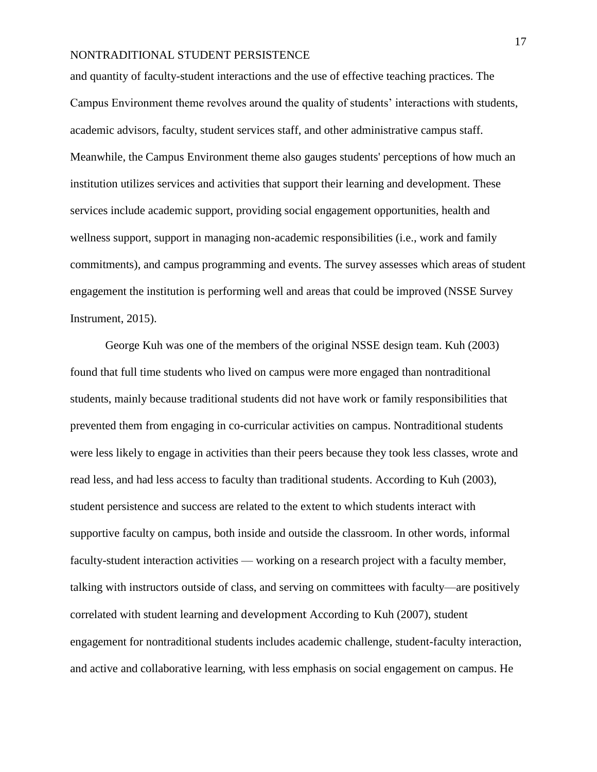and quantity of faculty-student interactions and the use of effective teaching practices. The Campus Environment theme revolves around the quality of students' interactions with students, academic advisors, faculty, student services staff, and other administrative campus staff. Meanwhile, the Campus Environment theme also gauges students' perceptions of how much an institution utilizes services and activities that support their learning and development. These services include academic support, providing social engagement opportunities, health and wellness support, support in managing non-academic responsibilities (i.e., work and family commitments), and campus programming and events. The survey assesses which areas of student engagement the institution is performing well and areas that could be improved (NSSE Survey Instrument, 2015).

George Kuh was one of the members of the original NSSE design team. Kuh (2003) found that full time students who lived on campus were more engaged than nontraditional students, mainly because traditional students did not have work or family responsibilities that prevented them from engaging in co-curricular activities on campus. Nontraditional students were less likely to engage in activities than their peers because they took less classes, wrote and read less, and had less access to faculty than traditional students. According to Kuh (2003), student persistence and success are related to the extent to which students interact with supportive faculty on campus, both inside and outside the classroom. In other words, informal faculty-student interaction activities — working on a research project with a faculty member, talking with instructors outside of class, and serving on committees with faculty—are positively correlated with student learning and development According to Kuh (2007), student engagement for nontraditional students includes academic challenge, student-faculty interaction, and active and collaborative learning, with less emphasis on social engagement on campus. He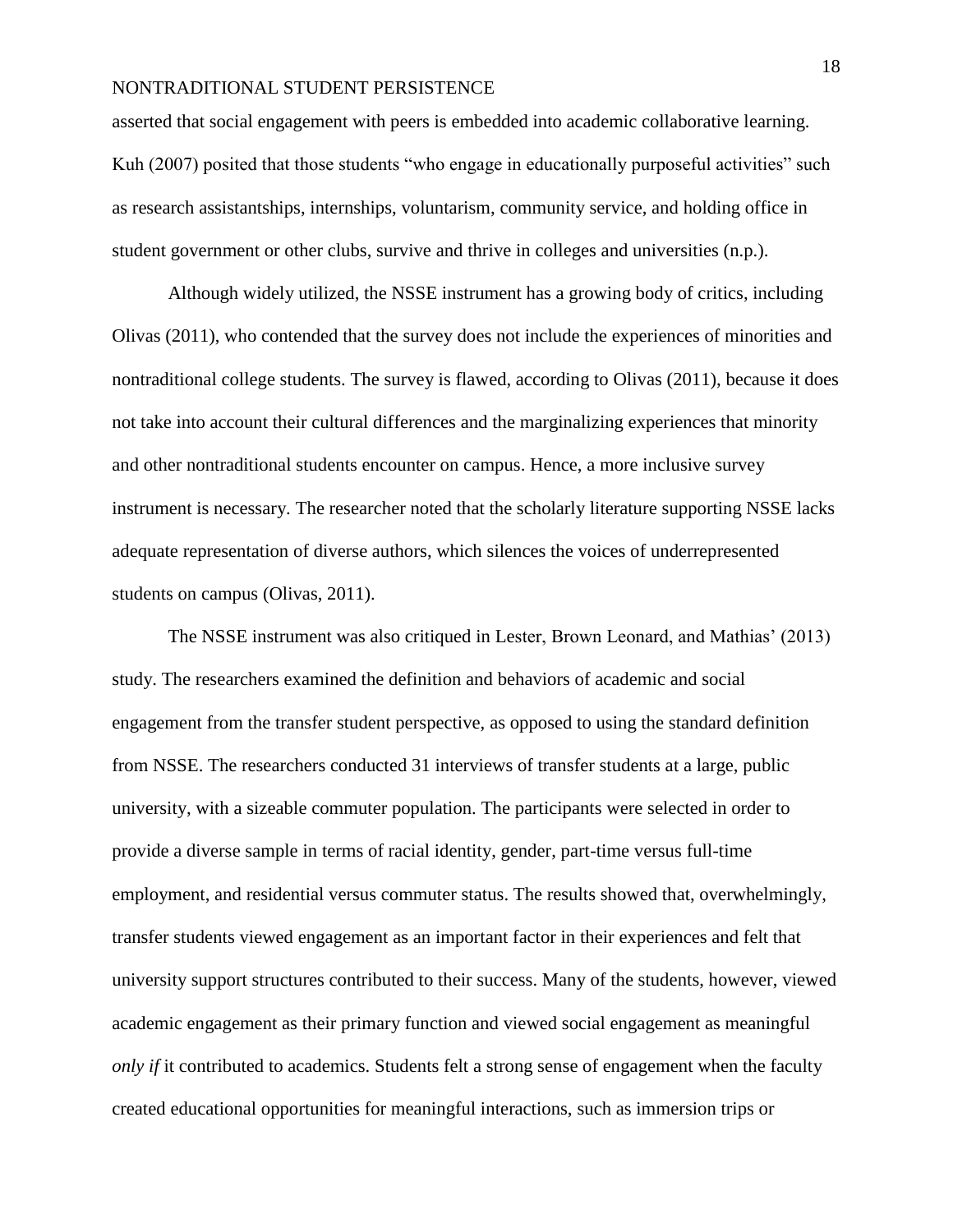asserted that social engagement with peers is embedded into academic collaborative learning. Kuh (2007) posited that those students "who engage in educationally purposeful activities" such as research assistantships, internships, voluntarism, community service, and holding office in student government or other clubs, survive and thrive in colleges and universities (n.p.).

Although widely utilized, the NSSE instrument has a growing body of critics, including Olivas (2011), who contended that the survey does not include the experiences of minorities and nontraditional college students. The survey is flawed, according to Olivas (2011), because it does not take into account their cultural differences and the marginalizing experiences that minority and other nontraditional students encounter on campus. Hence, a more inclusive survey instrument is necessary. The researcher noted that the scholarly literature supporting NSSE lacks adequate representation of diverse authors, which silences the voices of underrepresented students on campus (Olivas, 2011).

The NSSE instrument was also critiqued in Lester, Brown Leonard, and Mathias' (2013) study. The researchers examined the definition and behaviors of academic and social engagement from the transfer student perspective, as opposed to using the standard definition from NSSE. The researchers conducted 31 interviews of transfer students at a large, public university, with a sizeable commuter population. The participants were selected in order to provide a diverse sample in terms of racial identity, gender, part-time versus full-time employment, and residential versus commuter status. The results showed that, overwhelmingly, transfer students viewed engagement as an important factor in their experiences and felt that university support structures contributed to their success. Many of the students, however, viewed academic engagement as their primary function and viewed social engagement as meaningful *only if* it contributed to academics. Students felt a strong sense of engagement when the faculty created educational opportunities for meaningful interactions, such as immersion trips or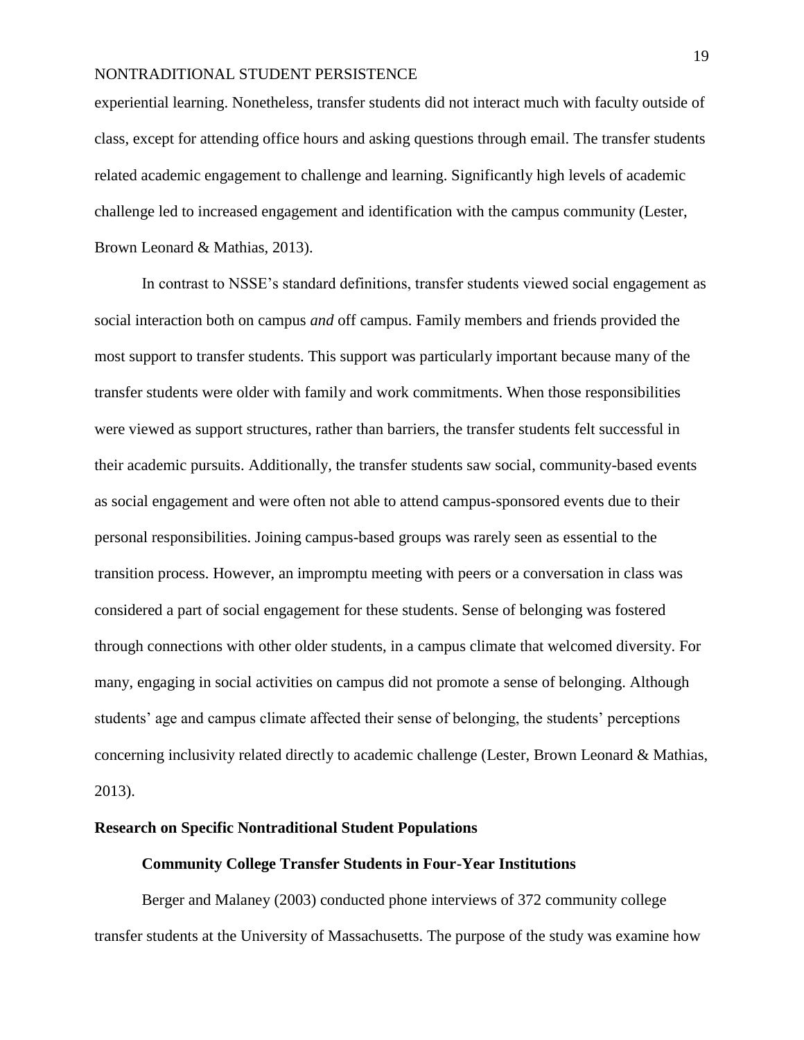experiential learning. Nonetheless, transfer students did not interact much with faculty outside of class, except for attending office hours and asking questions through email. The transfer students related academic engagement to challenge and learning. Significantly high levels of academic challenge led to increased engagement and identification with the campus community (Lester, Brown Leonard & Mathias, 2013).

In contrast to NSSE's standard definitions, transfer students viewed social engagement as social interaction both on campus *and* off campus. Family members and friends provided the most support to transfer students. This support was particularly important because many of the transfer students were older with family and work commitments. When those responsibilities were viewed as support structures, rather than barriers, the transfer students felt successful in their academic pursuits. Additionally, the transfer students saw social, community-based events as social engagement and were often not able to attend campus-sponsored events due to their personal responsibilities. Joining campus-based groups was rarely seen as essential to the transition process. However, an impromptu meeting with peers or a conversation in class was considered a part of social engagement for these students. Sense of belonging was fostered through connections with other older students, in a campus climate that welcomed diversity. For many, engaging in social activities on campus did not promote a sense of belonging. Although students' age and campus climate affected their sense of belonging, the students' perceptions concerning inclusivity related directly to academic challenge (Lester, Brown Leonard & Mathias, 2013).

## Research on Specific Nontraditional Student Populations

### Community College Transfer Students in Four-Year Institutions

Berger and Malaney (2003) conducted phone interviews of 372 community college transfer students at the University of Massachusetts. The purpose of the study was examine how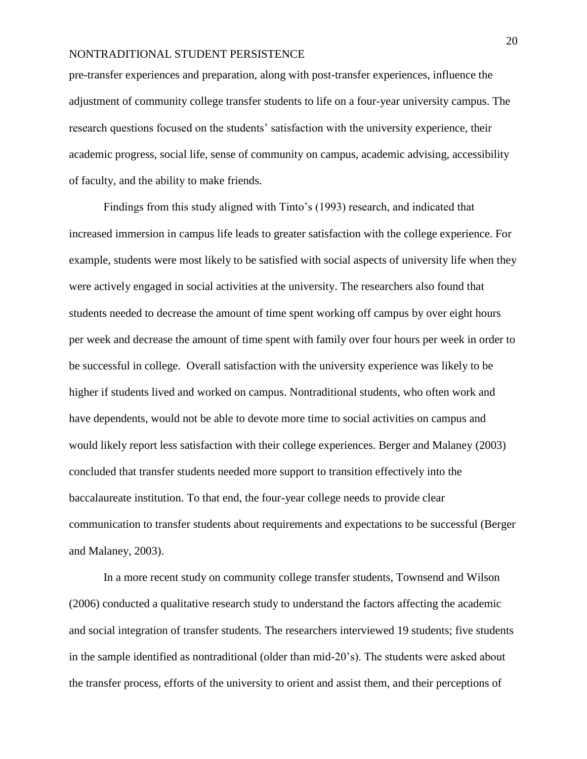pre-transfer experiences and preparation, along with post-transfer experiences, influence the adjustment of community college transfer students to life on a four-year university campus. The research questions focused on the students' satisfaction with the university experience, their academic progress, social life, sense of community on campus, academic advising, accessibility of faculty, and the ability to make friends.

Findings from this study aligned with Tinto's (1993) research, and indicated that increased immersion in campus life leads to greater satisfaction with the college experience. For example, students were most likely to be satisfied with social aspects of university life when they were actively engaged in social activities at the university. The researchers also found that students needed to decrease the amount of time spent working off campus by over eight hours per week and decrease the amount of time spent with family over four hours per week in order to be successful in college. Overall satisfaction with the university experience was likely to be higher if students lived and worked on campus. Nontraditional students, who often work and have dependents, would not be able to devote more time to social activities on campus and would likely report less satisfaction with their college experiences. Berger and Malaney (2003) concluded that transfer students needed more support to transition effectively into the baccalaureate institution. To that end, the four-year college needs to provide clear communication to transfer students about requirements and expectations to be successful (Berger and Malaney, 2003).

In a more recent study on community college transfer students, Townsend and Wilson (2006) conducted a qualitative research study to understand the factors affecting the academic and social integration of transfer students. The researchers interviewed 19 students; five students in the sample identified as nontraditional (older than mid-20's). The students were asked about the transfer process, efforts of the university to orient and assist them, and their perceptions of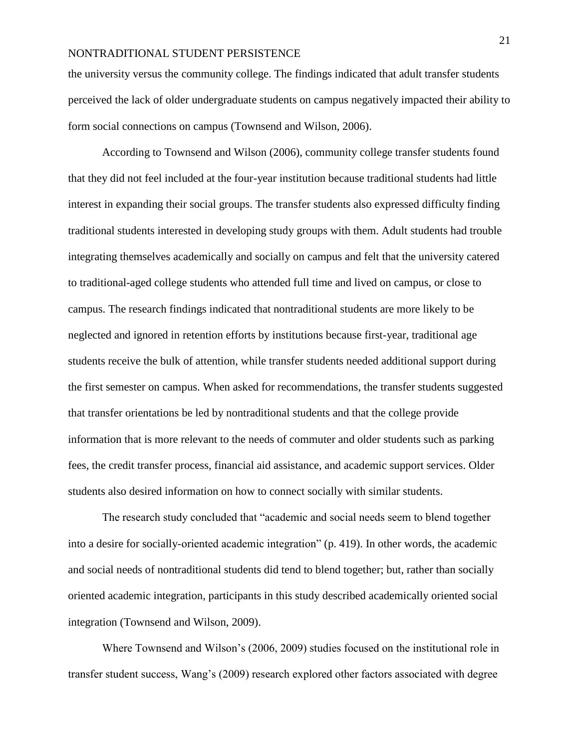the university versus the community college. The findings indicated that adult transfer students perceived the lack of older undergraduate students on campus negatively impacted their ability to form social connections on campus (Townsend and Wilson, 2006).

According to Townsend and Wilson (2006), community college transfer students found that they did not feel included at the four-year institution because traditional students had little interest in expanding their social groups. The transfer students also expressed difficulty finding traditional students interested in developing study groups with them. Adult students had trouble integrating themselves academically and socially on campus and felt that the university catered to traditional-aged college students who attended full time and lived on campus, or close to campus. The research findings indicated that nontraditional students are more likely to be neglected and ignored in retention efforts by institutions because first-year, traditional age students receive the bulk of attention, while transfer students needed additional support during the first semester on campus. When asked for recommendations, the transfer students suggested that transfer orientations be led by nontraditional students and that the college provide information that is more relevant to the needs of commuter and older students such as parking fees, the credit transfer process, financial aid assistance, and academic support services. Older students also desired information on how to connect socially with similar students.

The research study concluded that "academic and social needs seem to blend together into a desire for socially-oriented academic integration" (p. 419). In other words, the academic and social needs of nontraditional students did tend to blend together; but, rather than socially oriented academic integration, participants in this study described academically oriented social integration (Townsend and Wilson, 2009).

Where Townsend and Wilson's (2006, 2009) studies focused on the institutional role in transfer student success, Wang's (2009) research explored other factors associated with degree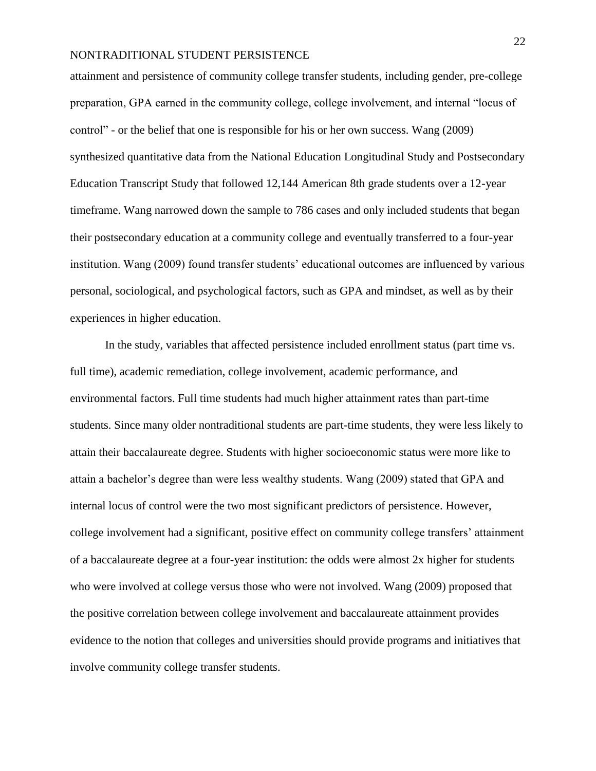attainment and persistence of community college transfer students, including gender, pre-college preparation, GPA earned in the community college, college involvement, and internal "locus of control" - or the belief that one is responsible for his or her own success. Wang (2009) synthesized quantitative data from the National Education Longitudinal Study and Postsecondary Education Transcript Study that followed 12,144 American 8th grade students over a 12-year timeframe. Wang narrowed down the sample to 786 cases and only included students that began their postsecondary education at a community college and eventually transferred to a four-year institution. Wang (2009) found transfer students' educational outcomes are influenced by various personal, sociological, and psychological factors, such as GPA and mindset, as well as by their experiences in higher education.

In the study, variables that affected persistence included enrollment status (part time vs. full time), academic remediation, college involvement, academic performance, and environmental factors. Full time students had much higher attainment rates than part-time students. Since many older nontraditional students are part-time students, they were less likely to attain their baccalaureate degree. Students with higher socioeconomic status were more like to attain a bachelor's degree than were less wealthy students. Wang (2009) stated that GPA and internal locus of control were the two most significant predictors of persistence. However, college involvement had a significant, positive effect on community college transfers' attainment of a baccalaureate degree at a four-year institution: the odds were almost 2x higher for students who were involved at college versus those who were not involved. Wang (2009) proposed that the positive correlation between college involvement and baccalaureate attainment provides evidence to the notion that colleges and universities should provide programs and initiatives that involve community college transfer students.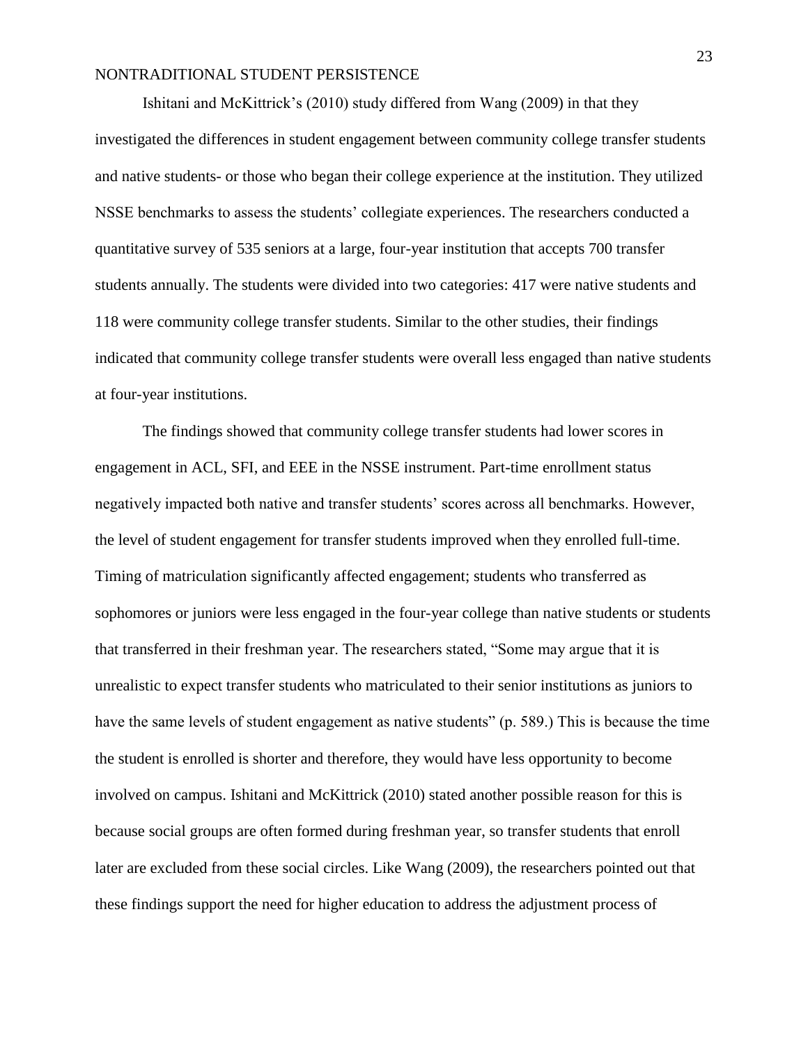Ishitani and McKittrick's (2010) study differed from Wang (2009) in that they investigated the differences in student engagement between community college transfer students and native students- or those who began their college experience at the institution. They utilized NSSE benchmarks to assess the students' collegiate experiences. The researchers conducted a quantitative survey of 535 seniors at a large, four-year institution that accepts 700 transfer students annually. The students were divided into two categories: 417 were native students and 118 were community college transfer students. Similar to the other studies, their findings indicated that community college transfer students were overall less engaged than native students at four-year institutions.

The findings showed that community college transfer students had lower scores in engagement in ACL, SFI, and EEE in the NSSE instrument. Part-time enrollment status negatively impacted both native and transfer students' scores across all benchmarks. However, the level of student engagement for transfer students improved when they enrolled full-time. Timing of matriculation significantly affected engagement; students who transferred as sophomores or juniors were less engaged in the four-year college than native students or students that transferred in their freshman year. The researchers stated, "Some may argue that it is unrealistic to expect transfer students who matriculated to their senior institutions as juniors to have the same levels of student engagement as native students" (p. 589.) This is because the time the student is enrolled is shorter and therefore, they would have less opportunity to become involved on campus. Ishitani and McKittrick (2010) stated another possible reason for this is because social groups are often formed during freshman year, so transfer students that enroll later are excluded from these social circles. Like Wang (2009), the researchers pointed out that these findings support the need for higher education to address the adjustment process of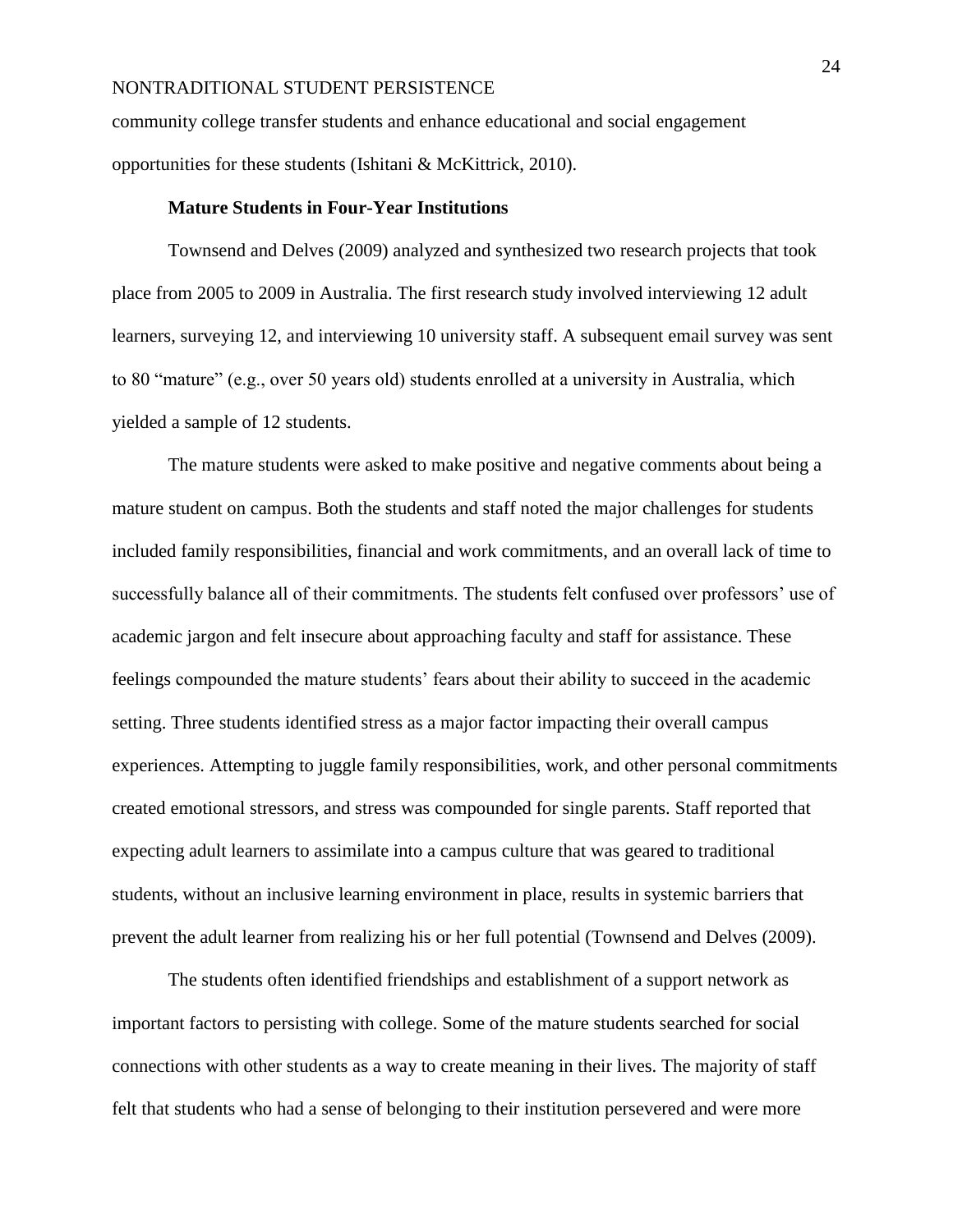community college transfer students and enhance educational and social engagement opportunities for these students (Ishitani & McKittrick, 2010).

### Mature Students in Four-Year Institutions

Townsend and Delves (2009) analyzed and synthesized two research projects that took place from 2005 to 2009 in Australia. The first research study involved interviewing 12 adult learners, surveying 12, and interviewing 10 university staff. A subsequent email survey was sent to 80 "mature" (e.g., over 50 years old) students enrolled at a university in Australia, which yielded a sample of 12 students.

The mature students were asked to make positive and negative comments about being a mature student on campus. Both the students and staff noted the major challenges for students included family responsibilities, financial and work commitments, and an overall lack of time to successfully balance all of their commitments. The students felt confused over professors' use of academic jargon and felt insecure about approaching faculty and staff for assistance. These feelings compounded the mature students' fears about their ability to succeed in the academic setting. Three students identified stress as a major factor impacting their overall campus experiences. Attempting to juggle family responsibilities, work, and other personal commitments created emotional stressors, and stress was compounded for single parents. Staff reported that expecting adult learners to assimilate into a campus culture that was geared to traditional students, without an inclusive learning environment in place, results in systemic barriers that prevent the adult learner from realizing his or her full potential (Townsend and Delves (2009).

The students often identified friendships and establishment of a support network as important factors to persisting with college. Some of the mature students searched for social connections with other students as a way to create meaning in their lives. The majority of staff felt that students who had a sense of belonging to their institution persevered and were more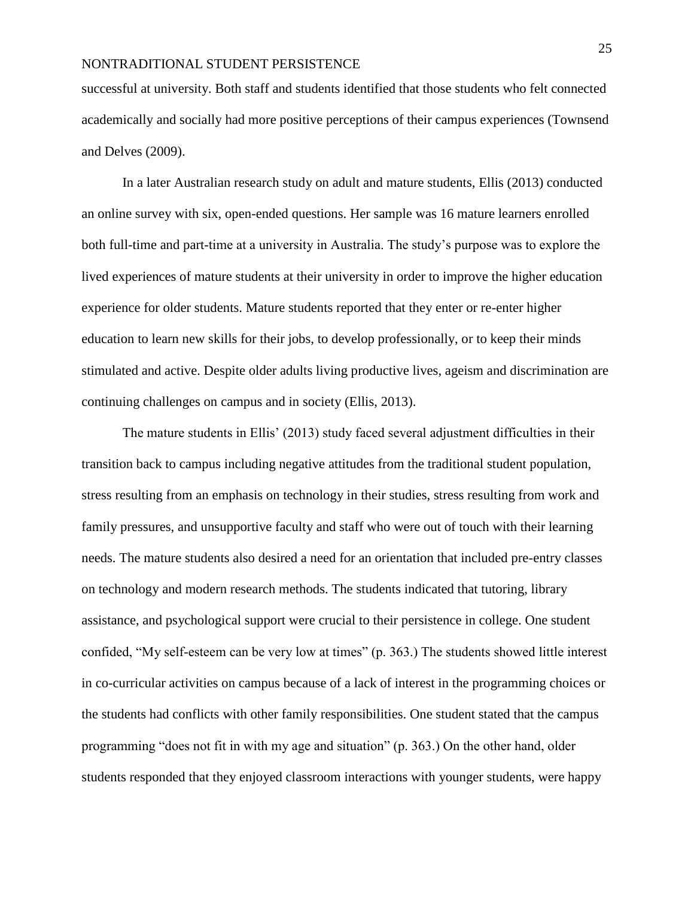successful at university. Both staff and students identified that those students who felt connected academically and socially had more positive perceptions of their campus experiences (Townsend and Delves (2009).

In a later Australian research study on adult and mature students, Ellis (2013) conducted an online survey with six, open-ended questions. Her sample was 16 mature learners enrolled both full-time and part-time at a university in Australia. The study's purpose was to explore the lived experiences of mature students at their university in order to improve the higher education experience for older students. Mature students reported that they enter or re-enter higher education to learn new skills for their jobs, to develop professionally, or to keep their minds stimulated and active. Despite older adults living productive lives, ageism and discrimination are continuing challenges on campus and in society (Ellis, 2013).

The mature students in Ellis' (2013) study faced several adjustment difficulties in their transition back to campus including negative attitudes from the traditional student population, stress resulting from an emphasis on technology in their studies, stress resulting from work and family pressures, and unsupportive faculty and staff who were out of touch with their learning needs. The mature students also desired a need for an orientation that included pre-entry classes on technology and modern research methods. The students indicated that tutoring, library assistance, and psychological support were crucial to their persistence in college. One student confided, "My self-esteem can be very low at times" (p. 363.) The students showed little interest in co-curricular activities on campus because of a lack of interest in the programming choices or the students had conflicts with other family responsibilities. One student stated that the campus programming "does not fit in with my age and situation" (p. 363.) On the other hand, older students responded that they enjoyed classroom interactions with younger students, were happy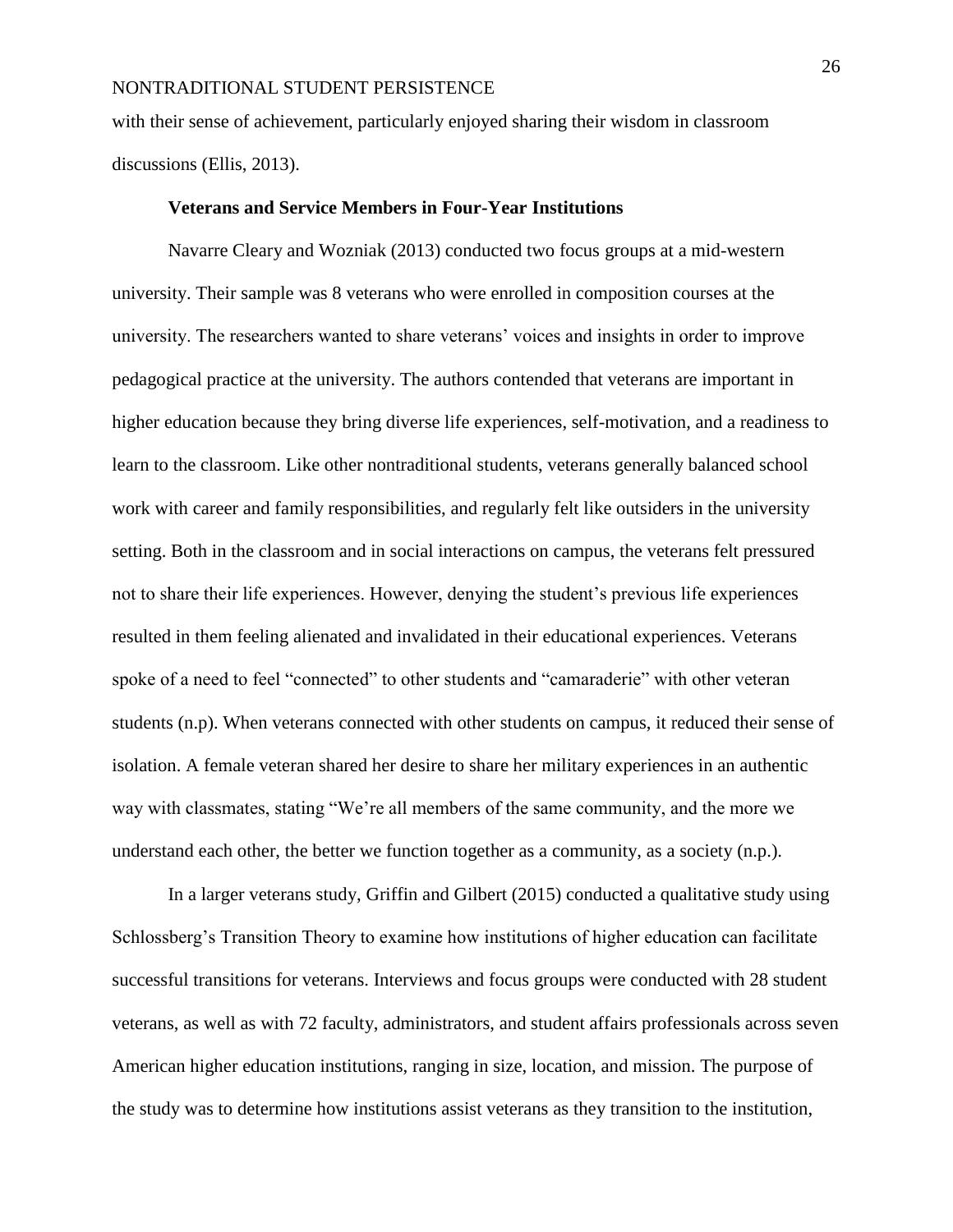with their sense of achievement, particularly enjoyed sharing their wisdom in classroom discussions (Ellis, 2013).

### Veterans and Service Members in Four-Year Institutions

Navarre Cleary and Wozniak (2013) conducted two focus groups at a mid-western university. Their sample was 8 veterans who were enrolled in composition courses at the university. The researchers wanted to share veterans' voices and insights in order to improve pedagogical practice at the university. The authors contended that veterans are important in higher education because they bring diverse life experiences, self-motivation, and a readiness to learn to the classroom. Like other nontraditional students, veterans generally balanced school work with career and family responsibilities, and regularly felt like outsiders in the university setting. Both in the classroom and in social interactions on campus, the veterans felt pressured not to share their life experiences. However, denying the student's previous life experiences resulted in them feeling alienated and invalidated in their educational experiences. Veterans spoke of a need to feel "connected" to other students and "camaraderie" with other veteran students (n.p). When veterans connected with other students on campus, it reduced their sense of isolation. A female veteran shared her desire to share her military experiences in an authentic way with classmates, stating "We're all members of the same community, and the more we understand each other, the better we function together as a community, as a society (n.p.).

In a larger veterans study, Griffin and Gilbert (2015) conducted a qualitative study using Schlossberg's Transition Theory to examine how institutions of higher education can facilitate successful transitions for veterans. Interviews and focus groups were conducted with 28 student veterans, as well as with 72 faculty, administrators, and student affairs professionals across seven American higher education institutions, ranging in size, location, and mission. The purpose of the study was to determine how institutions assist veterans as they transition to the institution,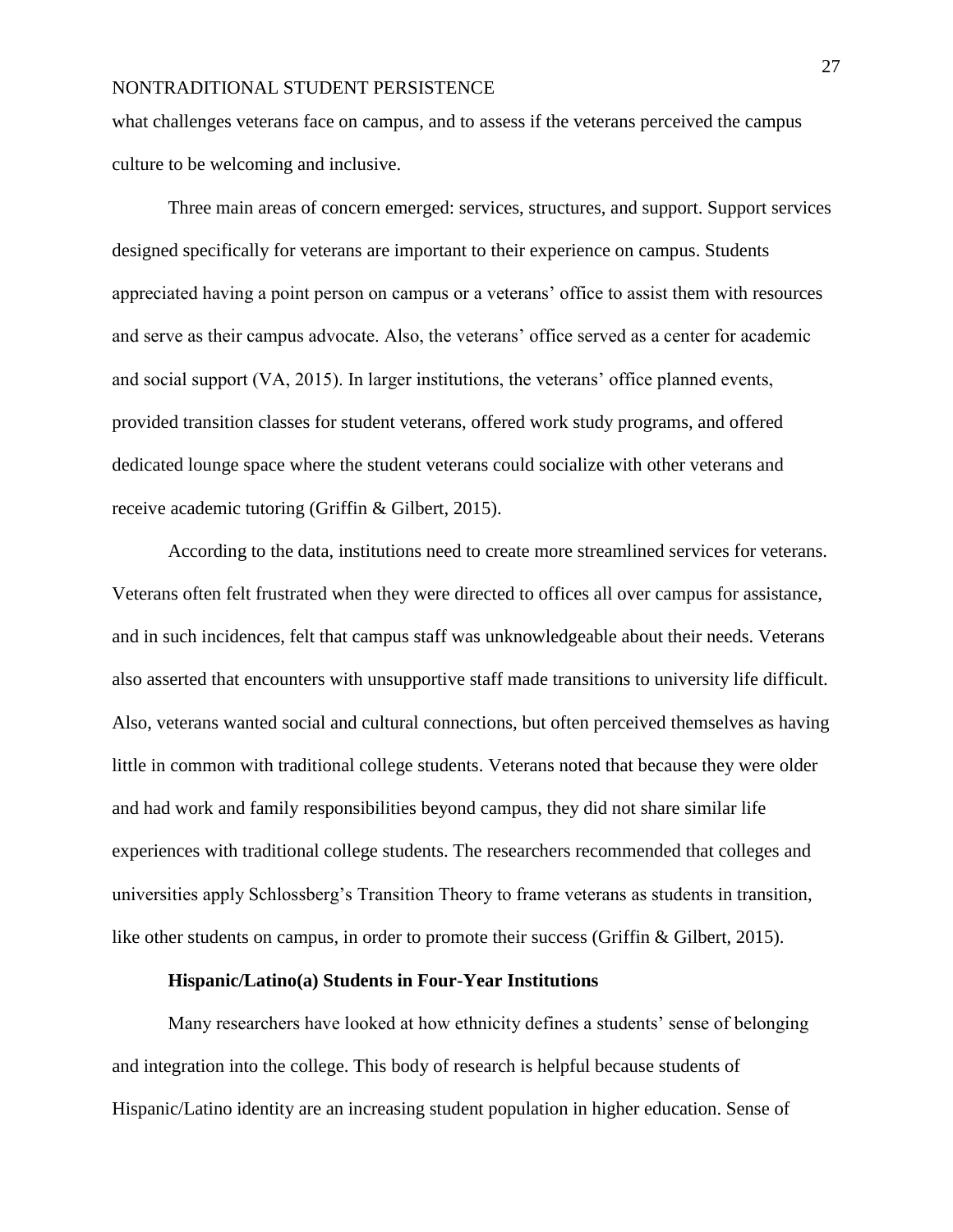what challenges veterans face on campus, and to assess if the veterans perceived the campus culture to be welcoming and inclusive.

Three main areas of concern emerged: services, structures, and support. Support services designed specifically for veterans are important to their experience on campus. Students appreciated having a point person on campus or a veterans' office to assist them with resources and serve as their campus advocate. Also, the veterans' office served as a center for academic and social support (VA, 2015). In larger institutions, the veterans' office planned events, provided transition classes for student veterans, offered work study programs, and offered dedicated lounge space where the student veterans could socialize with other veterans and receive academic tutoring (Griffin & Gilbert, 2015).

According to the data, institutions need to create more streamlined services for veterans. Veterans often felt frustrated when they were directed to offices all over campus for assistance, and in such incidences, felt that campus staff was unknowledgeable about their needs. Veterans also asserted that encounters with unsupportive staff made transitions to university life difficult. Also, veterans wanted social and cultural connections, but often perceived themselves as having little in common with traditional college students. Veterans noted that because they were older and had work and family responsibilities beyond campus, they did not share similar life experiences with traditional college students. The researchers recommended that colleges and universities apply Schlossberg's Transition Theory to frame veterans as students in transition, like other students on campus, in order to promote their success (Griffin & Gilbert, 2015).

### Hispanic/Latino(a) Students in Four-Year Institutions

Many researchers have looked at how ethnicity defines a students' sense of belonging and integration into the college. This body of research is helpful because students of Hispanic/Latino identity are an increasing student population in higher education. Sense of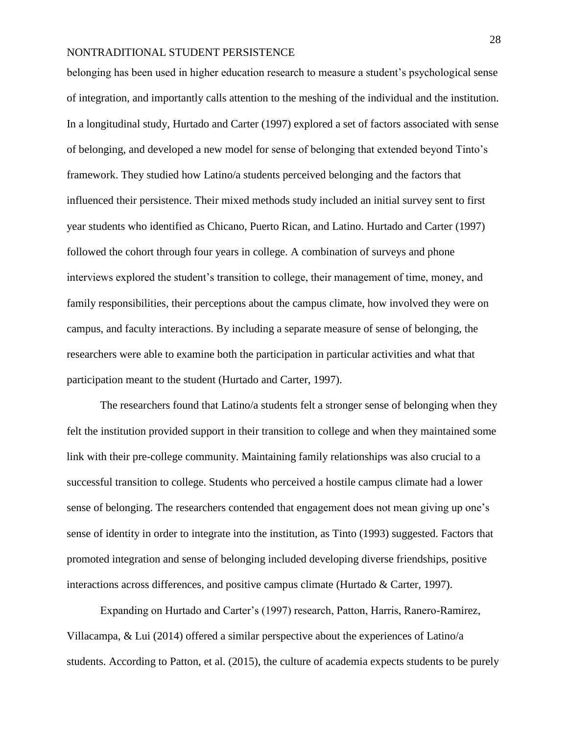belonging has been used in higher education research to measure a student's psychological sense of integration, and importantly calls attention to the meshing of the individual and the institution. In a longitudinal study, Hurtado and Carter (1997) explored a set of factors associated with sense of belonging, and developed a new model for sense of belonging that extended beyond Tinto's framework. They studied how Latino/a students perceived belonging and the factors that influenced their persistence. Their mixed methods study included an initial survey sent to first year students who identified as Chicano, Puerto Rican, and Latino. Hurtado and Carter (1997) followed the cohort through four years in college. A combination of surveys and phone interviews explored the student's transition to college, their management of time, money, and family responsibilities, their perceptions about the campus climate, how involved they were on campus, and faculty interactions. By including a separate measure of sense of belonging, the researchers were able to examine both the participation in particular activities and what that participation meant to the student (Hurtado and Carter, 1997).

The researchers found that Latino/a students felt a stronger sense of belonging when they felt the institution provided support in their transition to college and when they maintained some link with their pre-college community. Maintaining family relationships was also crucial to a successful transition to college. Students who perceived a hostile campus climate had a lower sense of belonging. The researchers contended that engagement does not mean giving up one's sense of identity in order to integrate into the institution, as Tinto (1993) suggested. Factors that promoted integration and sense of belonging included developing diverse friendships, positive interactions across differences, and positive campus climate (Hurtado & Carter, 1997).

Expanding on Hurtado and Carter's (1997) research, Patton, Harris, Ranero-Ramirez, Villacampa, & Lui (2014) offered a similar perspective about the experiences of Latino/a students. According to Patton, et al. (2015), the culture of academia expects students to be purely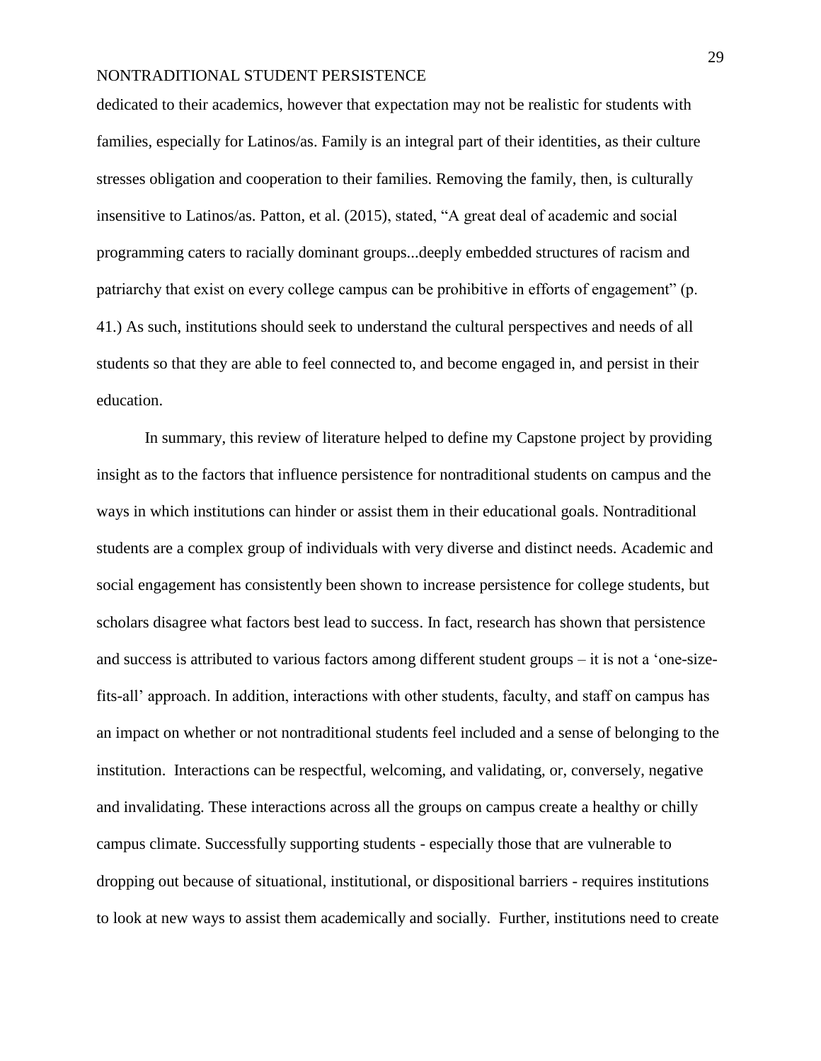dedicated to their academics, however that expectation may not be realistic for students with families, especially for Latinos/as. Family is an integral part of their identities, as their culture stresses obligation and cooperation to their families. Removing the family, then, is culturally insensitive to Latinos/as. Patton, et al. (2015), stated, "A great deal of academic and social programming caters to racially dominant groups...deeply embedded structures of racism and patriarchy that exist on every college campus can be prohibitive in efforts of engagement" (p. 41.) As such, institutions should seek to understand the cultural perspectives and needs of all students so that they are able to feel connected to, and become engaged in, and persist in their education.

In summary, this review of literature helped to define my Capstone project by providing insight as to the factors that influence persistence for nontraditional students on campus and the ways in which institutions can hinder or assist them in their educational goals. Nontraditional students are a complex group of individuals with very diverse and distinct needs. Academic and social engagement has consistently been shown to increase persistence for college students, but scholars disagree what factors best lead to success. In fact, research has shown that persistence and success is attributed to various factors among different student groups – it is not a 'one-size-fits-all' approach. In addition, interactions with other students, faculty, and staff on campus has an impact on whether or not nontraditional students feel included and a sense of belonging to the institution. Interactions can be respectful, welcoming, and validating, or, conversely, negative and invalidating. These interactions across all the groups on campus create a healthy or chilly campus climate. Successfully supporting students - especially those that are vulnerable to dropping out because of situational, institutional, or dispositional barriers - requires institutions to look at new ways to assist them academically and socially. Further, institutions need to create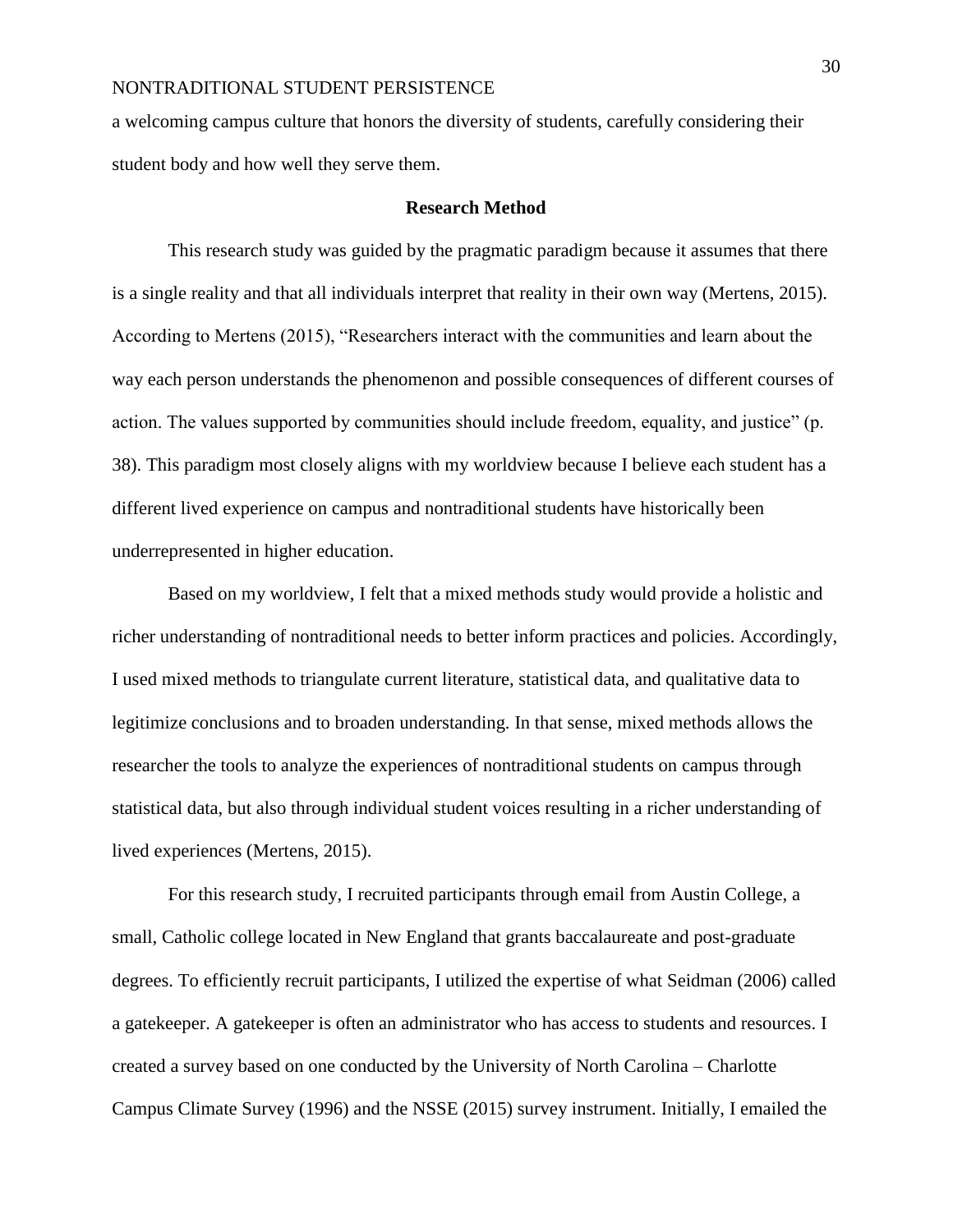a welcoming campus culture that honors the diversity of students, carefully considering their student body and how well they serve them.

## Research Method

This research study was guided by the pragmatic paradigm because it assumes that there is a single reality and that all individuals interpret that reality in their own way (Mertens, 2015). According to Mertens (2015), "Researchers interact with the communities and learn about the way each person understands the phenomenon and possible consequences of different courses of action. The values supported by communities should include freedom, equality, and justice" (p. 38). This paradigm most closely aligns with my worldview because I believe each student has a different lived experience on campus and nontraditional students have historically been underrepresented in higher education.

Based on my worldview, I felt that a mixed methods study would provide a holistic and richer understanding of nontraditional needs to better inform practices and policies. Accordingly, I used mixed methods to triangulate current literature, statistical data, and qualitative data to legitimize conclusions and to broaden understanding. In that sense, mixed methods allows the researcher the tools to analyze the experiences of nontraditional students on campus through statistical data, but also through individual student voices resulting in a richer understanding of lived experiences (Mertens, 2015).

For this research study, I recruited participants through email from Austin College, a small, Catholic college located in New England that grants baccalaureate and post-graduate degrees. To efficiently recruit participants, I utilized the expertise of what Seidman (2006) called a gatekeeper. A gatekeeper is often an administrator who has access to students and resources. I created a survey based on one conducted by the University of North Carolina – Charlotte Campus Climate Survey (1996) and the NSSE (2015) survey instrument. Initially, I emailed the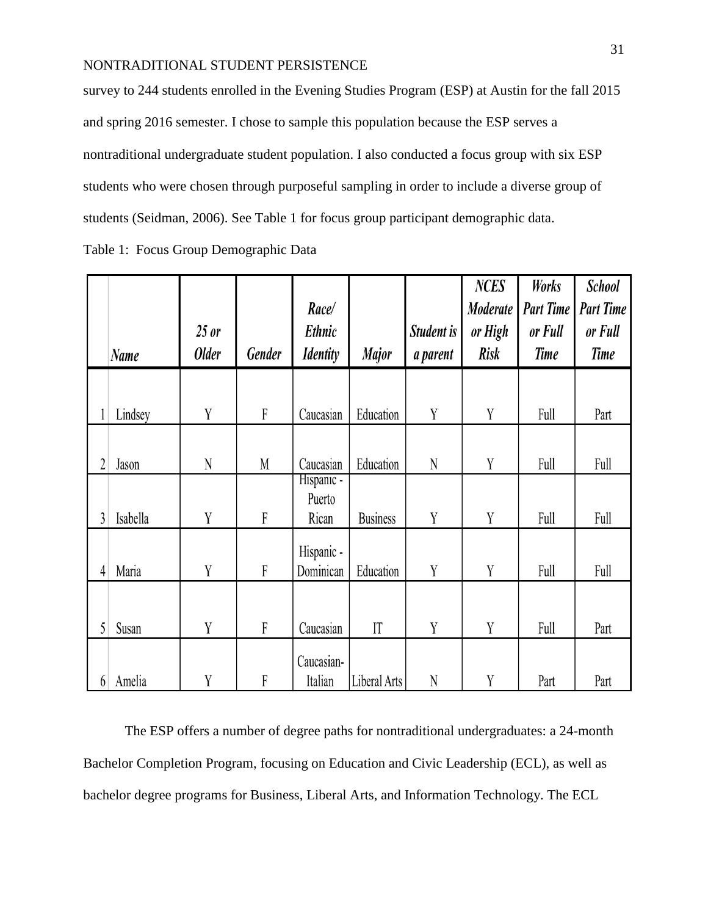survey to 244 students enrolled in the Evening Studies Program (ESP) at Austin for the fall 2015 and spring 2016 semester. I chose to sample this population because the ESP serves a nontraditional undergraduate student population. I also conducted a focus group with six ESP students who were chosen through purposeful sampling in order to include a diverse group of students (Seidman, 2006). See Table 1 for focus group participant demographic data.

Table 1: Focus Group Demographic Data

| | *Name* | *25 or Older* | *Gender* | *Race/ Ethnic Identity* | *Major* | *Student is a parent* | *NCES Moderate or High Risk* | *Works Part Time or Full Time* | *School Part Time or Full Time* |
|---|---|---|---|---|---|---|---|---|---|
| 1 | Lindsey | Y | F | Caucasian | Education | Y | Y | Full | Part |
| 2 | Jason | N | M | Caucasian | Education | N | Y | Full | Full |
| 3 | Isabella | Y | F | Hispanic - Puerto Rican | Business | Y | Y | Full | Full |
| 4 | Maria | Y | F | Hispanic - Dominican | Education | Y | Y | Full | Full |
| 5 | Susan | Y | F | Caucasian | IT | Y | Y | Full | Part |
| 6 | Amelia | Y | F | Caucasian-Italian | Liberal Arts | N | Y | Part | Part |

The ESP offers a number of degree paths for nontraditional undergraduates: a 24-month Bachelor Completion Program, focusing on Education and Civic Leadership (ECL), as well as bachelor degree programs for Business, Liberal Arts, and Information Technology. The ECL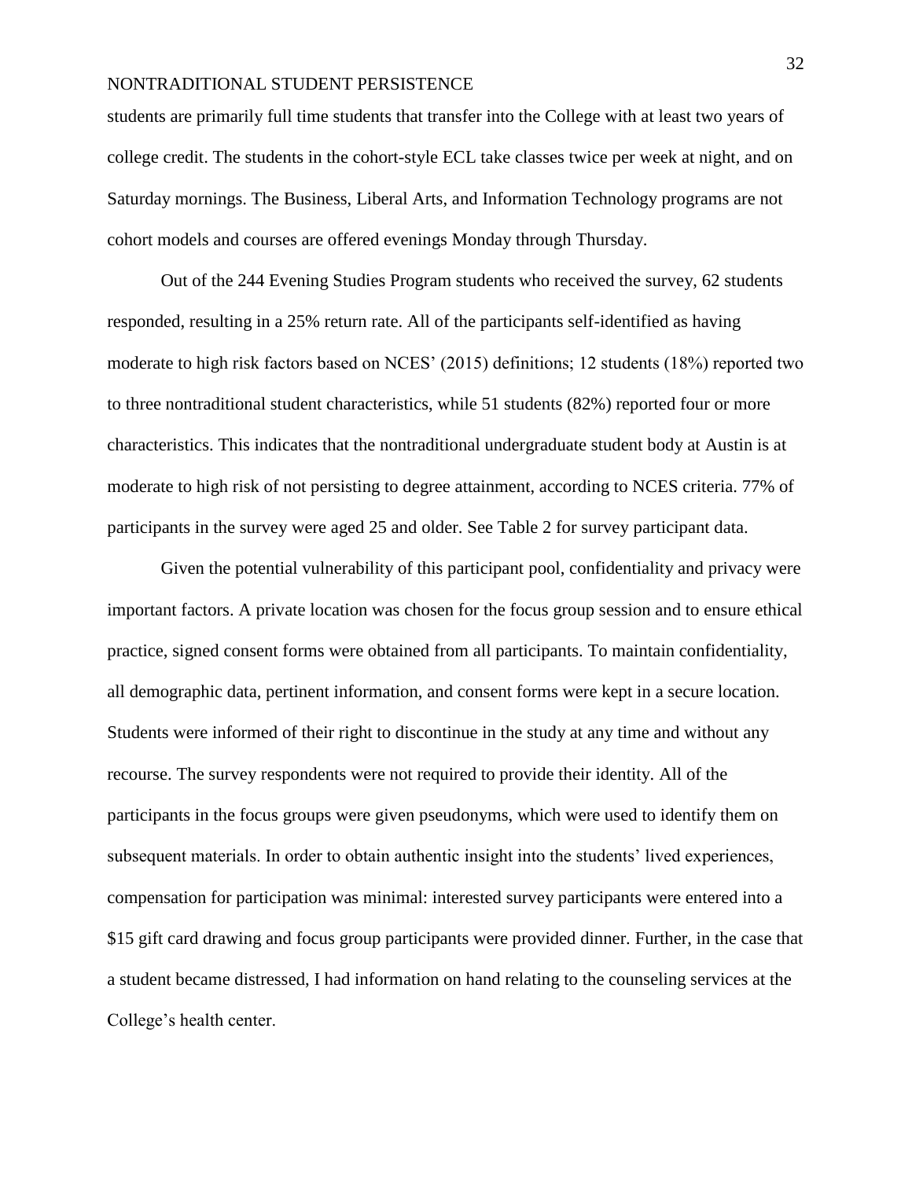students are primarily full time students that transfer into the College with at least two years of college credit. The students in the cohort-style ECL take classes twice per week at night, and on Saturday mornings. The Business, Liberal Arts, and Information Technology programs are not cohort models and courses are offered evenings Monday through Thursday.

Out of the 244 Evening Studies Program students who received the survey, 62 students responded, resulting in a 25% return rate. All of the participants self-identified as having moderate to high risk factors based on NCES' (2015) definitions; 12 students (18%) reported two to three nontraditional student characteristics, while 51 students (82%) reported four or more characteristics. This indicates that the nontraditional undergraduate student body at Austin is at moderate to high risk of not persisting to degree attainment, according to NCES criteria. 77% of participants in the survey were aged 25 and older. See Table 2 for survey participant data.

Given the potential vulnerability of this participant pool, confidentiality and privacy were important factors. A private location was chosen for the focus group session and to ensure ethical practice, signed consent forms were obtained from all participants. To maintain confidentiality, all demographic data, pertinent information, and consent forms were kept in a secure location. Students were informed of their right to discontinue in the study at any time and without any recourse. The survey respondents were not required to provide their identity. All of the participants in the focus groups were given pseudonyms, which were used to identify them on subsequent materials. In order to obtain authentic insight into the students' lived experiences, compensation for participation was minimal: interested survey participants were entered into a $15 gift card drawing and focus group participants were provided dinner. Further, in the case that a student became distressed, I had information on hand relating to the counseling services at the College's health center.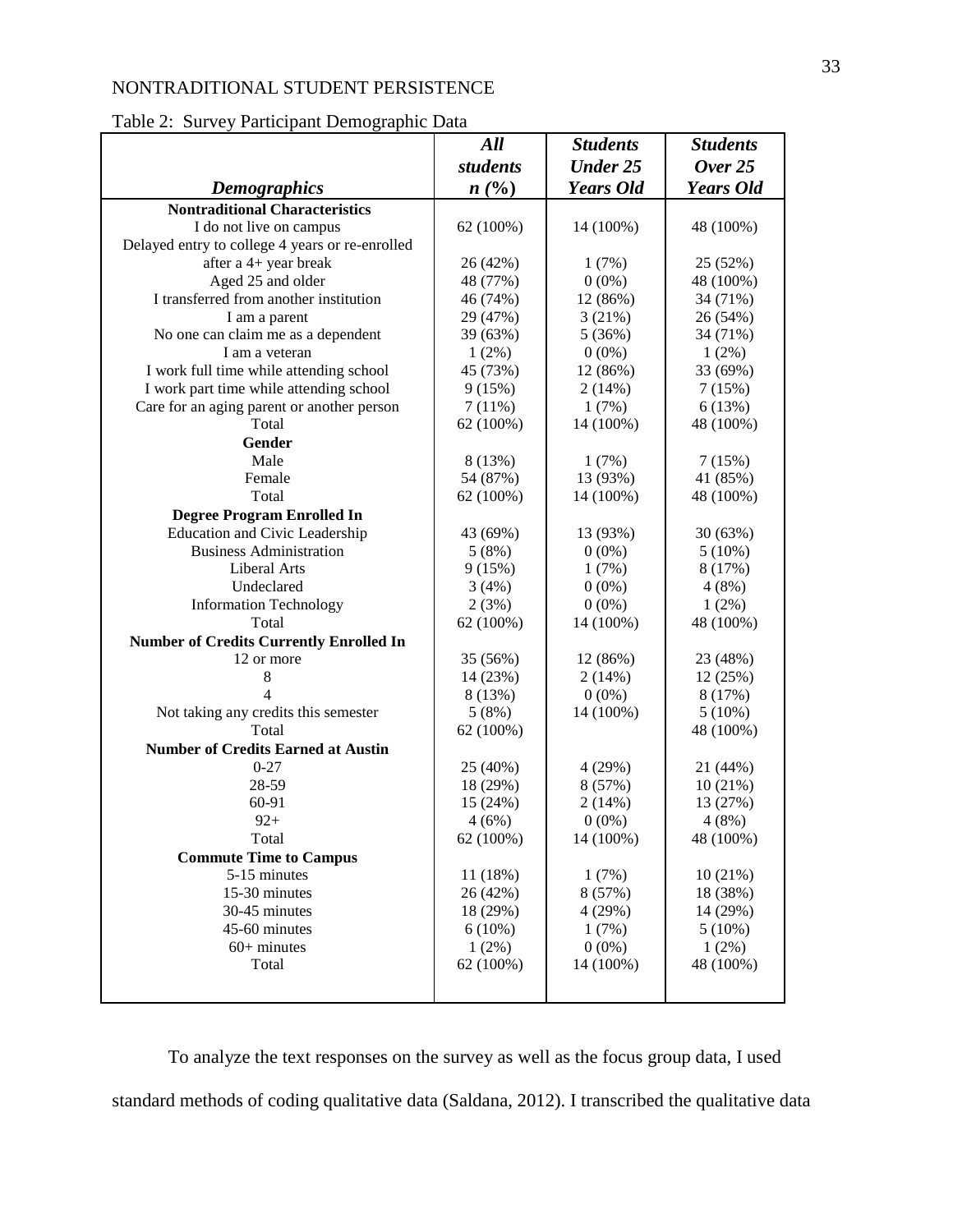Table 2: Survey Participant Demographic Data

| *Demographics* | *All students n (%)* | *Students Under 25 Years Old* | *Students Over 25 Years Old* |
|---|---|---|---|
| **Nontraditional Characteristics** | | | |
| I do not live on campus | 62 (100%) | 14 (100%) | 48 (100%) |
| Delayed entry to college 4 years or re-enrolled after a 4+ year break | 26 (42%) | 1 (7%) | 25 (52%) |
| Aged 25 and older | 48 (77%) | 0 (0%) | 48 (100%) |
| I transferred from another institution | 46 (74%) | 12 (86%) | 34 (71%) |
| I am a parent | 29 (47%) | 3 (21%) | 26 (54%) |
| No one can claim me as a dependent | 39 (63%) | 5 (36%) | 34 (71%) |
| I am a veteran | 1 (2%) | 0 (0%) | 1 (2%) |
| I work full time while attending school | 45 (73%) | 12 (86%) | 33 (69%) |
| I work part time while attending school | 9 (15%) | 2 (14%) | 7 (15%) |
| Care for an aging parent or another person | 7 (11%) | 1 (7%) | 6 (13%) |
| Total | 62 (100%) | 14 (100%) | 48 (100%) |
| **Gender** | | | |
| Male | 8 (13%) | 1 (7%) | 7 (15%) |
| Female | 54 (87%) | 13 (93%) | 41 (85%) |
| Total | 62 (100%) | 14 (100%) | 48 (100%) |
| **Degree Program Enrolled In** | | | |
| Education and Civic Leadership | 43 (69%) | 13 (93%) | 30 (63%) |
| Business Administration | 5 (8%) | 0 (0%) | 5 (10%) |
| Liberal Arts | 9 (15%) | 1 (7%) | 8 (17%) |
| Undeclared | 3 (4%) | 0 (0%) | 4 (8%) |
| Information Technology | 2 (3%) | 0 (0%) | 1 (2%) |
| Total | 62 (100%) | 14 (100%) | 48 (100%) |
| **Number of Credits Currently Enrolled In** | | | |
| 12 or more | 35 (56%) | 12 (86%) | 23 (48%) |
| 8 | 14 (23%) | 2 (14%) | 12 (25%) |
| 4 | 8 (13%) | 0 (0%) | 8 (17%) |
| Not taking any credits this semester | 5 (8%) | 14 (100%) | 5 (10%) |
| Total | 62 (100%) | | 48 (100%) |
| **Number of Credits Earned at Austin** | | | |
| 0-27 | 25 (40%) | 4 (29%) | 21 (44%) |
| 28-59 | 18 (29%) | 8 (57%) | 10 (21%) |
| 60-91 | 15 (24%) | 2 (14%) | 13 (27%) |
| 92+ | 4 (6%) | 0 (0%) | 4 (8%) |
| Total | 62 (100%) | 14 (100%) | 48 (100%) |
| **Commute Time to Campus** | | | |
| 5-15 minutes | 11 (18%) | 1 (7%) | 10 (21%) |
| 15-30 minutes | 26 (42%) | 8 (57%) | 18 (38%) |
| 30-45 minutes | 18 (29%) | 4 (29%) | 14 (29%) |
| 45-60 minutes | 6 (10%) | 1 (7%) | 5 (10%) |
| 60+ minutes | 1 (2%) | 0 (0%) | 1 (2%) |
| Total | 62 (100%) | 14 (100%) | 48 (100%) |

To analyze the text responses on the survey as well as the focus group data, I used standard methods of coding qualitative data (Saldana, 2012). I transcribed the qualitative data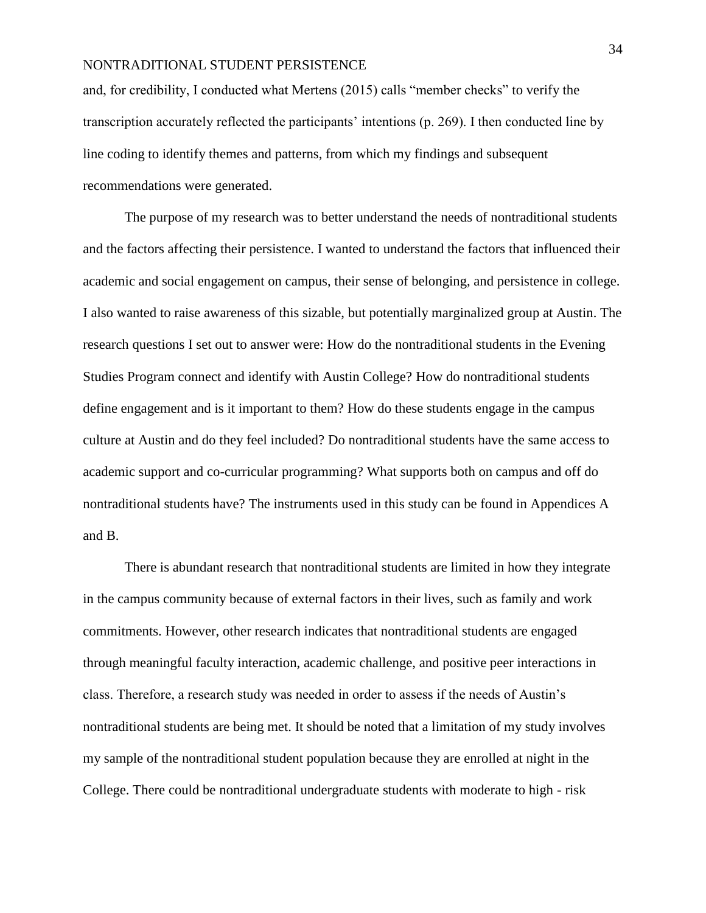and, for credibility, I conducted what Mertens (2015) calls "member checks" to verify the transcription accurately reflected the participants' intentions (p. 269). I then conducted line by line coding to identify themes and patterns, from which my findings and subsequent recommendations were generated.

The purpose of my research was to better understand the needs of nontraditional students and the factors affecting their persistence. I wanted to understand the factors that influenced their academic and social engagement on campus, their sense of belonging, and persistence in college. I also wanted to raise awareness of this sizable, but potentially marginalized group at Austin. The research questions I set out to answer were: How do the nontraditional students in the Evening Studies Program connect and identify with Austin College? How do nontraditional students define engagement and is it important to them? How do these students engage in the campus culture at Austin and do they feel included? Do nontraditional students have the same access to academic support and co-curricular programming? What supports both on campus and off do nontraditional students have? The instruments used in this study can be found in Appendices A and B.

There is abundant research that nontraditional students are limited in how they integrate in the campus community because of external factors in their lives, such as family and work commitments. However, other research indicates that nontraditional students are engaged through meaningful faculty interaction, academic challenge, and positive peer interactions in class. Therefore, a research study was needed in order to assess if the needs of Austin's nontraditional students are being met. It should be noted that a limitation of my study involves my sample of the nontraditional student population because they are enrolled at night in the College. There could be nontraditional undergraduate students with moderate to high - risk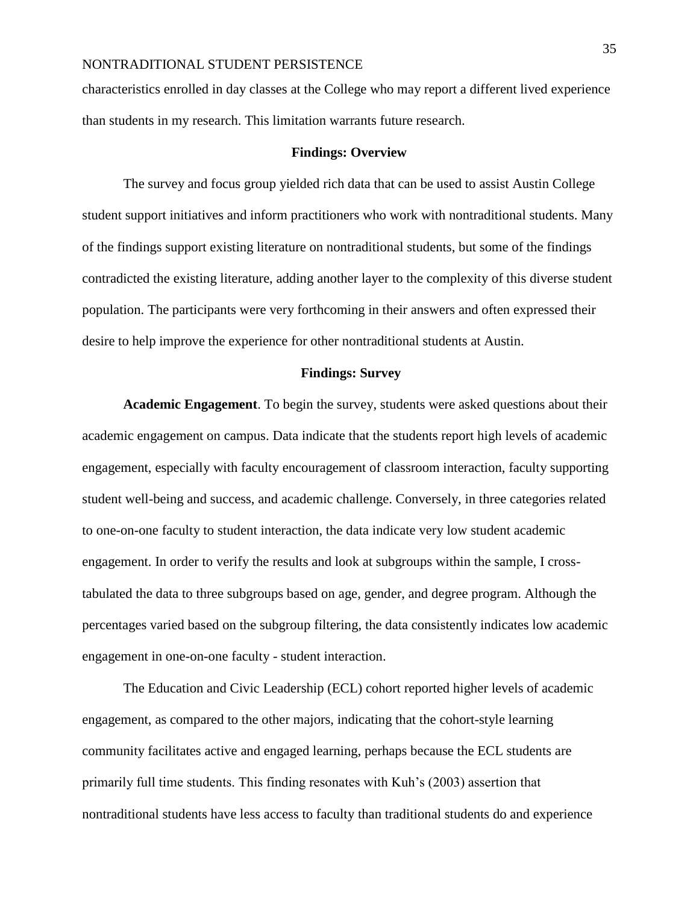characteristics enrolled in day classes at the College who may report a different lived experience than students in my research. This limitation warrants future research.

## Findings: Overview

The survey and focus group yielded rich data that can be used to assist Austin College student support initiatives and inform practitioners who work with nontraditional students. Many of the findings support existing literature on nontraditional students, but some of the findings contradicted the existing literature, adding another layer to the complexity of this diverse student population. The participants were very forthcoming in their answers and often expressed their desire to help improve the experience for other nontraditional students at Austin.

## Findings: Survey

**Academic Engagement**. To begin the survey, students were asked questions about their academic engagement on campus. Data indicate that the students report high levels of academic engagement, especially with faculty encouragement of classroom interaction, faculty supporting student well-being and success, and academic challenge. Conversely, in three categories related to one-on-one faculty to student interaction, the data indicate very low student academic engagement. In order to verify the results and look at subgroups within the sample, I cross-tabulated the data to three subgroups based on age, gender, and degree program. Although the percentages varied based on the subgroup filtering, the data consistently indicates low academic engagement in one-on-one faculty - student interaction.

The Education and Civic Leadership (ECL) cohort reported higher levels of academic engagement, as compared to the other majors, indicating that the cohort-style learning community facilitates active and engaged learning, perhaps because the ECL students are primarily full time students. This finding resonates with Kuh's (2003) assertion that nontraditional students have less access to faculty than traditional students do and experience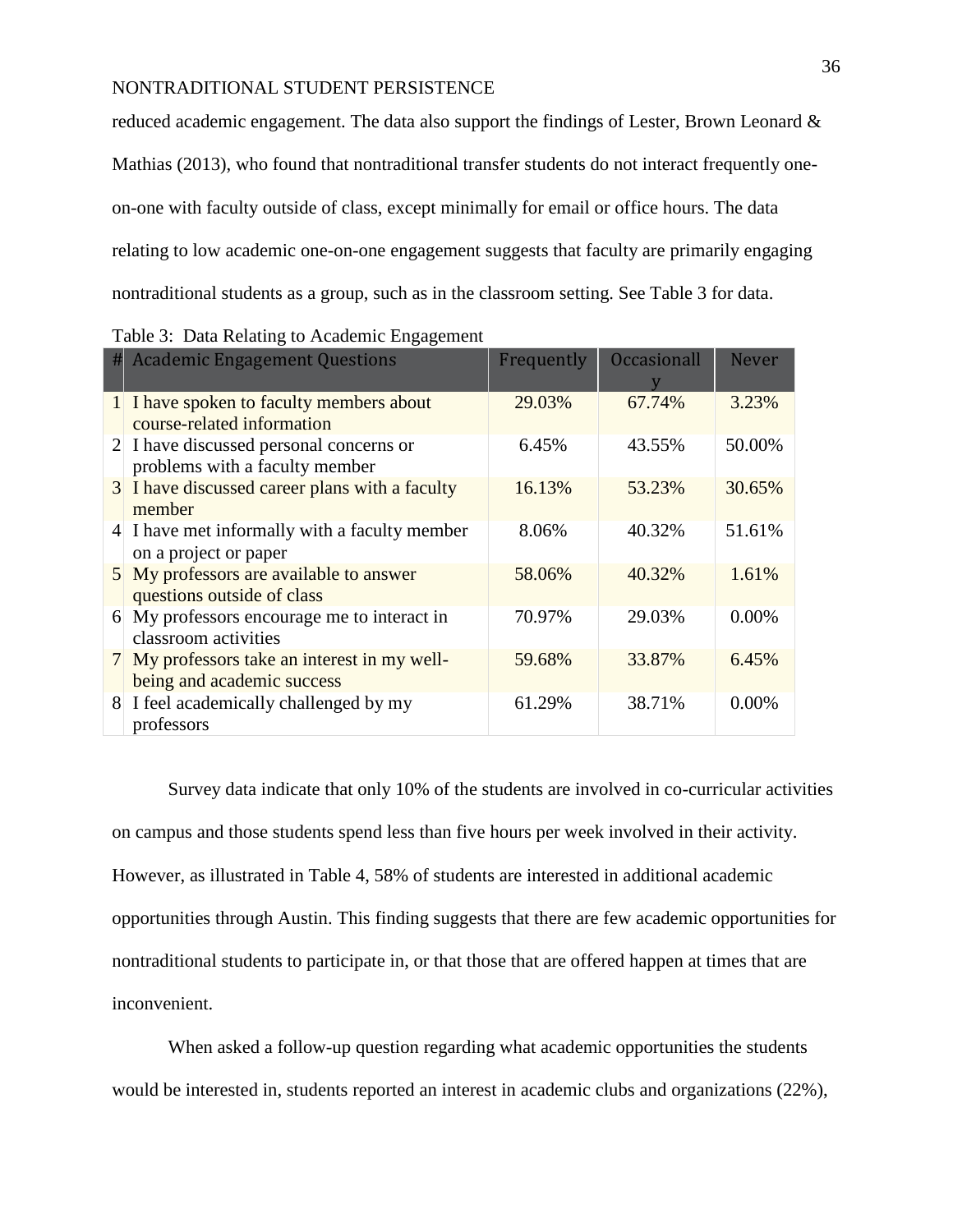reduced academic engagement. The data also support the findings of Lester, Brown Leonard & Mathias (2013), who found that nontraditional transfer students do not interact frequently one-on-one with faculty outside of class, except minimally for email or office hours. The data relating to low academic one-on-one engagement suggests that faculty are primarily engaging nontraditional students as a group, such as in the classroom setting. See Table 3 for data.

Table 3: Data Relating to Academic Engagement

| # | Academic Engagement Questions | Frequently | Occasionally | Never |
|---|---|---|---|---|
| 1 | I have spoken to faculty members about course-related information | 29.03% | 67.74% | 3.23% |
| 2 | I have discussed personal concerns or problems with a faculty member | 6.45% | 43.55% | 50.00% |
| 3 | I have discussed career plans with a faculty member | 16.13% | 53.23% | 30.65% |
| 4 | I have met informally with a faculty member on a project or paper | 8.06% | 40.32% | 51.61% |
| 5 | My professors are available to answer questions outside of class | 58.06% | 40.32% | 1.61% |
| 6 | My professors encourage me to interact in classroom activities | 70.97% | 29.03% | 0.00% |
| 7 | My professors take an interest in my well-being and academic success | 59.68% | 33.87% | 6.45% |
| 8 | I feel academically challenged by my professors | 61.29% | 38.71% | 0.00% |

Survey data indicate that only 10% of the students are involved in co-curricular activities on campus and those students spend less than five hours per week involved in their activity. However, as illustrated in Table 4, 58% of students are interested in additional academic opportunities through Austin. This finding suggests that there are few academic opportunities for nontraditional students to participate in, or that those that are offered happen at times that are inconvenient.

When asked a follow-up question regarding what academic opportunities the students would be interested in, students reported an interest in academic clubs and organizations (22%),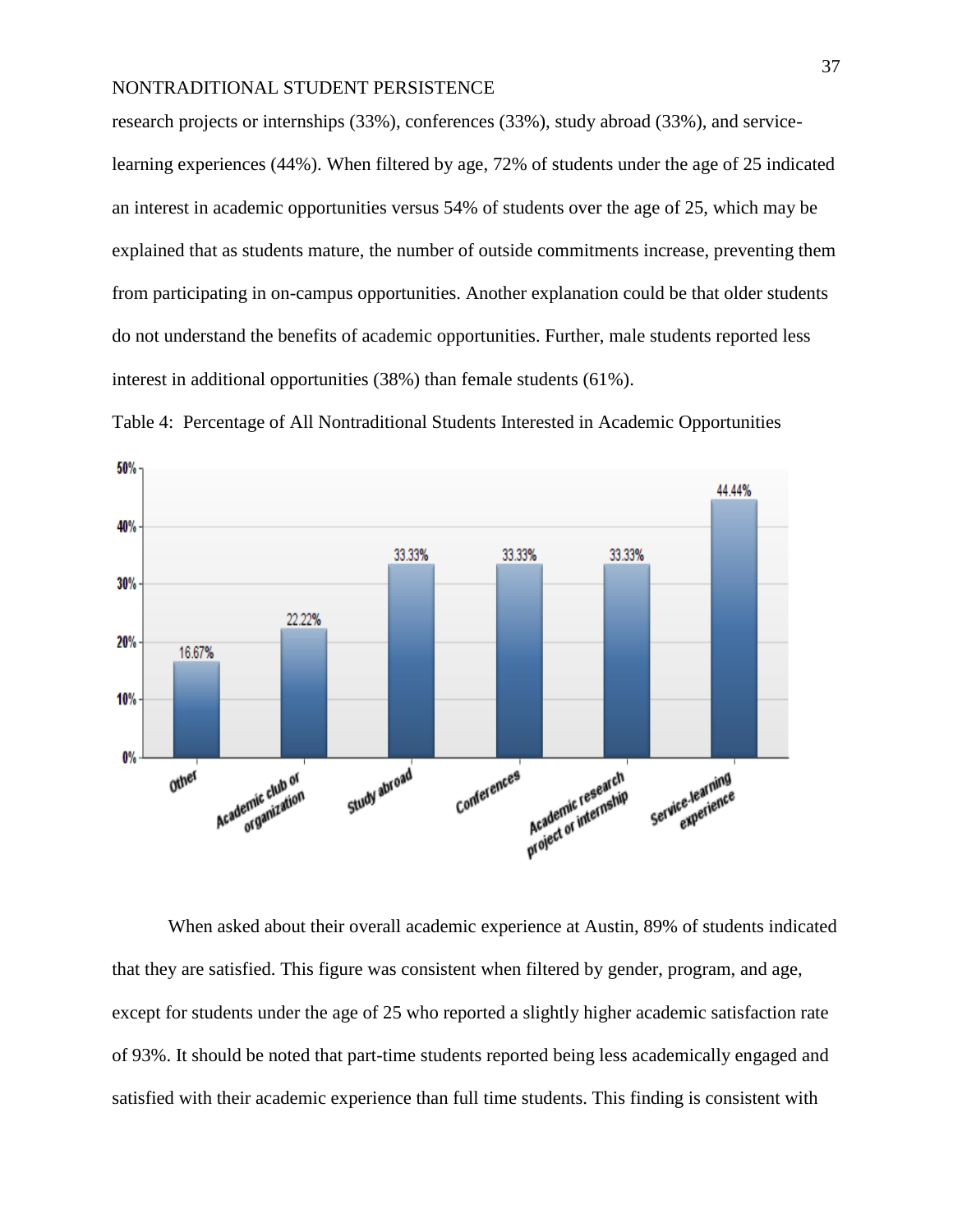research projects or internships (33%), conferences (33%), study abroad (33%), and service-learning experiences (44%). When filtered by age, 72% of students under the age of 25 indicated an interest in academic opportunities versus 54% of students over the age of 25, which may be explained that as students mature, the number of outside commitments increase, preventing them from participating in on-campus opportunities. Another explanation could be that older students do not understand the benefits of academic opportunities. Further, male students reported less interest in additional opportunities (38%) than female students (61%).

Table 4: Percentage of All Nontraditional Students Interested in Academic Opportunities

| Opportunity | Percentage |
| --- | --- |
| Other | 16.67% |
| Academic club or organization | 22.22% |
| Study abroad | 33.33% |
| Conferences | 33.33% |
| Academic research project or internship | 33.33% |
| Service-learning experience | 44.44% |

When asked about their overall academic experience at Austin, 89% of students indicated that they are satisfied. This figure was consistent when filtered by gender, program, and age, except for students under the age of 25 who reported a slightly higher academic satisfaction rate of 93%. It should be noted that part-time students reported being less academically engaged and satisfied with their academic experience than full time students. This finding is consistent with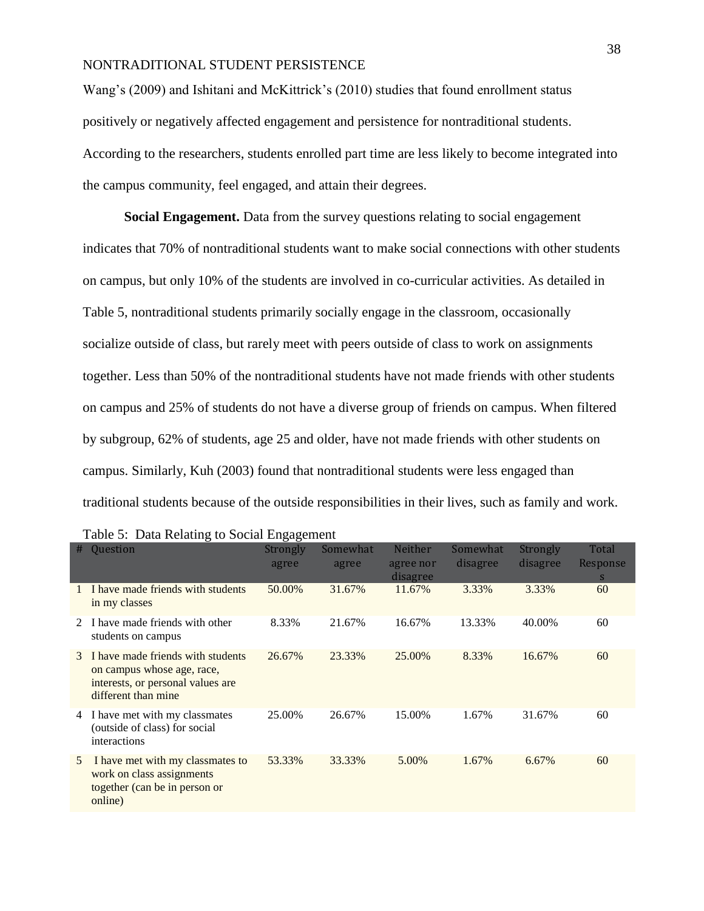Wang's (2009) and Ishitani and McKittrick's (2010) studies that found enrollment status positively or negatively affected engagement and persistence for nontraditional students. According to the researchers, students enrolled part time are less likely to become integrated into the campus community, feel engaged, and attain their degrees.

**Social Engagement.** Data from the survey questions relating to social engagement indicates that 70% of nontraditional students want to make social connections with other students on campus, but only 10% of the students are involved in co-curricular activities. As detailed in Table 5, nontraditional students primarily socially engage in the classroom, occasionally socialize outside of class, but rarely meet with peers outside of class to work on assignments together. Less than 50% of the nontraditional students have not made friends with other students on campus and 25% of students do not have a diverse group of friends on campus. When filtered by subgroup, 62% of students, age 25 and older, have not made friends with other students on campus. Similarly, Kuh (2003) found that nontraditional students were less engaged than traditional students because of the outside responsibilities in their lives, such as family and work.

Table 5: Data Relating to Social Engagement

| # | Question | Strongly agree | Somewhat agree | Neither agree nor disagree | Somewhat disagree | Strongly disagree | Total Responses |
|---|---|---|---|---|---|---|---|
| 1 | I have made friends with students in my classes | 50.00% | 31.67% | 11.67% | 3.33% | 3.33% | 60 |
| 2 | I have made friends with other students on campus | 8.33% | 21.67% | 16.67% | 13.33% | 40.00% | 60 |
| 3 | I have made friends with students on campus whose age, race, interests, or personal values are different than mine | 26.67% | 23.33% | 25.00% | 8.33% | 16.67% | 60 |
| 4 | I have met with my classmates (outside of class) for social interactions | 25.00% | 26.67% | 15.00% | 1.67% | 31.67% | 60 |
| 5 | I have met with my classmates to work on class assignments together (can be in person or online) | 53.33% | 33.33% | 5.00% | 1.67% | 6.67% | 60 |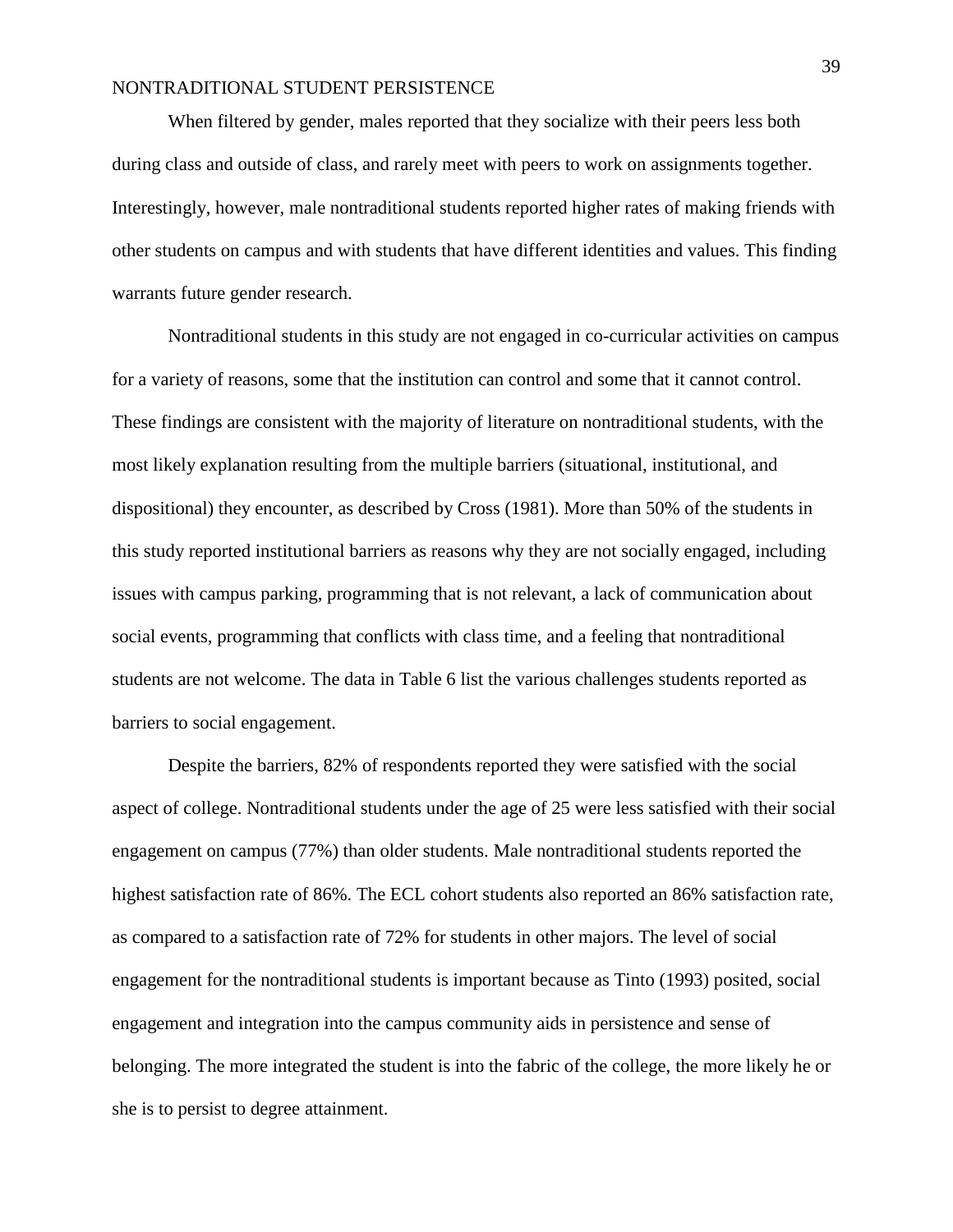When filtered by gender, males reported that they socialize with their peers less both during class and outside of class, and rarely meet with peers to work on assignments together. Interestingly, however, male nontraditional students reported higher rates of making friends with other students on campus and with students that have different identities and values. This finding warrants future gender research.

Nontraditional students in this study are not engaged in co-curricular activities on campus for a variety of reasons, some that the institution can control and some that it cannot control. These findings are consistent with the majority of literature on nontraditional students, with the most likely explanation resulting from the multiple barriers (situational, institutional, and dispositional) they encounter, as described by Cross (1981). More than 50% of the students in this study reported institutional barriers as reasons why they are not socially engaged, including issues with campus parking, programming that is not relevant, a lack of communication about social events, programming that conflicts with class time, and a feeling that nontraditional students are not welcome. The data in Table 6 list the various challenges students reported as barriers to social engagement.

Despite the barriers, 82% of respondents reported they were satisfied with the social aspect of college. Nontraditional students under the age of 25 were less satisfied with their social engagement on campus (77%) than older students. Male nontraditional students reported the highest satisfaction rate of 86%. The ECL cohort students also reported an 86% satisfaction rate, as compared to a satisfaction rate of 72% for students in other majors. The level of social engagement for the nontraditional students is important because as Tinto (1993) posited, social engagement and integration into the campus community aids in persistence and sense of belonging. The more integrated the student is into the fabric of the college, the more likely he or she is to persist to degree attainment.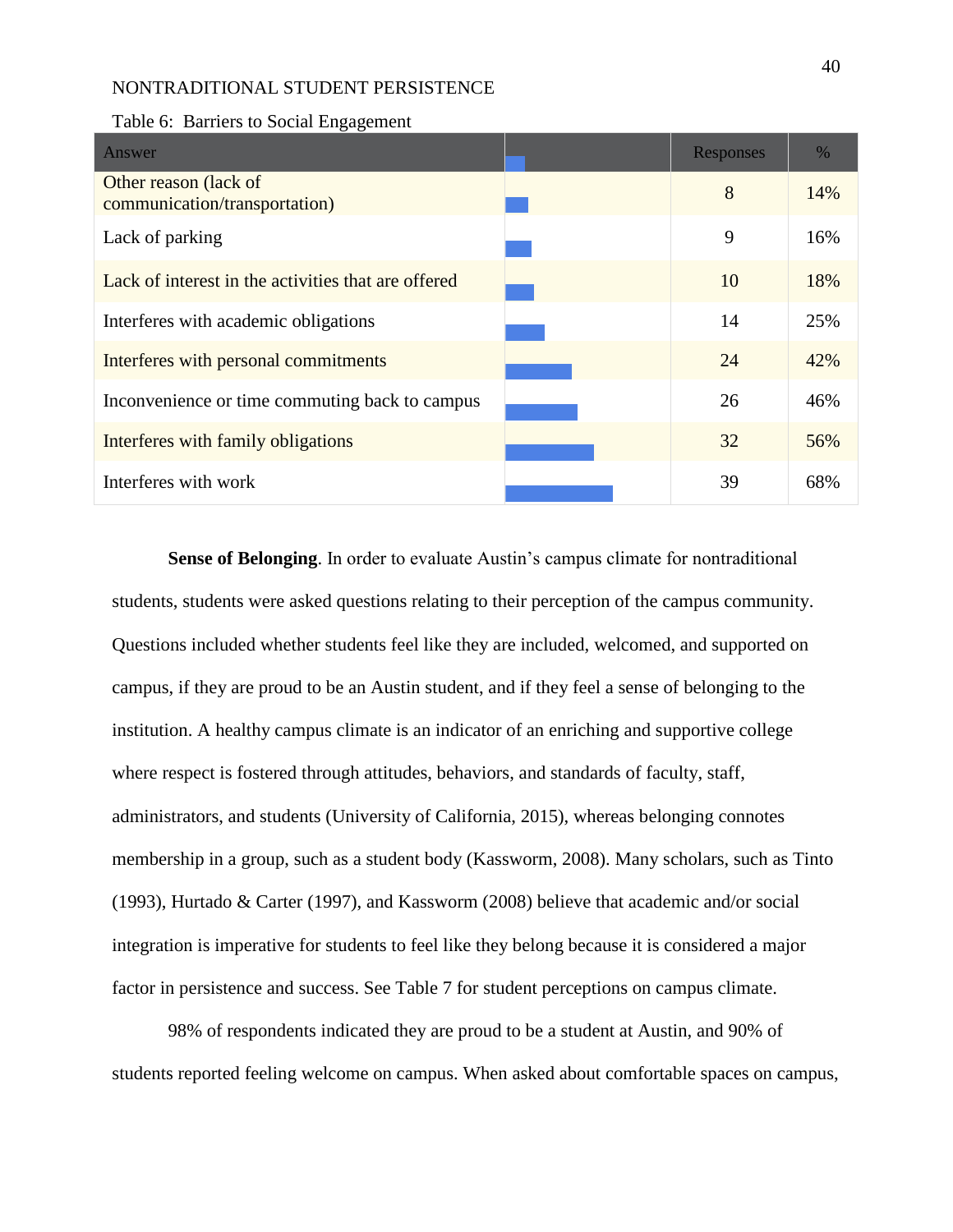Table 6: Barriers to Social Engagement

| Answer | | Responses | % |
|---|---|---|---|
| Other reason (lack of communication/transportation) | | 8 | 14% |
| Lack of parking | | 9 | 16% |
| Lack of interest in the activities that are offered | | 10 | 18% |
| Interferes with academic obligations | | 14 | 25% |
| Interferes with personal commitments | | 24 | 42% |
| Inconvenience or time commuting back to campus | | 26 | 46% |
| Interferes with family obligations | | 32 | 56% |
| Interferes with work | | 39 | 68% |

**Sense of Belonging**. In order to evaluate Austin's campus climate for nontraditional students, students were asked questions relating to their perception of the campus community. Questions included whether students feel like they are included, welcomed, and supported on campus, if they are proud to be an Austin student, and if they feel a sense of belonging to the institution. A healthy campus climate is an indicator of an enriching and supportive college where respect is fostered through attitudes, behaviors, and standards of faculty, staff, administrators, and students (University of California, 2015), whereas belonging connotes membership in a group, such as a student body (Kassworm, 2008). Many scholars, such as Tinto (1993), Hurtado & Carter (1997), and Kassworm (2008) believe that academic and/or social integration is imperative for students to feel like they belong because it is considered a major factor in persistence and success. See Table 7 for student perceptions on campus climate.

98% of respondents indicated they are proud to be a student at Austin, and 90% of students reported feeling welcome on campus. When asked about comfortable spaces on campus,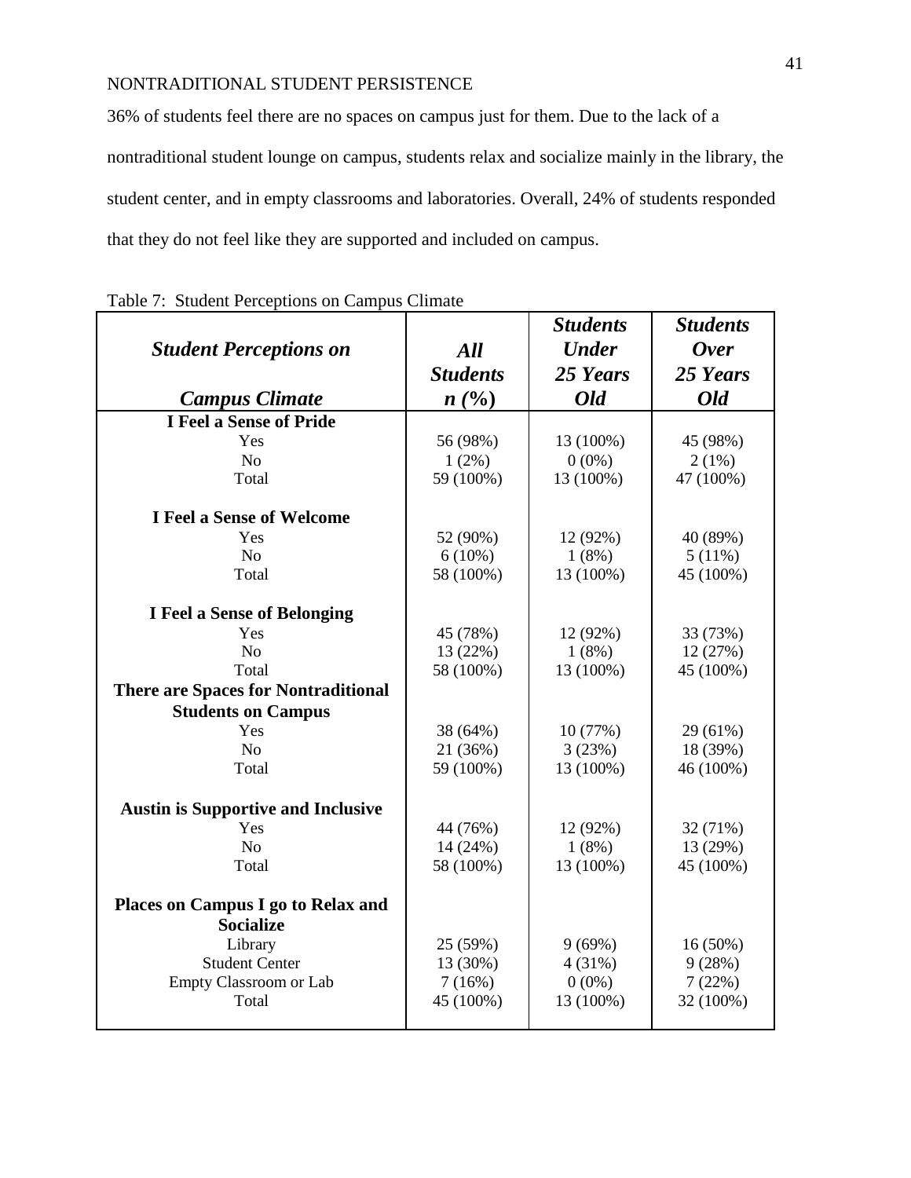36% of students feel there are no spaces on campus just for them. Due to the lack of a nontraditional student lounge on campus, students relax and socialize mainly in the library, the student center, and in empty classrooms and laboratories. Overall, 24% of students responded that they do not feel like they are supported and included on campus.

Table 7: Student Perceptions on Campus Climate

| ***Student Perceptions on Campus Climate*** | ***All Students n (%)*** | ***Students Under 25 Years Old*** | ***Students Over 25 Years Old*** |
|---|---|---|---|
| **I Feel a Sense of Pride** | | | |
| Yes | 56 (98%) | 13 (100%) | 45 (98%) |
| No | 1 (2%) | 0 (0%) | 2 (1%) |
| Total | 59 (100%) | 13 (100%) | 47 (100%) |
| **I Feel a Sense of Welcome** | | | |
| Yes | 52 (90%) | 12 (92%) | 40 (89%) |
| No | 6 (10%) | 1 (8%) | 5 (11%) |
| Total | 58 (100%) | 13 (100%) | 45 (100%) |
| **I Feel a Sense of Belonging** | | | |
| Yes | 45 (78%) | 12 (92%) | 33 (73%) |
| No | 13 (22%) | 1 (8%) | 12 (27%) |
| Total | 58 (100%) | 13 (100%) | 45 (100%) |
| **There are Spaces for Nontraditional Students on Campus** | | | |
| Yes | 38 (64%) | 10 (77%) | 29 (61%) |
| No | 21 (36%) | 3 (23%) | 18 (39%) |
| Total | 59 (100%) | 13 (100%) | 46 (100%) |
| **Austin is Supportive and Inclusive** | | | |
| Yes | 44 (76%) | 12 (92%) | 32 (71%) |
| No | 14 (24%) | 1 (8%) | 13 (29%) |
| Total | 58 (100%) | 13 (100%) | 45 (100%) |
| **Places on Campus I go to Relax and Socialize** | | | |
| Library | 25 (59%) | 9 (69%) | 16 (50%) |
| Student Center | 13 (30%) | 4 (31%) | 9 (28%) |
| Empty Classroom or Lab | 7 (16%) | 0 (0%) | 7 (22%) |
| Total | 45 (100%) | 13 (100%) | 32 (100%) |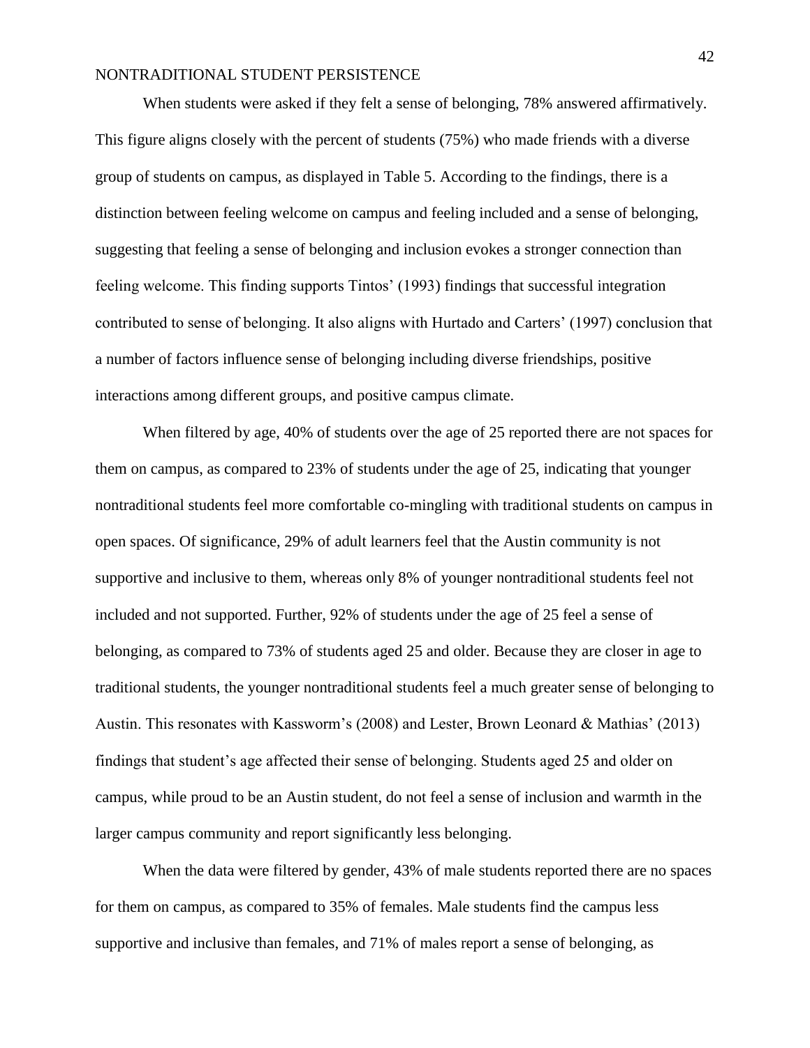When students were asked if they felt a sense of belonging, 78% answered affirmatively. This figure aligns closely with the percent of students (75%) who made friends with a diverse group of students on campus, as displayed in Table 5. According to the findings, there is a distinction between feeling welcome on campus and feeling included and a sense of belonging, suggesting that feeling a sense of belonging and inclusion evokes a stronger connection than feeling welcome. This finding supports Tintos' (1993) findings that successful integration contributed to sense of belonging. It also aligns with Hurtado and Carters' (1997) conclusion that a number of factors influence sense of belonging including diverse friendships, positive interactions among different groups, and positive campus climate.

When filtered by age, 40% of students over the age of 25 reported there are not spaces for them on campus, as compared to 23% of students under the age of 25, indicating that younger nontraditional students feel more comfortable co-mingling with traditional students on campus in open spaces. Of significance, 29% of adult learners feel that the Austin community is not supportive and inclusive to them, whereas only 8% of younger nontraditional students feel not included and not supported. Further, 92% of students under the age of 25 feel a sense of belonging, as compared to 73% of students aged 25 and older. Because they are closer in age to traditional students, the younger nontraditional students feel a much greater sense of belonging to Austin. This resonates with Kassworm's (2008) and Lester, Brown Leonard & Mathias' (2013) findings that student's age affected their sense of belonging. Students aged 25 and older on campus, while proud to be an Austin student, do not feel a sense of inclusion and warmth in the larger campus community and report significantly less belonging.

When the data were filtered by gender, 43% of male students reported there are no spaces for them on campus, as compared to 35% of females. Male students find the campus less supportive and inclusive than females, and 71% of males report a sense of belonging, as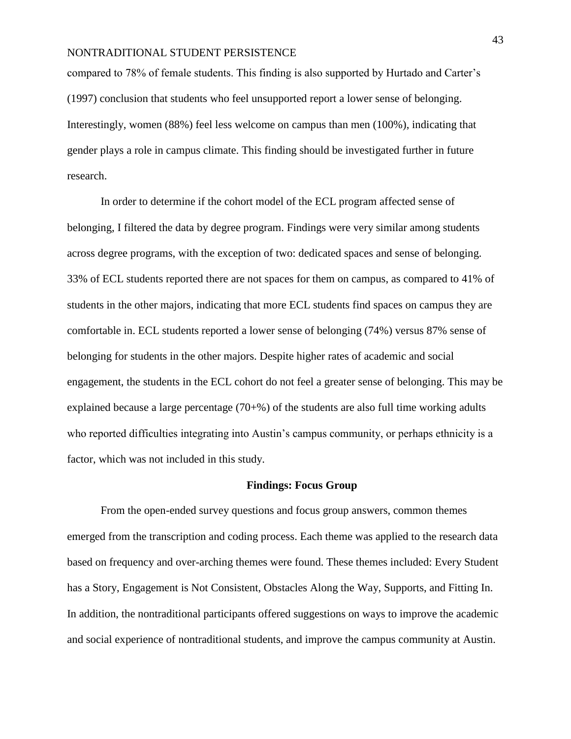compared to 78% of female students. This finding is also supported by Hurtado and Carter's (1997) conclusion that students who feel unsupported report a lower sense of belonging. Interestingly, women (88%) feel less welcome on campus than men (100%), indicating that gender plays a role in campus climate. This finding should be investigated further in future research.

In order to determine if the cohort model of the ECL program affected sense of belonging, I filtered the data by degree program. Findings were very similar among students across degree programs, with the exception of two: dedicated spaces and sense of belonging. 33% of ECL students reported there are not spaces for them on campus, as compared to 41% of students in the other majors, indicating that more ECL students find spaces on campus they are comfortable in. ECL students reported a lower sense of belonging (74%) versus 87% sense of belonging for students in the other majors. Despite higher rates of academic and social engagement, the students in the ECL cohort do not feel a greater sense of belonging. This may be explained because a large percentage (70+%) of the students are also full time working adults who reported difficulties integrating into Austin's campus community, or perhaps ethnicity is a factor, which was not included in this study.

## Findings: Focus Group

From the open-ended survey questions and focus group answers, common themes emerged from the transcription and coding process. Each theme was applied to the research data based on frequency and over-arching themes were found. These themes included: Every Student has a Story, Engagement is Not Consistent, Obstacles Along the Way, Supports, and Fitting In. In addition, the nontraditional participants offered suggestions on ways to improve the academic and social experience of nontraditional students, and improve the campus community at Austin.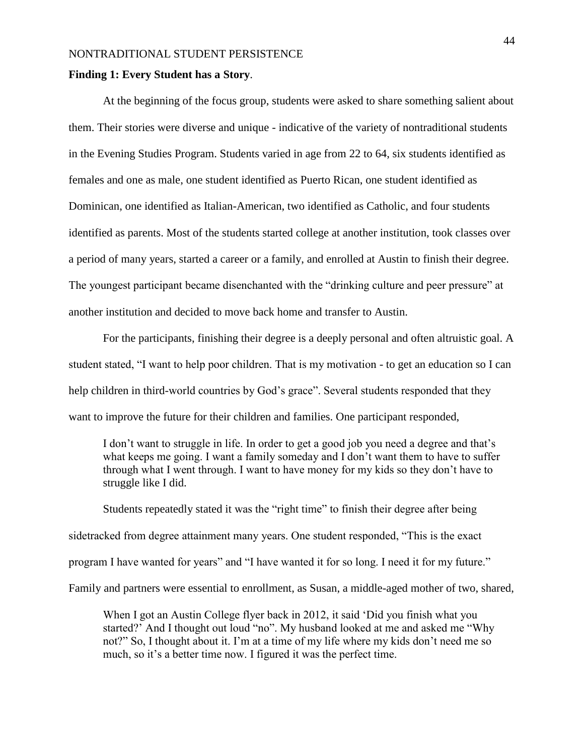**Finding 1: Every Student has a Story**.

At the beginning of the focus group, students were asked to share something salient about them. Their stories were diverse and unique - indicative of the variety of nontraditional students in the Evening Studies Program. Students varied in age from 22 to 64, six students identified as females and one as male, one student identified as Puerto Rican, one student identified as Dominican, one identified as Italian-American, two identified as Catholic, and four students identified as parents. Most of the students started college at another institution, took classes over a period of many years, started a career or a family, and enrolled at Austin to finish their degree. The youngest participant became disenchanted with the "drinking culture and peer pressure" at another institution and decided to move back home and transfer to Austin.

For the participants, finishing their degree is a deeply personal and often altruistic goal. A student stated, "I want to help poor children. That is my motivation - to get an education so I can help children in third-world countries by God's grace". Several students responded that they want to improve the future for their children and families. One participant responded,

> I don't want to struggle in life. In order to get a good job you need a degree and that's what keeps me going. I want a family someday and I don't want them to have to suffer through what I went through. I want to have money for my kids so they don't have to struggle like I did.

Students repeatedly stated it was the "right time" to finish their degree after being sidetracked from degree attainment many years. One student responded, "This is the exact program I have wanted for years" and "I have wanted it for so long. I need it for my future." Family and partners were essential to enrollment, as Susan, a middle-aged mother of two, shared,

> When I got an Austin College flyer back in 2012, it said 'Did you finish what you started?' And I thought out loud "no". My husband looked at me and asked me "Why not?" So, I thought about it. I'm at a time of my life where my kids don't need me so much, so it's a better time now. I figured it was the perfect time.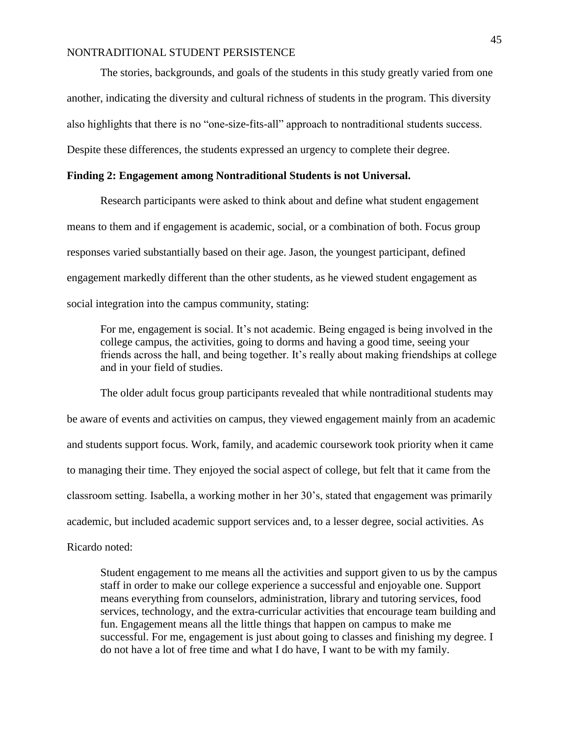The stories, backgrounds, and goals of the students in this study greatly varied from one another, indicating the diversity and cultural richness of students in the program. This diversity also highlights that there is no "one-size-fits-all" approach to nontraditional students success. Despite these differences, the students expressed an urgency to complete their degree.

**Finding 2: Engagement among Nontraditional Students is not Universal.**

Research participants were asked to think about and define what student engagement means to them and if engagement is academic, social, or a combination of both. Focus group responses varied substantially based on their age. Jason, the youngest participant, defined engagement markedly different than the other students, as he viewed student engagement as social integration into the campus community, stating:

> For me, engagement is social. It's not academic. Being engaged is being involved in the college campus, the activities, going to dorms and having a good time, seeing your friends across the hall, and being together. It's really about making friendships at college and in your field of studies.

The older adult focus group participants revealed that while nontraditional students may be aware of events and activities on campus, they viewed engagement mainly from an academic and students support focus. Work, family, and academic coursework took priority when it came to managing their time. They enjoyed the social aspect of college, but felt that it came from the classroom setting. Isabella, a working mother in her 30's, stated that engagement was primarily academic, but included academic support services and, to a lesser degree, social activities. As Ricardo noted:

> Student engagement to me means all the activities and support given to us by the campus staff in order to make our college experience a successful and enjoyable one. Support means everything from counselors, administration, library and tutoring services, food services, technology, and the extra-curricular activities that encourage team building and fun. Engagement means all the little things that happen on campus to make me successful. For me, engagement is just about going to classes and finishing my degree. I do not have a lot of free time and what I do have, I want to be with my family.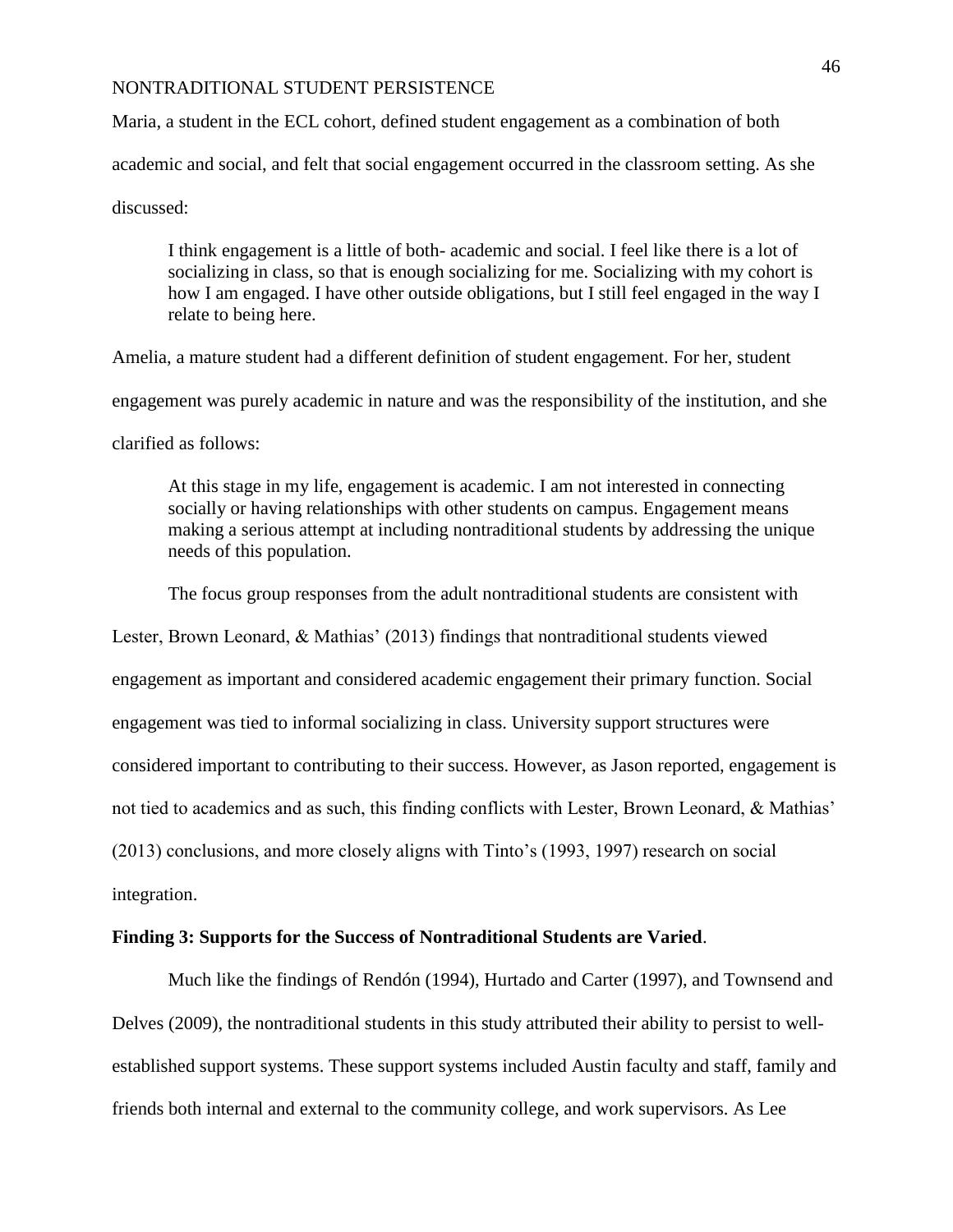Maria, a student in the ECL cohort, defined student engagement as a combination of both academic and social, and felt that social engagement occurred in the classroom setting. As she discussed:

> I think engagement is a little of both- academic and social. I feel like there is a lot of socializing in class, so that is enough socializing for me. Socializing with my cohort is how I am engaged. I have other outside obligations, but I still feel engaged in the way I relate to being here.

Amelia, a mature student had a different definition of student engagement. For her, student engagement was purely academic in nature and was the responsibility of the institution, and she clarified as follows:

> At this stage in my life, engagement is academic. I am not interested in connecting socially or having relationships with other students on campus. Engagement means making a serious attempt at including nontraditional students by addressing the unique needs of this population.

The focus group responses from the adult nontraditional students are consistent with Lester, Brown Leonard, & Mathias' (2013) findings that nontraditional students viewed engagement as important and considered academic engagement their primary function. Social engagement was tied to informal socializing in class. University support structures were considered important to contributing to their success. However, as Jason reported, engagement is not tied to academics and as such, this finding conflicts with Lester, Brown Leonard, & Mathias' (2013) conclusions, and more closely aligns with Tinto's (1993, 1997) research on social integration.

**Finding 3: Supports for the Success of Nontraditional Students are Varied**.

Much like the findings of Rendón (1994), Hurtado and Carter (1997), and Townsend and Delves (2009), the nontraditional students in this study attributed their ability to persist to well-established support systems. These support systems included Austin faculty and staff, family and friends both internal and external to the community college, and work supervisors. As Lee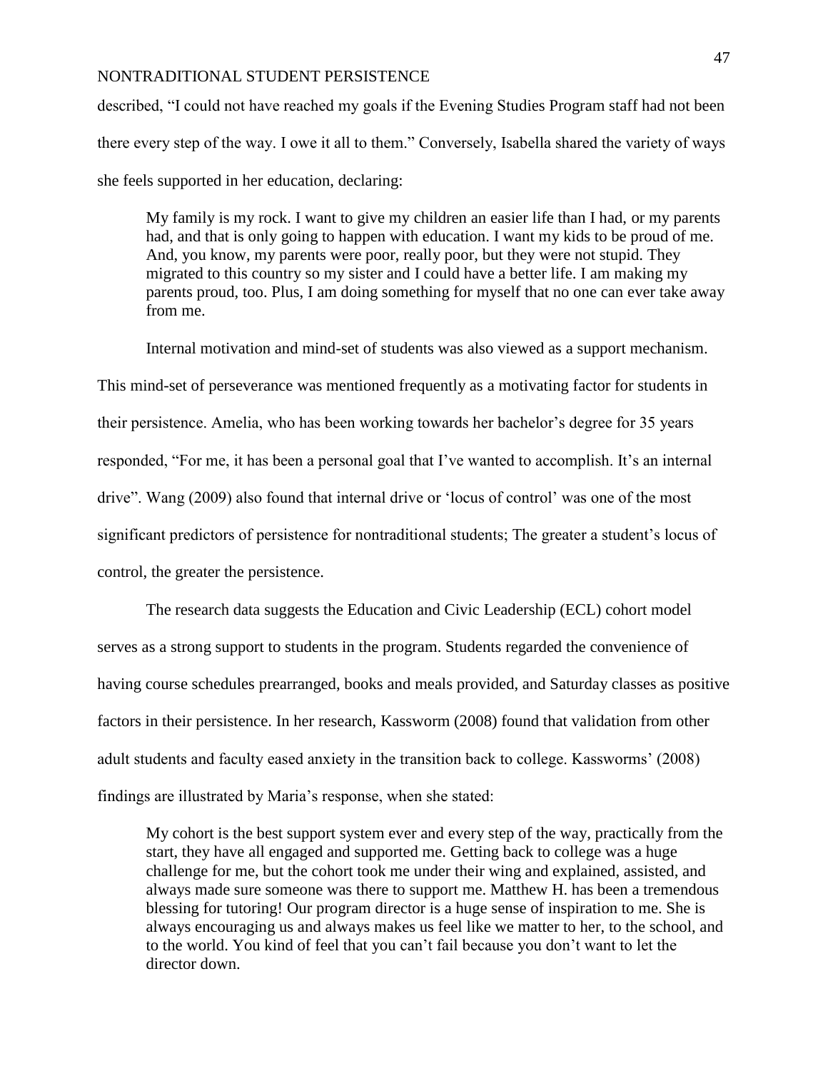described, “I could not have reached my goals if the Evening Studies Program staff had not been there every step of the way. I owe it all to them.” Conversely, Isabella shared the variety of ways she feels supported in her education, declaring:

> My family is my rock. I want to give my children an easier life than I had, or my parents had, and that is only going to happen with education. I want my kids to be proud of me. And, you know, my parents were poor, really poor, but they were not stupid. They migrated to this country so my sister and I could have a better life. I am making my parents proud, too. Plus, I am doing something for myself that no one can ever take away from me.

Internal motivation and mind-set of students was also viewed as a support mechanism. This mind-set of perseverance was mentioned frequently as a motivating factor for students in their persistence. Amelia, who has been working towards her bachelor’s degree for 35 years responded, “For me, it has been a personal goal that I’ve wanted to accomplish. It’s an internal drive”. Wang (2009) also found that internal drive or ‘locus of control’ was one of the most significant predictors of persistence for nontraditional students; The greater a student’s locus of control, the greater the persistence.

The research data suggests the Education and Civic Leadership (ECL) cohort model serves as a strong support to students in the program. Students regarded the convenience of having course schedules prearranged, books and meals provided, and Saturday classes as positive factors in their persistence. In her research, Kassworm (2008) found that validation from other adult students and faculty eased anxiety in the transition back to college. Kassworms’ (2008) findings are illustrated by Maria’s response, when she stated:

> My cohort is the best support system ever and every step of the way, practically from the start, they have all engaged and supported me. Getting back to college was a huge challenge for me, but the cohort took me under their wing and explained, assisted, and always made sure someone was there to support me. Matthew H. has been a tremendous blessing for tutoring! Our program director is a huge sense of inspiration to me. She is always encouraging us and always makes us feel like we matter to her, to the school, and to the world. You kind of feel that you can’t fail because you don’t want to let the director down.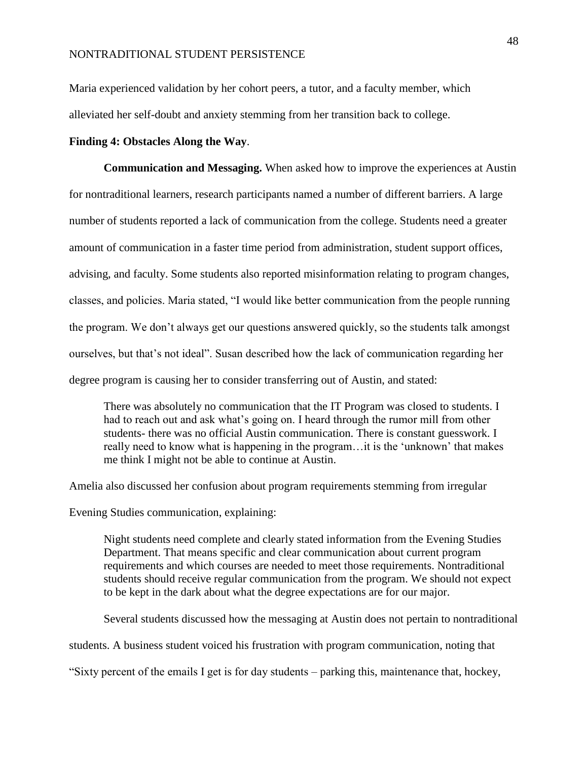Maria experienced validation by her cohort peers, a tutor, and a faculty member, which alleviated her self-doubt and anxiety stemming from her transition back to college.

**Finding 4: Obstacles Along the Way**.

**Communication and Messaging.** When asked how to improve the experiences at Austin for nontraditional learners, research participants named a number of different barriers. A large number of students reported a lack of communication from the college. Students need a greater amount of communication in a faster time period from administration, student support offices, advising, and faculty. Some students also reported misinformation relating to program changes, classes, and policies. Maria stated, "I would like better communication from the people running the program. We don't always get our questions answered quickly, so the students talk amongst ourselves, but that's not ideal". Susan described how the lack of communication regarding her degree program is causing her to consider transferring out of Austin, and stated:

> There was absolutely no communication that the IT Program was closed to students. I had to reach out and ask what's going on. I heard through the rumor mill from other students- there was no official Austin communication. There is constant guesswork. I really need to know what is happening in the program…it is the 'unknown' that makes me think I might not be able to continue at Austin.

Amelia also discussed her confusion about program requirements stemming from irregular Evening Studies communication, explaining:

> Night students need complete and clearly stated information from the Evening Studies Department. That means specific and clear communication about current program requirements and which courses are needed to meet those requirements. Nontraditional students should receive regular communication from the program. We should not expect to be kept in the dark about what the degree expectations are for our major.

Several students discussed how the messaging at Austin does not pertain to nontraditional students. A business student voiced his frustration with program communication, noting that "Sixty percent of the emails I get is for day students – parking this, maintenance that, hockey,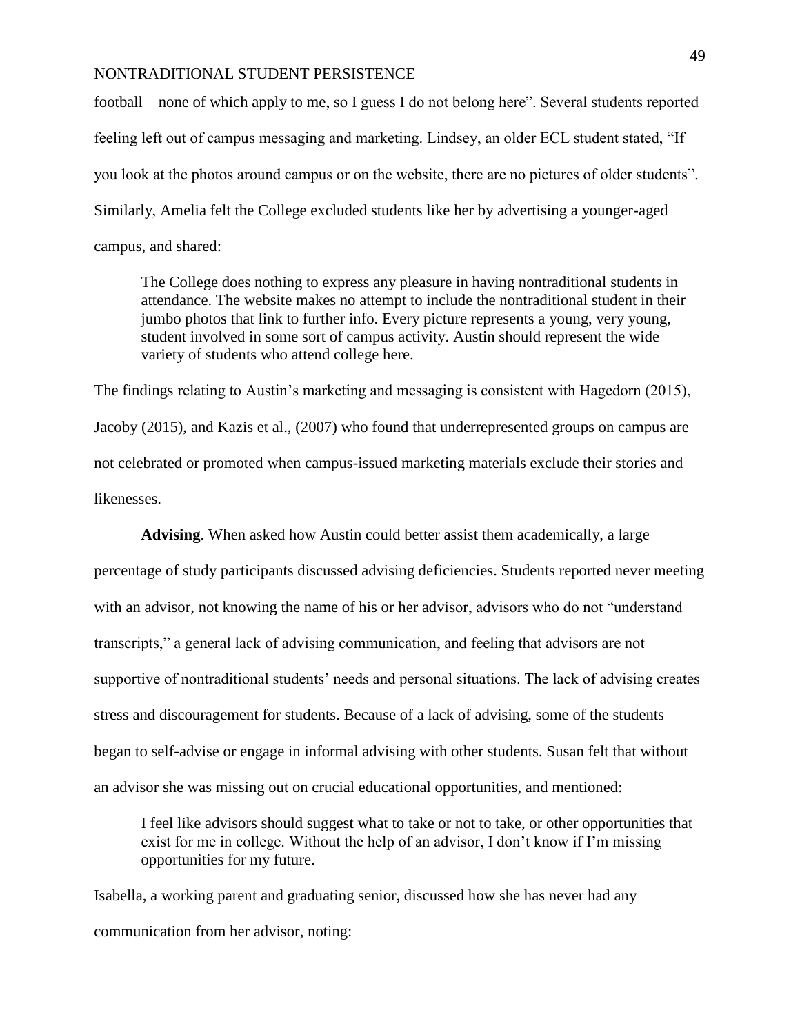football – none of which apply to me, so I guess I do not belong here". Several students reported feeling left out of campus messaging and marketing. Lindsey, an older ECL student stated, "If you look at the photos around campus or on the website, there are no pictures of older students". Similarly, Amelia felt the College excluded students like her by advertising a younger-aged campus, and shared:

> The College does nothing to express any pleasure in having nontraditional students in attendance. The website makes no attempt to include the nontraditional student in their jumbo photos that link to further info. Every picture represents a young, very young, student involved in some sort of campus activity. Austin should represent the wide variety of students who attend college here.

The findings relating to Austin's marketing and messaging is consistent with Hagedorn (2015), Jacoby (2015), and Kazis et al., (2007) who found that underrepresented groups on campus are not celebrated or promoted when campus-issued marketing materials exclude their stories and likenesses.

**Advising**. When asked how Austin could better assist them academically, a large percentage of study participants discussed advising deficiencies. Students reported never meeting with an advisor, not knowing the name of his or her advisor, advisors who do not "understand transcripts," a general lack of advising communication, and feeling that advisors are not supportive of nontraditional students' needs and personal situations. The lack of advising creates stress and discouragement for students. Because of a lack of advising, some of the students began to self-advise or engage in informal advising with other students. Susan felt that without an advisor she was missing out on crucial educational opportunities, and mentioned:

> I feel like advisors should suggest what to take or not to take, or other opportunities that exist for me in college. Without the help of an advisor, I don't know if I'm missing opportunities for my future.

Isabella, a working parent and graduating senior, discussed how she has never had any communication from her advisor, noting: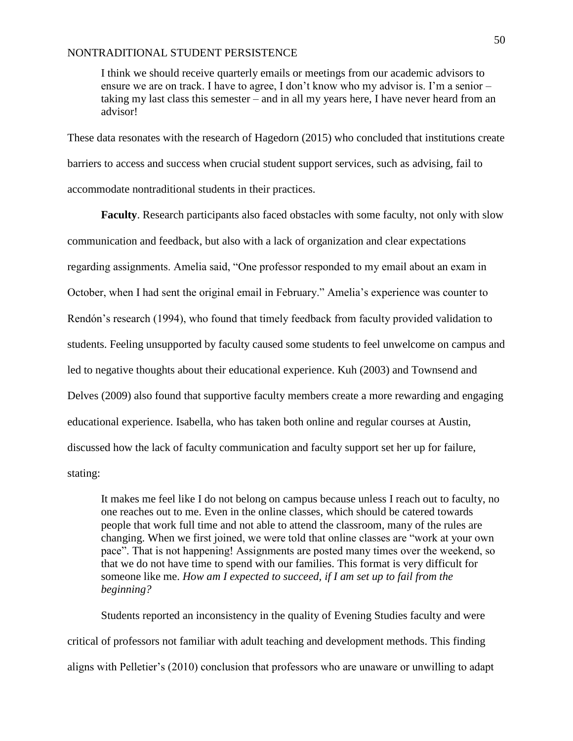> I think we should receive quarterly emails or meetings from our academic advisors to ensure we are on track. I have to agree, I don't know who my advisor is. I'm a senior – taking my last class this semester – and in all my years here, I have never heard from an advisor!

These data resonates with the research of Hagedorn (2015) who concluded that institutions create barriers to access and success when crucial student support services, such as advising, fail to accommodate nontraditional students in their practices.

**Faculty**. Research participants also faced obstacles with some faculty, not only with slow communication and feedback, but also with a lack of organization and clear expectations regarding assignments. Amelia said, "One professor responded to my email about an exam in October, when I had sent the original email in February." Amelia's experience was counter to Rendón's research (1994), who found that timely feedback from faculty provided validation to students. Feeling unsupported by faculty caused some students to feel unwelcome on campus and led to negative thoughts about their educational experience. Kuh (2003) and Townsend and Delves (2009) also found that supportive faculty members create a more rewarding and engaging educational experience. Isabella, who has taken both online and regular courses at Austin, discussed how the lack of faculty communication and faculty support set her up for failure, stating:

> It makes me feel like I do not belong on campus because unless I reach out to faculty, no one reaches out to me. Even in the online classes, which should be catered towards people that work full time and not able to attend the classroom, many of the rules are changing. When we first joined, we were told that online classes are "work at your own pace". That is not happening! Assignments are posted many times over the weekend, so that we do not have time to spend with our families. This format is very difficult for someone like me. *How am I expected to succeed, if I am set up to fail from the beginning?*

Students reported an inconsistency in the quality of Evening Studies faculty and were critical of professors not familiar with adult teaching and development methods. This finding aligns with Pelletier's (2010) conclusion that professors who are unaware or unwilling to adapt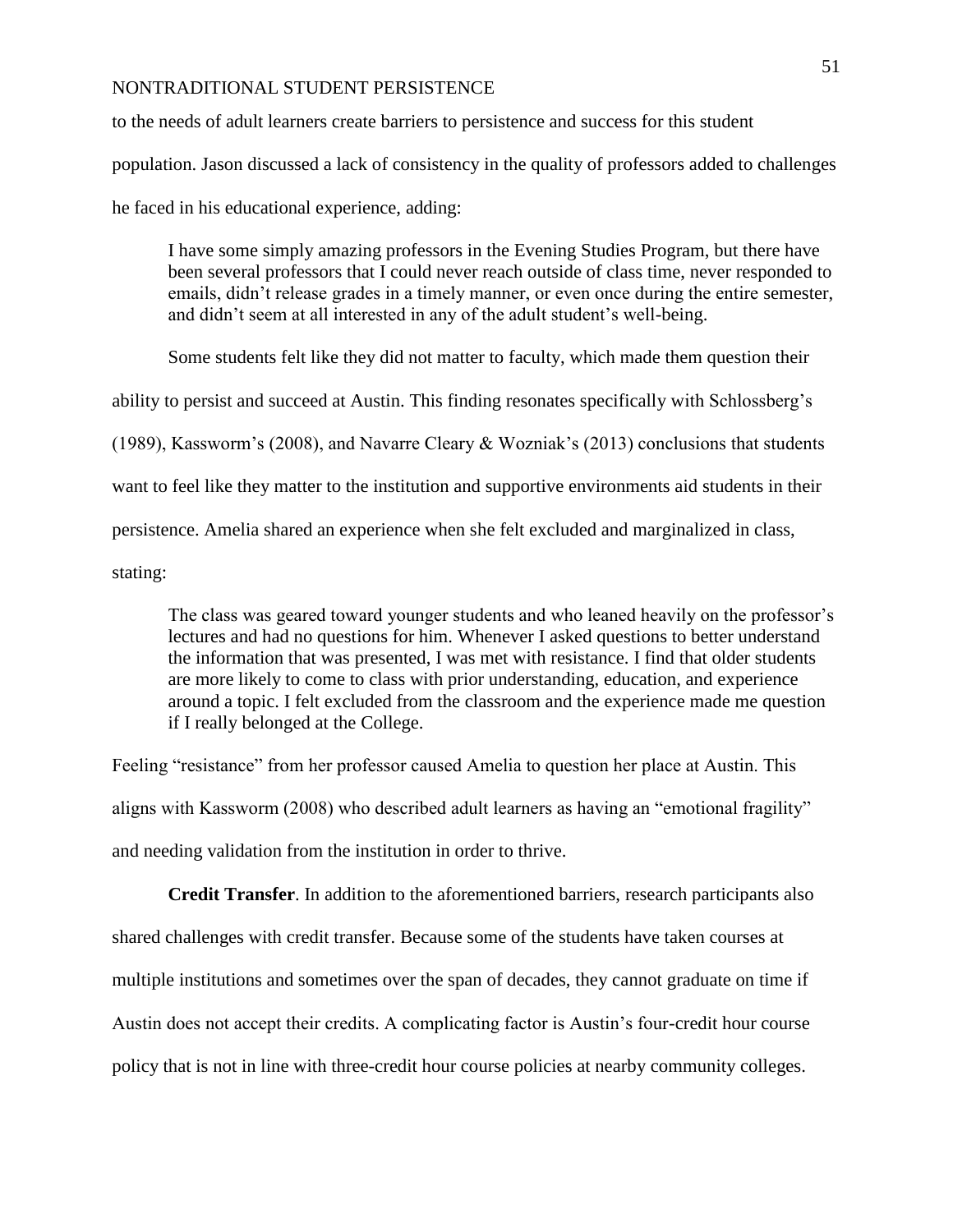to the needs of adult learners create barriers to persistence and success for this student population. Jason discussed a lack of consistency in the quality of professors added to challenges he faced in his educational experience, adding:

> I have some simply amazing professors in the Evening Studies Program, but there have been several professors that I could never reach outside of class time, never responded to emails, didn't release grades in a timely manner, or even once during the entire semester, and didn't seem at all interested in any of the adult student's well-being.

Some students felt like they did not matter to faculty, which made them question their ability to persist and succeed at Austin. This finding resonates specifically with Schlossberg's (1989), Kassworm's (2008), and Navarre Cleary & Wozniak's (2013) conclusions that students want to feel like they matter to the institution and supportive environments aid students in their persistence. Amelia shared an experience when she felt excluded and marginalized in class, stating:

> The class was geared toward younger students and who leaned heavily on the professor's lectures and had no questions for him. Whenever I asked questions to better understand the information that was presented, I was met with resistance. I find that older students are more likely to come to class with prior understanding, education, and experience around a topic. I felt excluded from the classroom and the experience made me question if I really belonged at the College.

Feeling "resistance" from her professor caused Amelia to question her place at Austin. This aligns with Kassworm (2008) who described adult learners as having an "emotional fragility" and needing validation from the institution in order to thrive.

**Credit Transfer**. In addition to the aforementioned barriers, research participants also shared challenges with credit transfer. Because some of the students have taken courses at multiple institutions and sometimes over the span of decades, they cannot graduate on time if Austin does not accept their credits. A complicating factor is Austin's four-credit hour course policy that is not in line with three-credit hour course policies at nearby community colleges.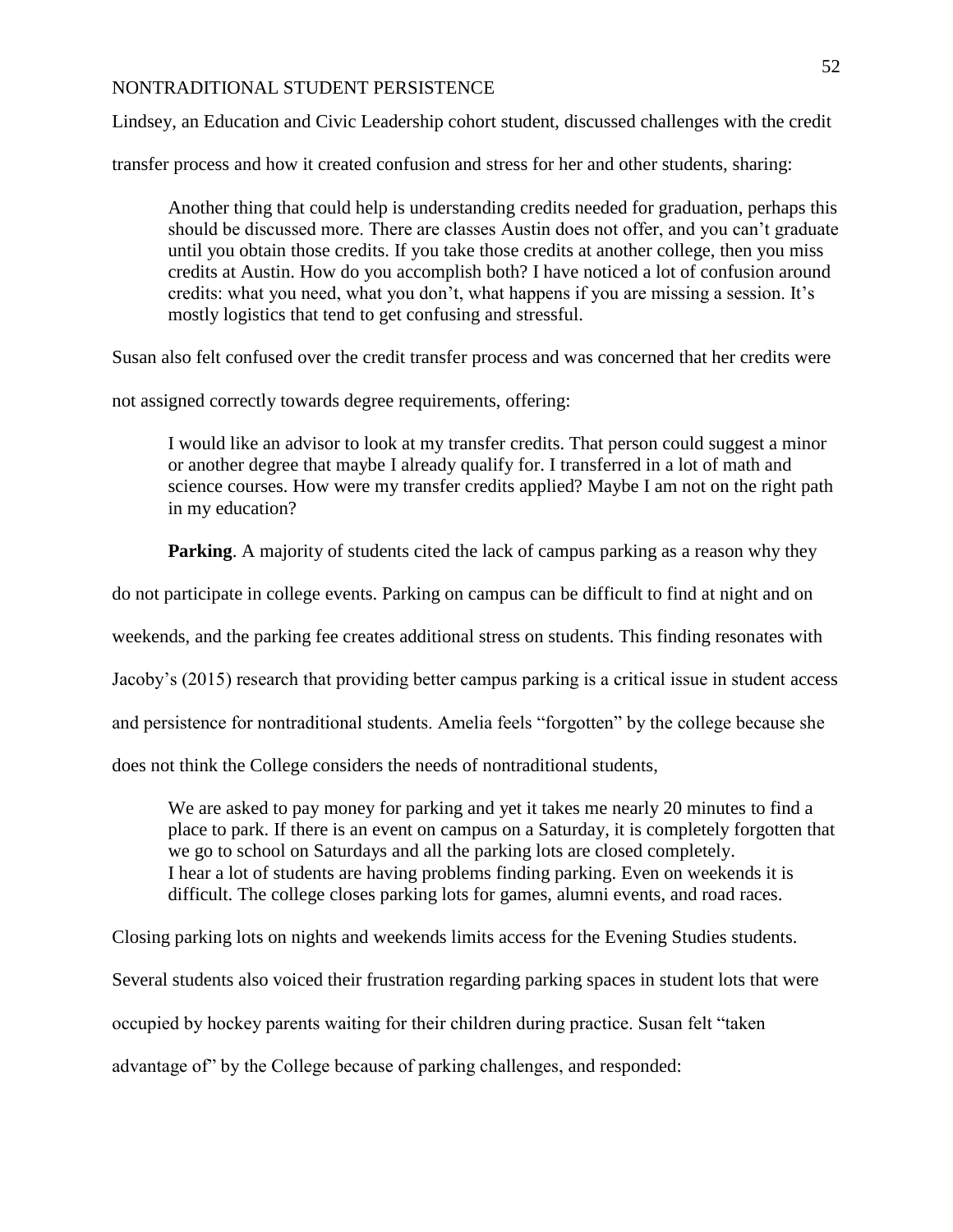Lindsey, an Education and Civic Leadership cohort student, discussed challenges with the credit transfer process and how it created confusion and stress for her and other students, sharing:

> Another thing that could help is understanding credits needed for graduation, perhaps this should be discussed more. There are classes Austin does not offer, and you can't graduate until you obtain those credits. If you take those credits at another college, then you miss credits at Austin. How do you accomplish both? I have noticed a lot of confusion around credits: what you need, what you don't, what happens if you are missing a session. It's mostly logistics that tend to get confusing and stressful.

Susan also felt confused over the credit transfer process and was concerned that her credits were not assigned correctly towards degree requirements, offering:

> I would like an advisor to look at my transfer credits. That person could suggest a minor or another degree that maybe I already qualify for. I transferred in a lot of math and science courses. How were my transfer credits applied? Maybe I am not on the right path in my education?

**Parking**. A majority of students cited the lack of campus parking as a reason why they do not participate in college events. Parking on campus can be difficult to find at night and on weekends, and the parking fee creates additional stress on students. This finding resonates with Jacoby's (2015) research that providing better campus parking is a critical issue in student access and persistence for nontraditional students. Amelia feels "forgotten" by the college because she does not think the College considers the needs of nontraditional students,

> We are asked to pay money for parking and yet it takes me nearly 20 minutes to find a place to park. If there is an event on campus on a Saturday, it is completely forgotten that we go to school on Saturdays and all the parking lots are closed completely.
> I hear a lot of students are having problems finding parking. Even on weekends it is difficult. The college closes parking lots for games, alumni events, and road races.

Closing parking lots on nights and weekends limits access for the Evening Studies students. Several students also voiced their frustration regarding parking spaces in student lots that were occupied by hockey parents waiting for their children during practice. Susan felt "taken advantage of" by the College because of parking challenges, and responded: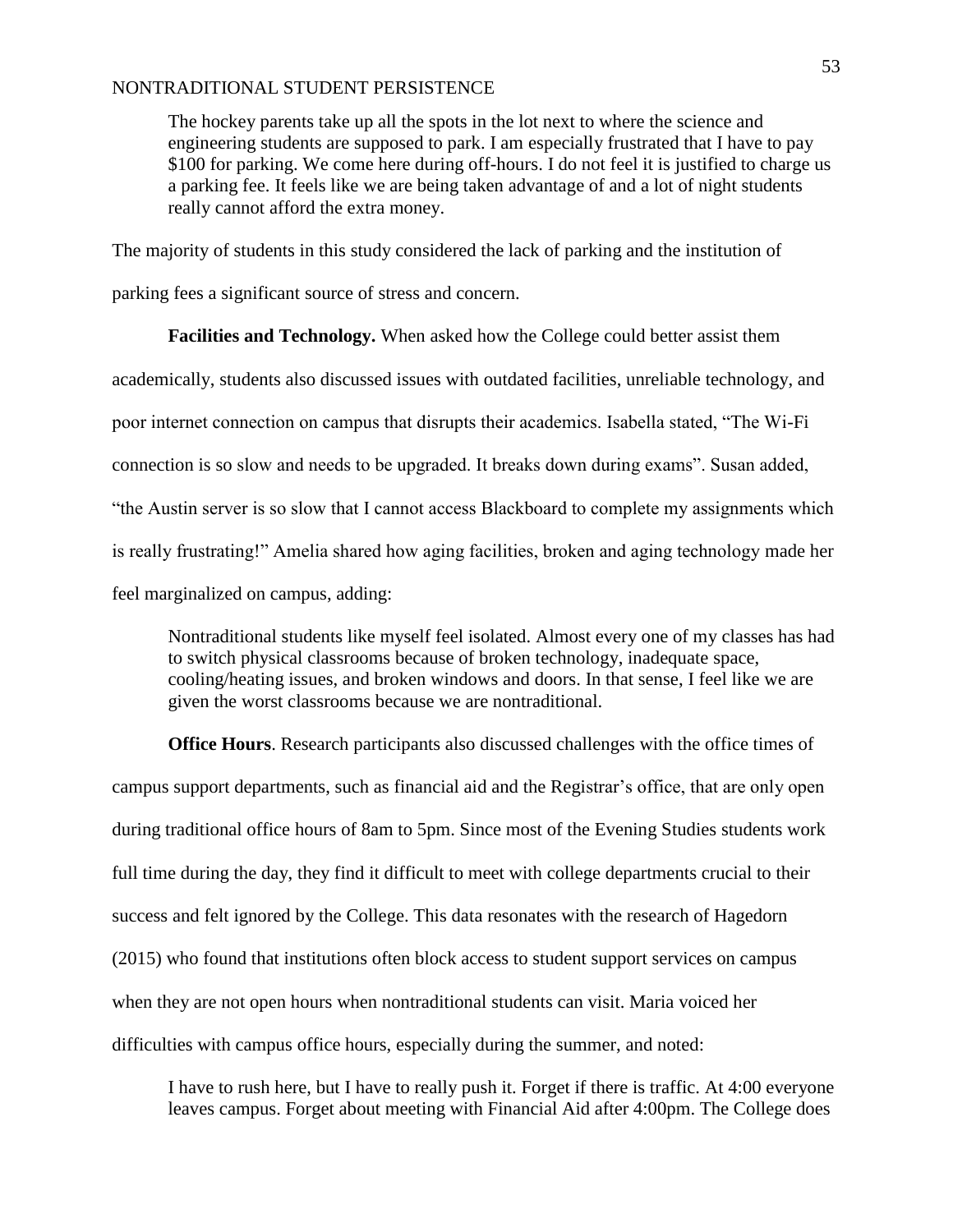> The hockey parents take up all the spots in the lot next to where the science and engineering students are supposed to park. I am especially frustrated that I have to pay $100 for parking. We come here during off-hours. I do not feel it is justified to charge us a parking fee. It feels like we are being taken advantage of and a lot of night students really cannot afford the extra money.

The majority of students in this study considered the lack of parking and the institution of parking fees a significant source of stress and concern.

**Facilities and Technology.** When asked how the College could better assist them academically, students also discussed issues with outdated facilities, unreliable technology, and poor internet connection on campus that disrupts their academics. Isabella stated, "The Wi-Fi connection is so slow and needs to be upgraded. It breaks down during exams". Susan added, "the Austin server is so slow that I cannot access Blackboard to complete my assignments which is really frustrating!" Amelia shared how aging facilities, broken and aging technology made her feel marginalized on campus, adding:

> Nontraditional students like myself feel isolated. Almost every one of my classes has had to switch physical classrooms because of broken technology, inadequate space, cooling/heating issues, and broken windows and doors. In that sense, I feel like we are given the worst classrooms because we are nontraditional.

**Office Hours**. Research participants also discussed challenges with the office times of campus support departments, such as financial aid and the Registrar's office, that are only open during traditional office hours of 8am to 5pm. Since most of the Evening Studies students work full time during the day, they find it difficult to meet with college departments crucial to their success and felt ignored by the College. This data resonates with the research of Hagedorn (2015) who found that institutions often block access to student support services on campus when they are not open hours when nontraditional students can visit. Maria voiced her difficulties with campus office hours, especially during the summer, and noted:

> I have to rush here, but I have to really push it. Forget if there is traffic. At 4:00 everyone leaves campus. Forget about meeting with Financial Aid after 4:00pm. The College does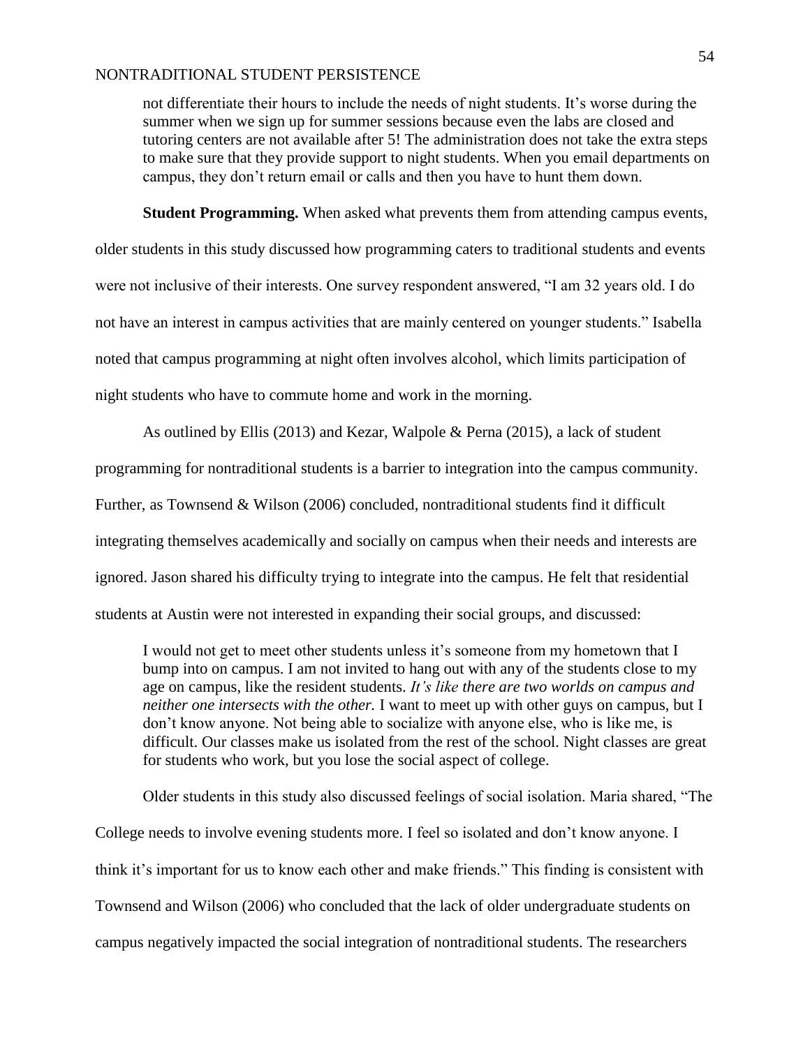> not differentiate their hours to include the needs of night students. It's worse during the summer when we sign up for summer sessions because even the labs are closed and tutoring centers are not available after 5! The administration does not take the extra steps to make sure that they provide support to night students. When you email departments on campus, they don't return email or calls and then you have to hunt them down.

**Student Programming.** When asked what prevents them from attending campus events, older students in this study discussed how programming caters to traditional students and events were not inclusive of their interests. One survey respondent answered, "I am 32 years old. I do not have an interest in campus activities that are mainly centered on younger students." Isabella noted that campus programming at night often involves alcohol, which limits participation of night students who have to commute home and work in the morning.

As outlined by Ellis (2013) and Kezar, Walpole & Perna (2015), a lack of student programming for nontraditional students is a barrier to integration into the campus community. Further, as Townsend & Wilson (2006) concluded, nontraditional students find it difficult integrating themselves academically and socially on campus when their needs and interests are ignored. Jason shared his difficulty trying to integrate into the campus. He felt that residential students at Austin were not interested in expanding their social groups, and discussed:

> I would not get to meet other students unless it's someone from my hometown that I bump into on campus. I am not invited to hang out with any of the students close to my age on campus, like the resident students. *It's like there are two worlds on campus and neither one intersects with the other.* I want to meet up with other guys on campus, but I don't know anyone. Not being able to socialize with anyone else, who is like me, is difficult. Our classes make us isolated from the rest of the school. Night classes are great for students who work, but you lose the social aspect of college.

Older students in this study also discussed feelings of social isolation. Maria shared, "The College needs to involve evening students more. I feel so isolated and don't know anyone. I think it's important for us to know each other and make friends." This finding is consistent with Townsend and Wilson (2006) who concluded that the lack of older undergraduate students on campus negatively impacted the social integration of nontraditional students. The researchers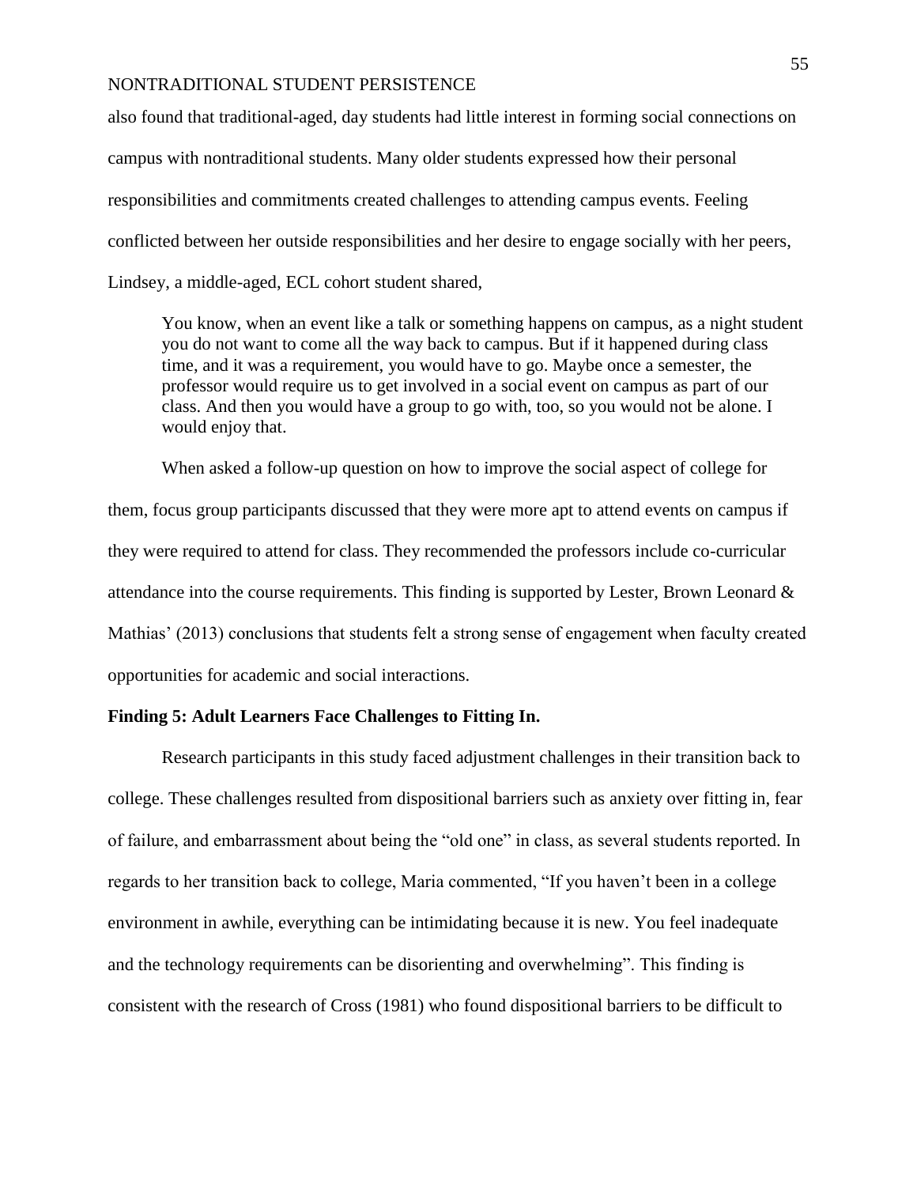also found that traditional-aged, day students had little interest in forming social connections on campus with nontraditional students. Many older students expressed how their personal responsibilities and commitments created challenges to attending campus events. Feeling conflicted between her outside responsibilities and her desire to engage socially with her peers, Lindsey, a middle-aged, ECL cohort student shared,

> You know, when an event like a talk or something happens on campus, as a night student you do not want to come all the way back to campus. But if it happened during class time, and it was a requirement, you would have to go. Maybe once a semester, the professor would require us to get involved in a social event on campus as part of our class. And then you would have a group to go with, too, so you would not be alone. I would enjoy that.

When asked a follow-up question on how to improve the social aspect of college for them, focus group participants discussed that they were more apt to attend events on campus if they were required to attend for class. They recommended the professors include co-curricular attendance into the course requirements. This finding is supported by Lester, Brown Leonard & Mathias' (2013) conclusions that students felt a strong sense of engagement when faculty created opportunities for academic and social interactions.

**Finding 5: Adult Learners Face Challenges to Fitting In.**

Research participants in this study faced adjustment challenges in their transition back to college. These challenges resulted from dispositional barriers such as anxiety over fitting in, fear of failure, and embarrassment about being the "old one" in class, as several students reported. In regards to her transition back to college, Maria commented, "If you haven't been in a college environment in awhile, everything can be intimidating because it is new. You feel inadequate and the technology requirements can be disorienting and overwhelming". This finding is consistent with the research of Cross (1981) who found dispositional barriers to be difficult to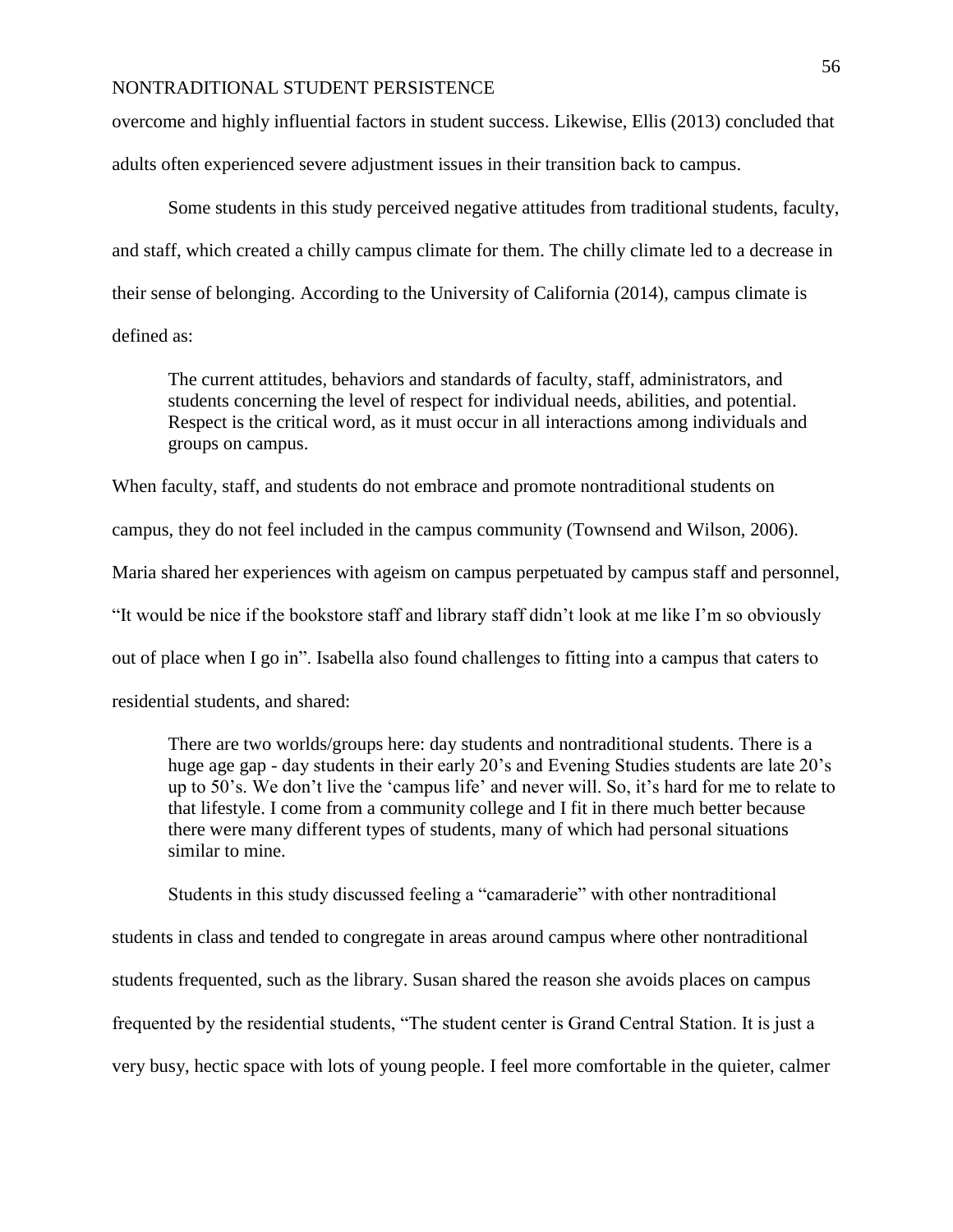overcome and highly influential factors in student success. Likewise, Ellis (2013) concluded that adults often experienced severe adjustment issues in their transition back to campus.

Some students in this study perceived negative attitudes from traditional students, faculty, and staff, which created a chilly campus climate for them. The chilly climate led to a decrease in their sense of belonging. According to the University of California (2014), campus climate is defined as:

> The current attitudes, behaviors and standards of faculty, staff, administrators, and students concerning the level of respect for individual needs, abilities, and potential. Respect is the critical word, as it must occur in all interactions among individuals and groups on campus.

When faculty, staff, and students do not embrace and promote nontraditional students on campus, they do not feel included in the campus community (Townsend and Wilson, 2006). Maria shared her experiences with ageism on campus perpetuated by campus staff and personnel, "It would be nice if the bookstore staff and library staff didn't look at me like I'm so obviously out of place when I go in". Isabella also found challenges to fitting into a campus that caters to residential students, and shared:

> There are two worlds/groups here: day students and nontraditional students. There is a huge age gap - day students in their early 20's and Evening Studies students are late 20's up to 50's. We don't live the 'campus life' and never will. So, it's hard for me to relate to that lifestyle. I come from a community college and I fit in there much better because there were many different types of students, many of which had personal situations similar to mine.

Students in this study discussed feeling a "camaraderie" with other nontraditional students in class and tended to congregate in areas around campus where other nontraditional students frequented, such as the library. Susan shared the reason she avoids places on campus frequented by the residential students, "The student center is Grand Central Station. It is just a very busy, hectic space with lots of young people. I feel more comfortable in the quieter, calmer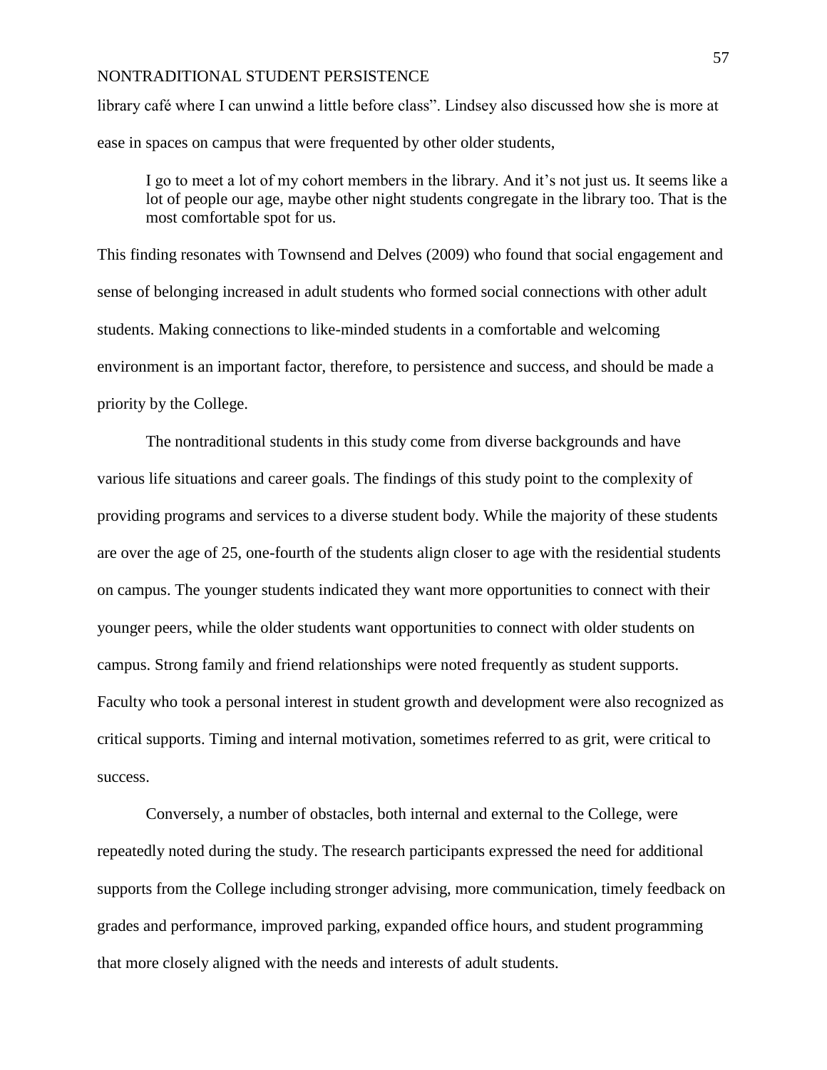library café where I can unwind a little before class". Lindsey also discussed how she is more at ease in spaces on campus that were frequented by other older students,

> I go to meet a lot of my cohort members in the library. And it's not just us. It seems like a lot of people our age, maybe other night students congregate in the library too. That is the most comfortable spot for us.

This finding resonates with Townsend and Delves (2009) who found that social engagement and sense of belonging increased in adult students who formed social connections with other adult students. Making connections to like-minded students in a comfortable and welcoming environment is an important factor, therefore, to persistence and success, and should be made a priority by the College.

The nontraditional students in this study come from diverse backgrounds and have various life situations and career goals. The findings of this study point to the complexity of providing programs and services to a diverse student body. While the majority of these students are over the age of 25, one-fourth of the students align closer to age with the residential students on campus. The younger students indicated they want more opportunities to connect with their younger peers, while the older students want opportunities to connect with older students on campus. Strong family and friend relationships were noted frequently as student supports. Faculty who took a personal interest in student growth and development were also recognized as critical supports. Timing and internal motivation, sometimes referred to as grit, were critical to success.

Conversely, a number of obstacles, both internal and external to the College, were repeatedly noted during the study. The research participants expressed the need for additional supports from the College including stronger advising, more communication, timely feedback on grades and performance, improved parking, expanded office hours, and student programming that more closely aligned with the needs and interests of adult students.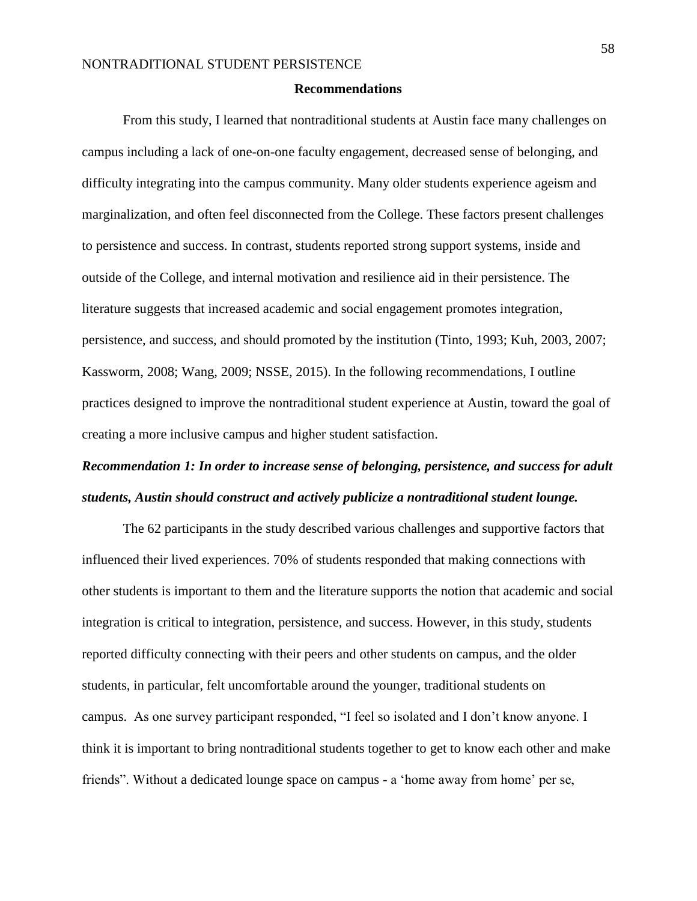## Recommendations

From this study, I learned that nontraditional students at Austin face many challenges on campus including a lack of one-on-one faculty engagement, decreased sense of belonging, and difficulty integrating into the campus community. Many older students experience ageism and marginalization, and often feel disconnected from the College. These factors present challenges to persistence and success. In contrast, students reported strong support systems, inside and outside of the College, and internal motivation and resilience aid in their persistence. The literature suggests that increased academic and social engagement promotes integration, persistence, and success, and should promoted by the institution (Tinto, 1993; Kuh, 2003, 2007; Kassworm, 2008; Wang, 2009; NSSE, 2015). In the following recommendations, I outline practices designed to improve the nontraditional student experience at Austin, toward the goal of creating a more inclusive campus and higher student satisfaction.

***Recommendation 1: In order to increase sense of belonging, persistence, and success for adult students, Austin should construct and actively publicize a nontraditional student lounge.***

The 62 participants in the study described various challenges and supportive factors that influenced their lived experiences. 70% of students responded that making connections with other students is important to them and the literature supports the notion that academic and social integration is critical to integration, persistence, and success. However, in this study, students reported difficulty connecting with their peers and other students on campus, and the older students, in particular, felt uncomfortable around the younger, traditional students on campus. As one survey participant responded, "I feel so isolated and I don't know anyone. I think it is important to bring nontraditional students together to get to know each other and make friends". Without a dedicated lounge space on campus - a 'home away from home' per se,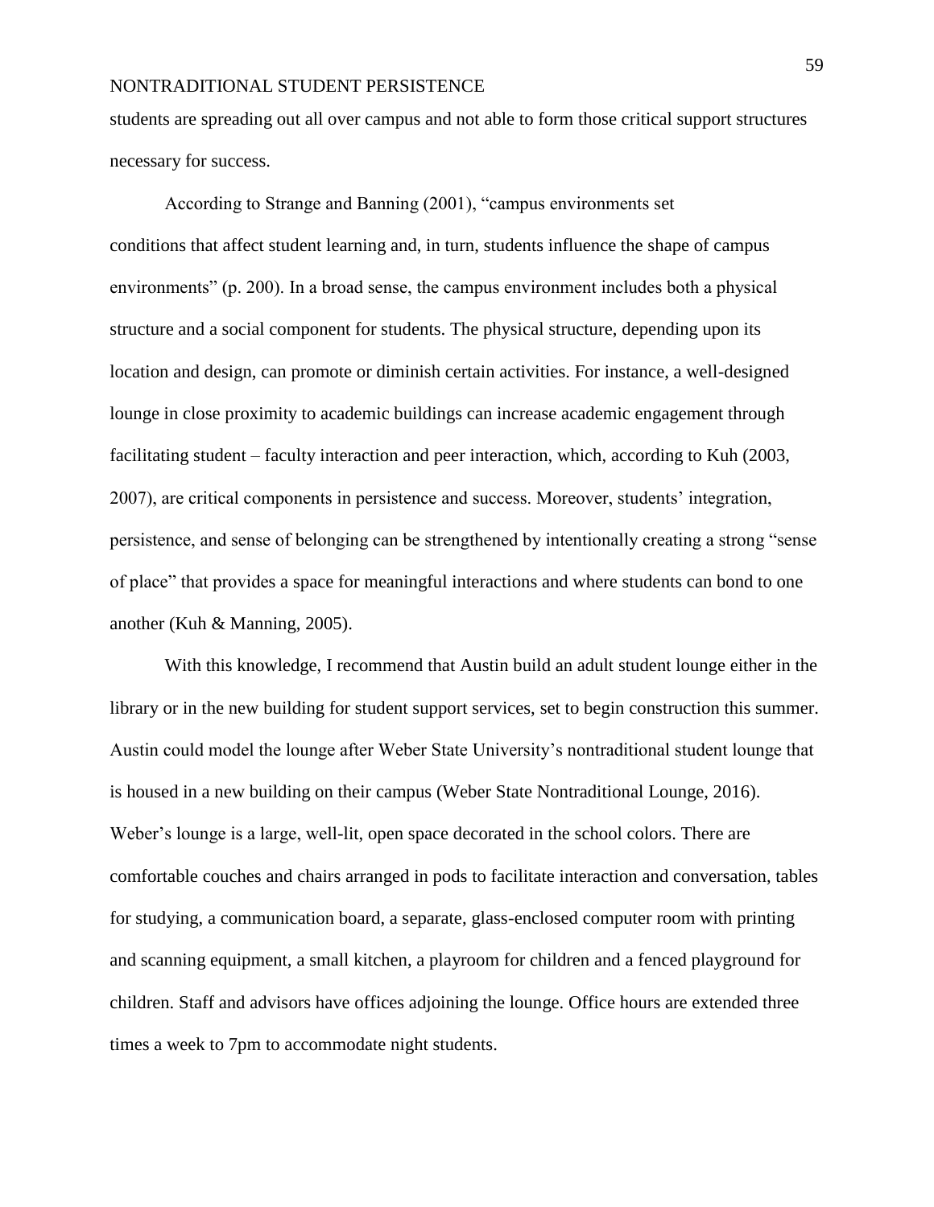students are spreading out all over campus and not able to form those critical support structures necessary for success.

According to Strange and Banning (2001), "campus environments set conditions that affect student learning and, in turn, students influence the shape of campus environments" (p. 200). In a broad sense, the campus environment includes both a physical structure and a social component for students. The physical structure, depending upon its location and design, can promote or diminish certain activities. For instance, a well-designed lounge in close proximity to academic buildings can increase academic engagement through facilitating student – faculty interaction and peer interaction, which, according to Kuh (2003, 2007), are critical components in persistence and success. Moreover, students' integration, persistence, and sense of belonging can be strengthened by intentionally creating a strong "sense of place" that provides a space for meaningful interactions and where students can bond to one another (Kuh & Manning, 2005).

With this knowledge, I recommend that Austin build an adult student lounge either in the library or in the new building for student support services, set to begin construction this summer. Austin could model the lounge after Weber State University's nontraditional student lounge that is housed in a new building on their campus (Weber State Nontraditional Lounge, 2016). Weber's lounge is a large, well-lit, open space decorated in the school colors. There are comfortable couches and chairs arranged in pods to facilitate interaction and conversation, tables for studying, a communication board, a separate, glass-enclosed computer room with printing and scanning equipment, a small kitchen, a playroom for children and a fenced playground for children. Staff and advisors have offices adjoining the lounge. Office hours are extended three times a week to 7pm to accommodate night students.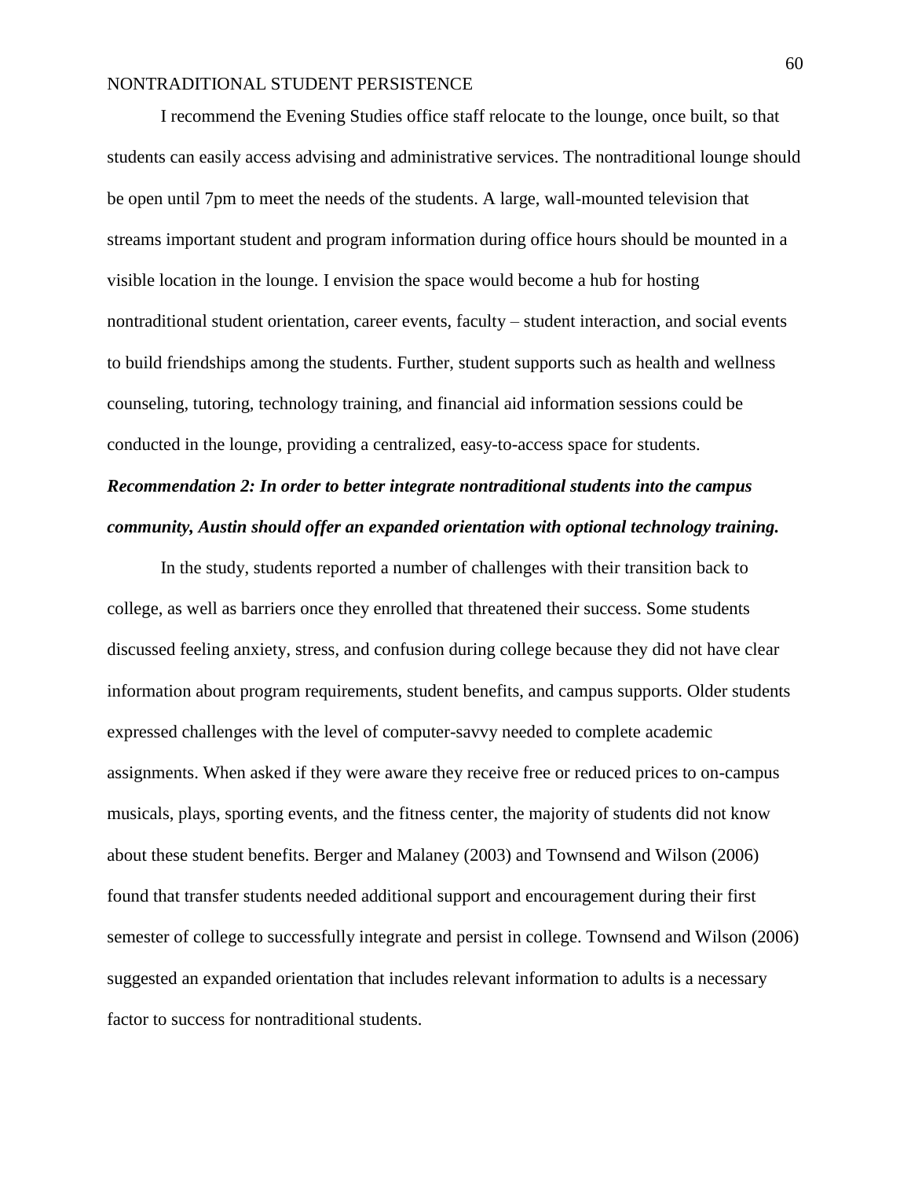I recommend the Evening Studies office staff relocate to the lounge, once built, so that students can easily access advising and administrative services. The nontraditional lounge should be open until 7pm to meet the needs of the students. A large, wall-mounted television that streams important student and program information during office hours should be mounted in a visible location in the lounge. I envision the space would become a hub for hosting nontraditional student orientation, career events, faculty – student interaction, and social events to build friendships among the students. Further, student supports such as health and wellness counseling, tutoring, technology training, and financial aid information sessions could be conducted in the lounge, providing a centralized, easy-to-access space for students.

***Recommendation 2: In order to better integrate nontraditional students into the campus community, Austin should offer an expanded orientation with optional technology training.***

In the study, students reported a number of challenges with their transition back to college, as well as barriers once they enrolled that threatened their success. Some students discussed feeling anxiety, stress, and confusion during college because they did not have clear information about program requirements, student benefits, and campus supports. Older students expressed challenges with the level of computer-savvy needed to complete academic assignments. When asked if they were aware they receive free or reduced prices to on-campus musicals, plays, sporting events, and the fitness center, the majority of students did not know about these student benefits. Berger and Malaney (2003) and Townsend and Wilson (2006) found that transfer students needed additional support and encouragement during their first semester of college to successfully integrate and persist in college. Townsend and Wilson (2006) suggested an expanded orientation that includes relevant information to adults is a necessary factor to success for nontraditional students.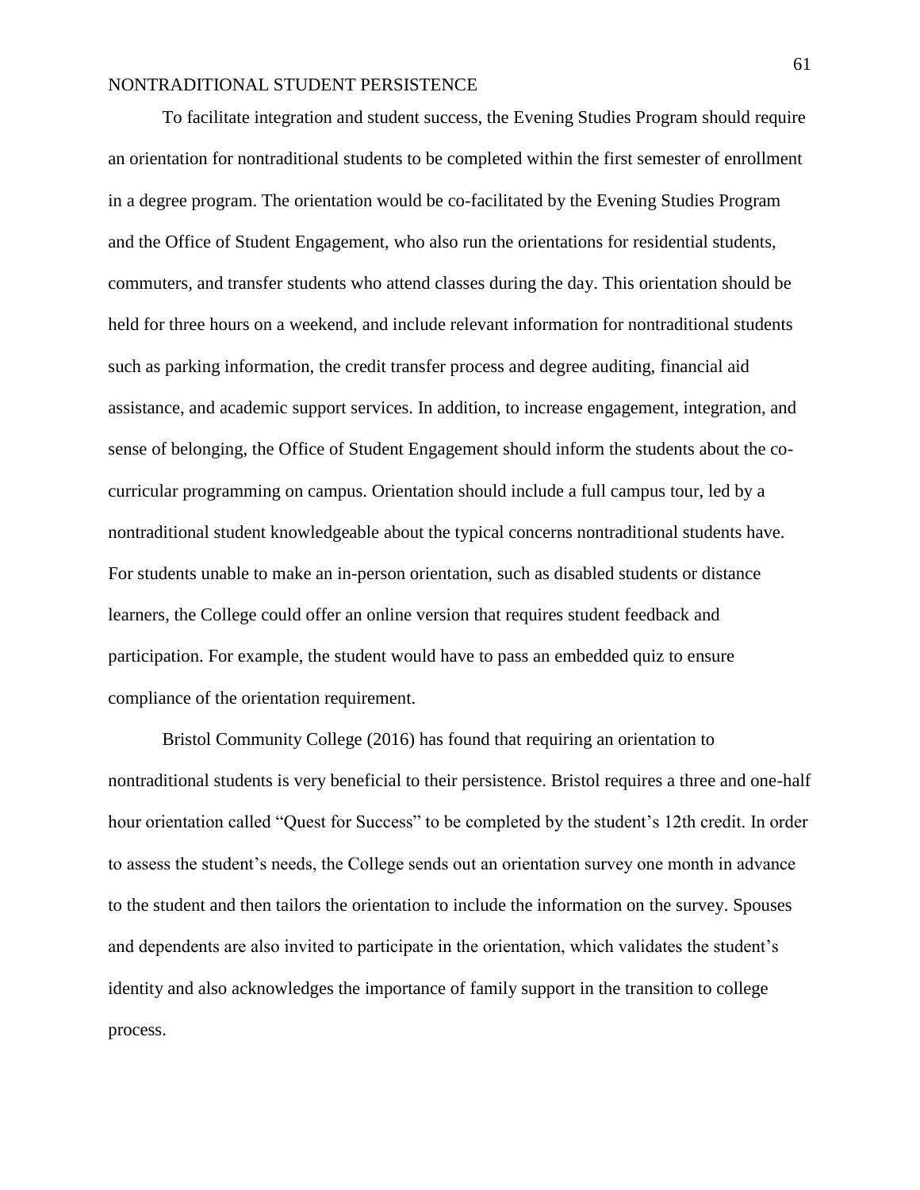To facilitate integration and student success, the Evening Studies Program should require an orientation for nontraditional students to be completed within the first semester of enrollment in a degree program. The orientation would be co-facilitated by the Evening Studies Program and the Office of Student Engagement, who also run the orientations for residential students, commuters, and transfer students who attend classes during the day. This orientation should be held for three hours on a weekend, and include relevant information for nontraditional students such as parking information, the credit transfer process and degree auditing, financial aid assistance, and academic support services. In addition, to increase engagement, integration, and sense of belonging, the Office of Student Engagement should inform the students about the co-curricular programming on campus. Orientation should include a full campus tour, led by a nontraditional student knowledgeable about the typical concerns nontraditional students have. For students unable to make an in-person orientation, such as disabled students or distance learners, the College could offer an online version that requires student feedback and participation. For example, the student would have to pass an embedded quiz to ensure compliance of the orientation requirement.

Bristol Community College (2016) has found that requiring an orientation to nontraditional students is very beneficial to their persistence. Bristol requires a three and one-half hour orientation called "Quest for Success" to be completed by the student's 12th credit. In order to assess the student's needs, the College sends out an orientation survey one month in advance to the student and then tailors the orientation to include the information on the survey. Spouses and dependents are also invited to participate in the orientation, which validates the student's identity and also acknowledges the importance of family support in the transition to college process.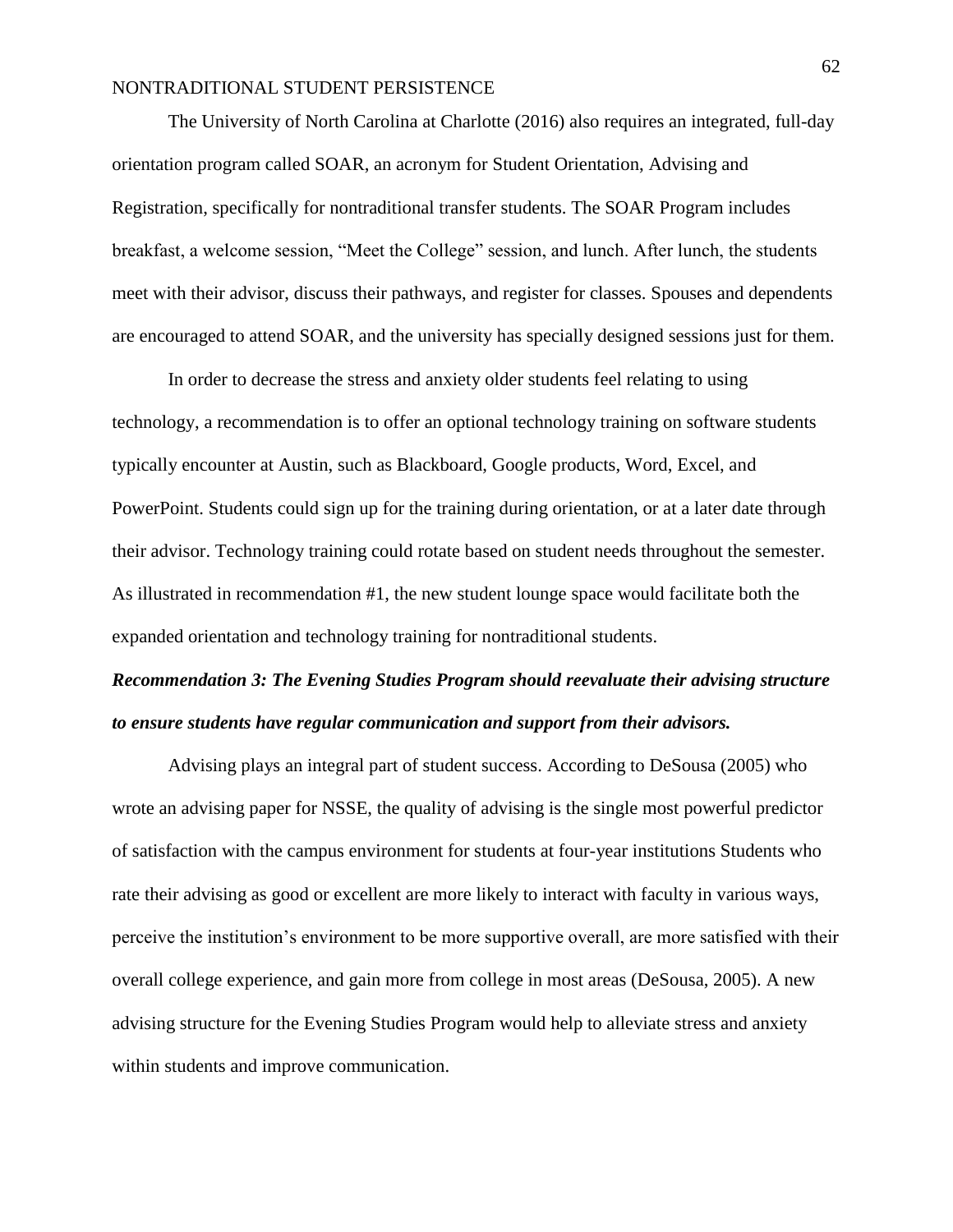The University of North Carolina at Charlotte (2016) also requires an integrated, full-day orientation program called SOAR, an acronym for Student Orientation, Advising and Registration, specifically for nontraditional transfer students. The SOAR Program includes breakfast, a welcome session, "Meet the College" session, and lunch. After lunch, the students meet with their advisor, discuss their pathways, and register for classes. Spouses and dependents are encouraged to attend SOAR, and the university has specially designed sessions just for them.

In order to decrease the stress and anxiety older students feel relating to using technology, a recommendation is to offer an optional technology training on software students typically encounter at Austin, such as Blackboard, Google products, Word, Excel, and PowerPoint. Students could sign up for the training during orientation, or at a later date through their advisor. Technology training could rotate based on student needs throughout the semester. As illustrated in recommendation #1, the new student lounge space would facilitate both the expanded orientation and technology training for nontraditional students.

***Recommendation 3: The Evening Studies Program should reevaluate their advising structure to ensure students have regular communication and support from their advisors.***

Advising plays an integral part of student success. According to DeSousa (2005) who wrote an advising paper for NSSE, the quality of advising is the single most powerful predictor of satisfaction with the campus environment for students at four-year institutions Students who rate their advising as good or excellent are more likely to interact with faculty in various ways, perceive the institution's environment to be more supportive overall, are more satisfied with their overall college experience, and gain more from college in most areas (DeSousa, 2005). A new advising structure for the Evening Studies Program would help to alleviate stress and anxiety within students and improve communication.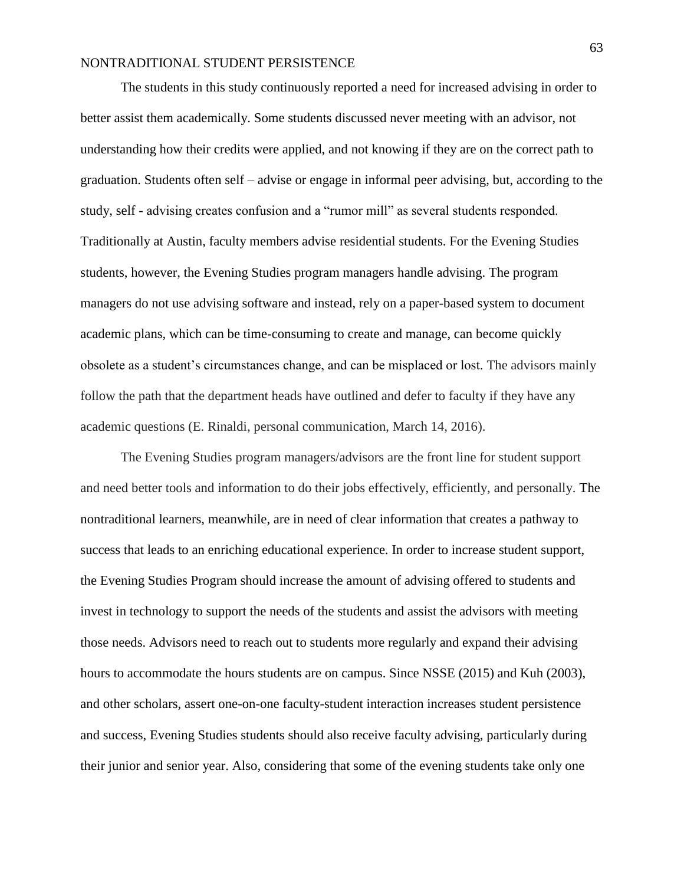The students in this study continuously reported a need for increased advising in order to better assist them academically. Some students discussed never meeting with an advisor, not understanding how their credits were applied, and not knowing if they are on the correct path to graduation. Students often self – advise or engage in informal peer advising, but, according to the study, self - advising creates confusion and a "rumor mill" as several students responded. Traditionally at Austin, faculty members advise residential students. For the Evening Studies students, however, the Evening Studies program managers handle advising. The program managers do not use advising software and instead, rely on a paper-based system to document academic plans, which can be time-consuming to create and manage, can become quickly obsolete as a student's circumstances change, and can be misplaced or lost. The advisors mainly follow the path that the department heads have outlined and defer to faculty if they have any academic questions (E. Rinaldi, personal communication, March 14, 2016).

The Evening Studies program managers/advisors are the front line for student support and need better tools and information to do their jobs effectively, efficiently, and personally. The nontraditional learners, meanwhile, are in need of clear information that creates a pathway to success that leads to an enriching educational experience. In order to increase student support, the Evening Studies Program should increase the amount of advising offered to students and invest in technology to support the needs of the students and assist the advisors with meeting those needs. Advisors need to reach out to students more regularly and expand their advising hours to accommodate the hours students are on campus. Since NSSE (2015) and Kuh (2003), and other scholars, assert one-on-one faculty-student interaction increases student persistence and success, Evening Studies students should also receive faculty advising, particularly during their junior and senior year. Also, considering that some of the evening students take only one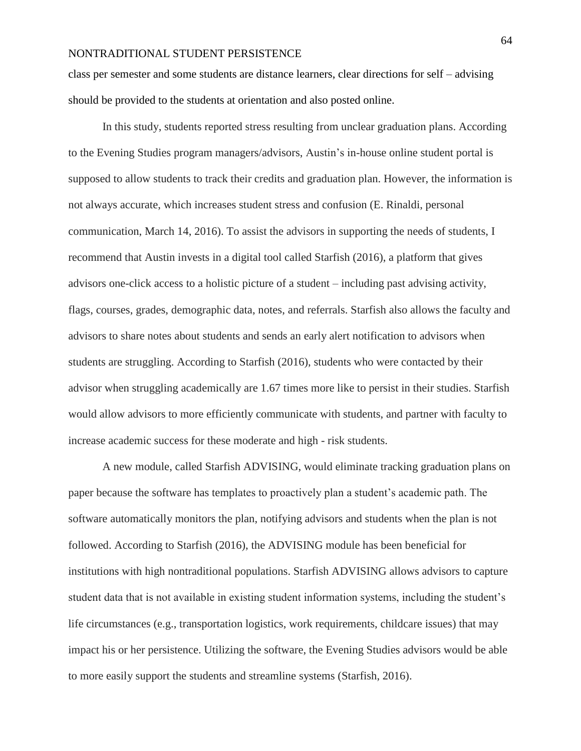class per semester and some students are distance learners, clear directions for self – advising should be provided to the students at orientation and also posted online.

In this study, students reported stress resulting from unclear graduation plans. According to the Evening Studies program managers/advisors, Austin's in-house online student portal is supposed to allow students to track their credits and graduation plan. However, the information is not always accurate, which increases student stress and confusion (E. Rinaldi, personal communication, March 14, 2016). To assist the advisors in supporting the needs of students, I recommend that Austin invests in a digital tool called Starfish (2016), a platform that gives advisors one-click access to a holistic picture of a student – including past advising activity, flags, courses, grades, demographic data, notes, and referrals. Starfish also allows the faculty and advisors to share notes about students and sends an early alert notification to advisors when students are struggling. According to Starfish (2016), students who were contacted by their advisor when struggling academically are 1.67 times more like to persist in their studies. Starfish would allow advisors to more efficiently communicate with students, and partner with faculty to increase academic success for these moderate and high - risk students.

A new module, called Starfish ADVISING, would eliminate tracking graduation plans on paper because the software has templates to proactively plan a student's academic path. The software automatically monitors the plan, notifying advisors and students when the plan is not followed. According to Starfish (2016), the ADVISING module has been beneficial for institutions with high nontraditional populations. Starfish ADVISING allows advisors to capture student data that is not available in existing student information systems, including the student's life circumstances (e.g., transportation logistics, work requirements, childcare issues) that may impact his or her persistence. Utilizing the software, the Evening Studies advisors would be able to more easily support the students and streamline systems (Starfish, 2016).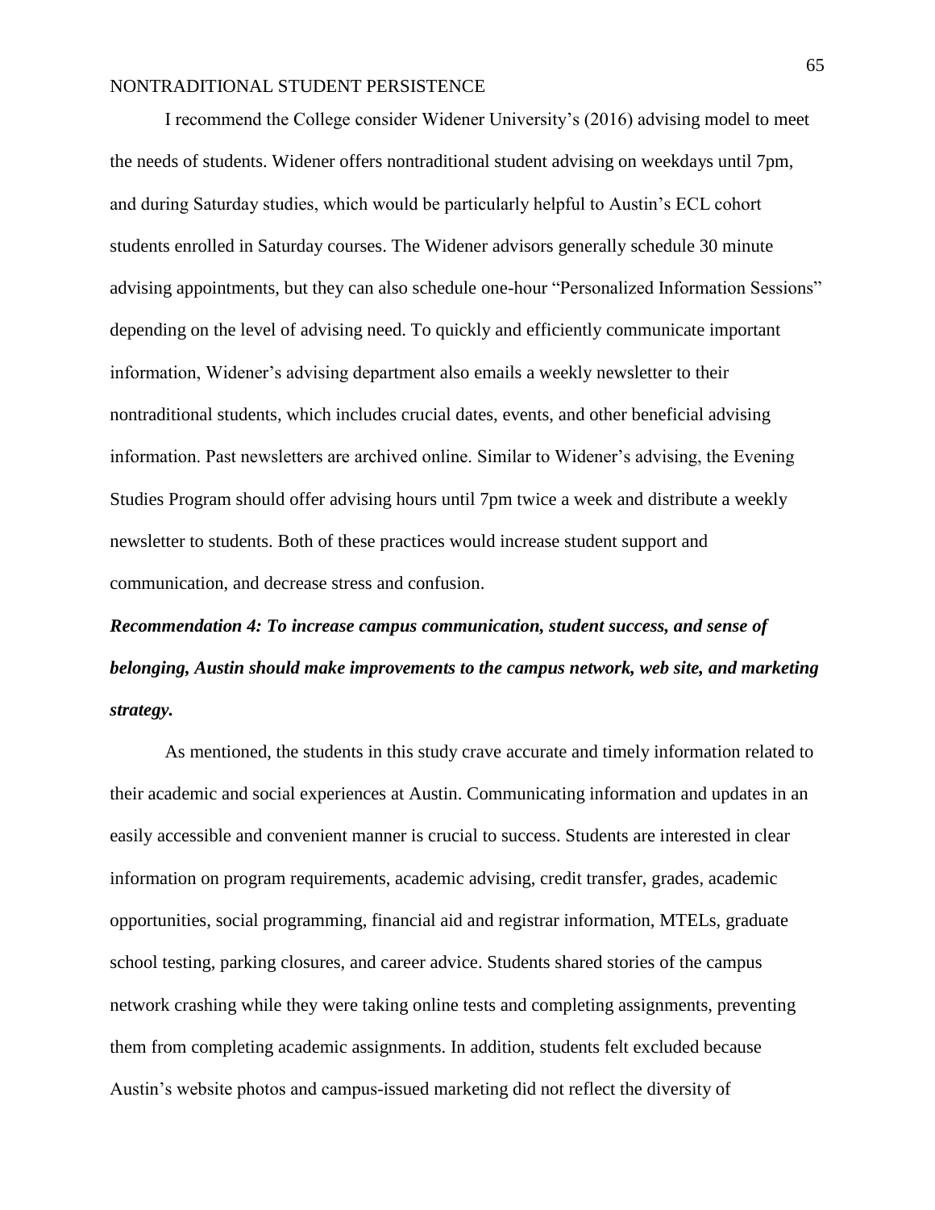I recommend the College consider Widener University's (2016) advising model to meet the needs of students. Widener offers nontraditional student advising on weekdays until 7pm, and during Saturday studies, which would be particularly helpful to Austin's ECL cohort students enrolled in Saturday courses. The Widener advisors generally schedule 30 minute advising appointments, but they can also schedule one-hour "Personalized Information Sessions" depending on the level of advising need. To quickly and efficiently communicate important information, Widener's advising department also emails a weekly newsletter to their nontraditional students, which includes crucial dates, events, and other beneficial advising information. Past newsletters are archived online. Similar to Widener's advising, the Evening Studies Program should offer advising hours until 7pm twice a week and distribute a weekly newsletter to students. Both of these practices would increase student support and communication, and decrease stress and confusion.

***Recommendation 4: To increase campus communication, student success, and sense of belonging, Austin should make improvements to the campus network, web site, and marketing strategy.***

As mentioned, the students in this study crave accurate and timely information related to their academic and social experiences at Austin. Communicating information and updates in an easily accessible and convenient manner is crucial to success. Students are interested in clear information on program requirements, academic advising, credit transfer, grades, academic opportunities, social programming, financial aid and registrar information, MTELs, graduate school testing, parking closures, and career advice. Students shared stories of the campus network crashing while they were taking online tests and completing assignments, preventing them from completing academic assignments. In addition, students felt excluded because Austin's website photos and campus-issued marketing did not reflect the diversity of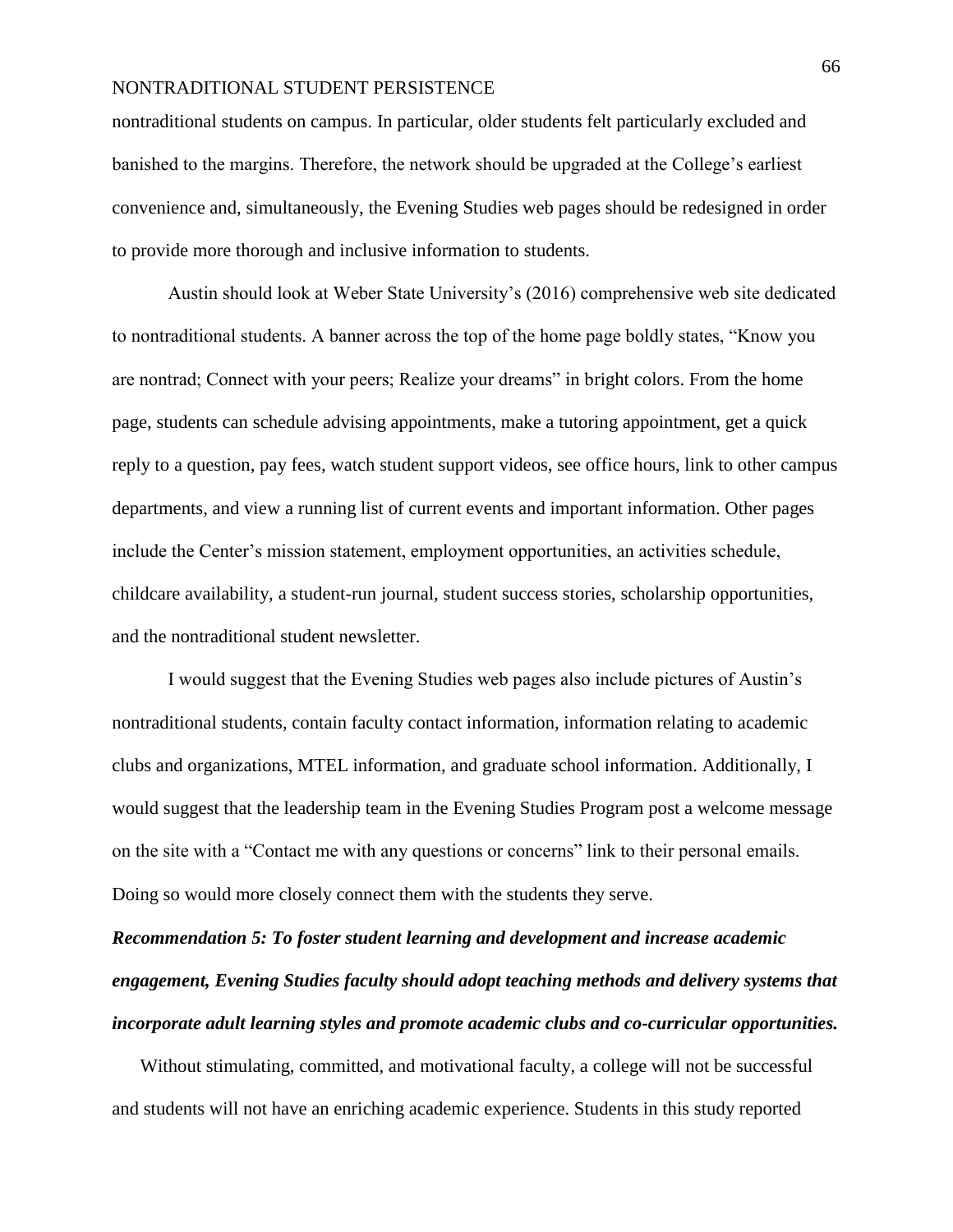nontraditional students on campus. In particular, older students felt particularly excluded and banished to the margins. Therefore, the network should be upgraded at the College's earliest convenience and, simultaneously, the Evening Studies web pages should be redesigned in order to provide more thorough and inclusive information to students.

Austin should look at Weber State University's (2016) comprehensive web site dedicated to nontraditional students. A banner across the top of the home page boldly states, "Know you are nontrad; Connect with your peers; Realize your dreams" in bright colors. From the home page, students can schedule advising appointments, make a tutoring appointment, get a quick reply to a question, pay fees, watch student support videos, see office hours, link to other campus departments, and view a running list of current events and important information. Other pages include the Center's mission statement, employment opportunities, an activities schedule, childcare availability, a student-run journal, student success stories, scholarship opportunities, and the nontraditional student newsletter.

I would suggest that the Evening Studies web pages also include pictures of Austin's nontraditional students, contain faculty contact information, information relating to academic clubs and organizations, MTEL information, and graduate school information. Additionally, I would suggest that the leadership team in the Evening Studies Program post a welcome message on the site with a "Contact me with any questions or concerns" link to their personal emails. Doing so would more closely connect them with the students they serve.

***Recommendation 5: To foster student learning and development and increase academic engagement, Evening Studies faculty should adopt teaching methods and delivery systems that incorporate adult learning styles and promote academic clubs and co-curricular opportunities.***

Without stimulating, committed, and motivational faculty, a college will not be successful and students will not have an enriching academic experience. Students in this study reported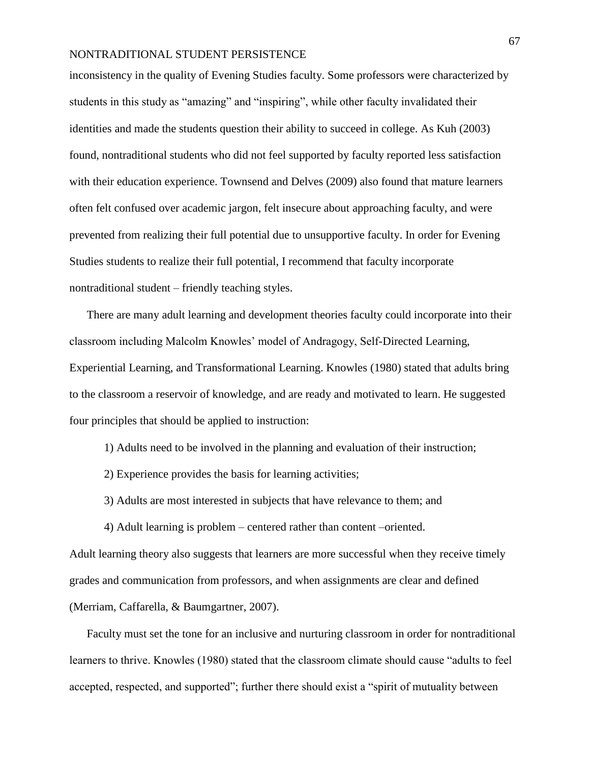inconsistency in the quality of Evening Studies faculty. Some professors were characterized by students in this study as “amazing” and “inspiring”, while other faculty invalidated their identities and made the students question their ability to succeed in college. As Kuh (2003) found, nontraditional students who did not feel supported by faculty reported less satisfaction with their education experience. Townsend and Delves (2009) also found that mature learners often felt confused over academic jargon, felt insecure about approaching faculty, and were prevented from realizing their full potential due to unsupportive faculty. In order for Evening Studies students to realize their full potential, I recommend that faculty incorporate nontraditional student – friendly teaching styles.

There are many adult learning and development theories faculty could incorporate into their classroom including Malcolm Knowles’ model of Andragogy, Self-Directed Learning, Experiential Learning, and Transformational Learning. Knowles (1980) stated that adults bring to the classroom a reservoir of knowledge, and are ready and motivated to learn. He suggested four principles that should be applied to instruction:

1) Adults need to be involved in the planning and evaluation of their instruction;

2) Experience provides the basis for learning activities;

3) Adults are most interested in subjects that have relevance to them; and

4) Adult learning is problem – centered rather than content –oriented.

Adult learning theory also suggests that learners are more successful when they receive timely grades and communication from professors, and when assignments are clear and defined (Merriam, Caffarella, & Baumgartner, 2007).

Faculty must set the tone for an inclusive and nurturing classroom in order for nontraditional learners to thrive. Knowles (1980) stated that the classroom climate should cause “adults to feel accepted, respected, and supported”; further there should exist a “spirit of mutuality between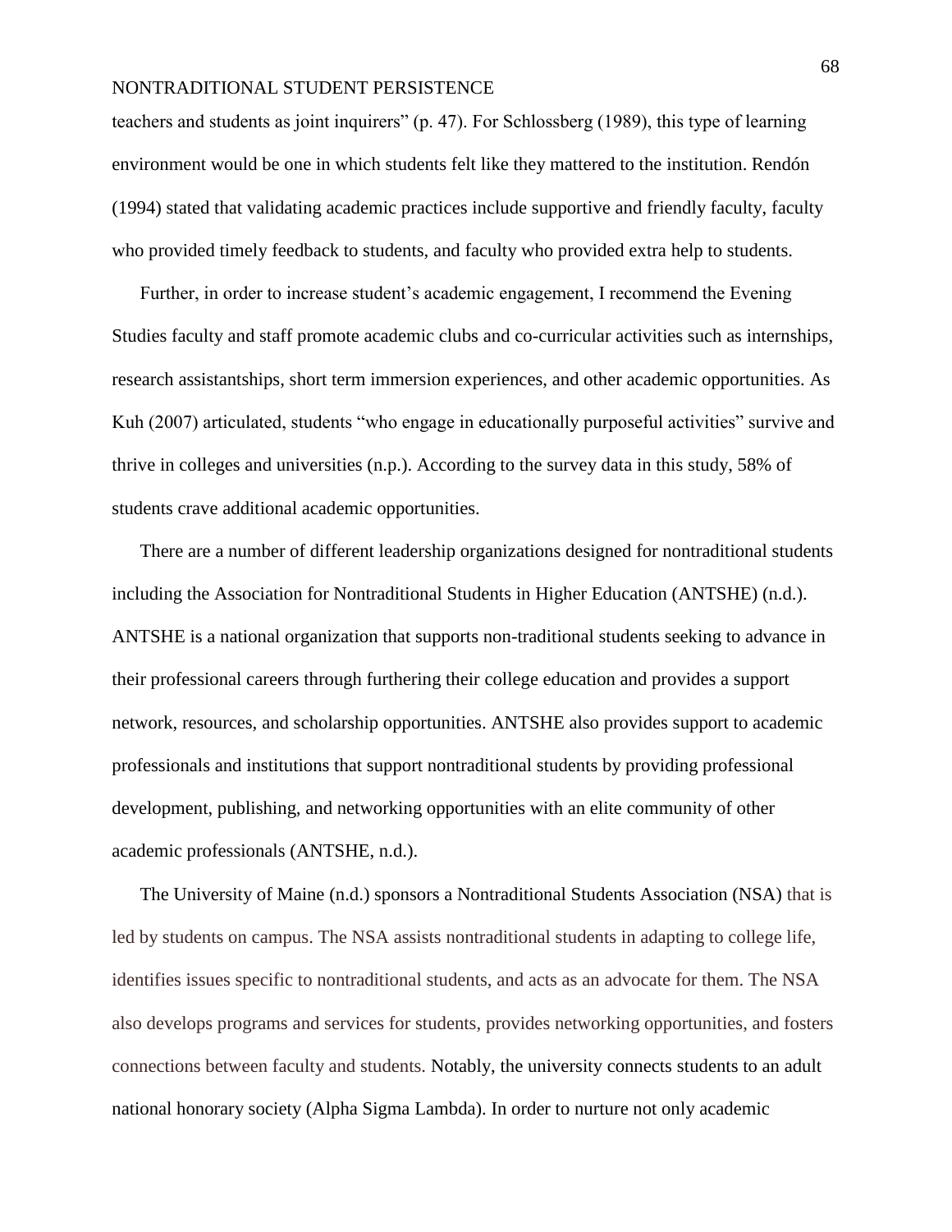teachers and students as joint inquirers" (p. 47). For Schlossberg (1989), this type of learning environment would be one in which students felt like they mattered to the institution. Rendón (1994) stated that validating academic practices include supportive and friendly faculty, faculty who provided timely feedback to students, and faculty who provided extra help to students.

Further, in order to increase student's academic engagement, I recommend the Evening Studies faculty and staff promote academic clubs and co-curricular activities such as internships, research assistantships, short term immersion experiences, and other academic opportunities. As Kuh (2007) articulated, students "who engage in educationally purposeful activities" survive and thrive in colleges and universities (n.p.). According to the survey data in this study, 58% of students crave additional academic opportunities.

There are a number of different leadership organizations designed for nontraditional students including the Association for Nontraditional Students in Higher Education (ANTSHE) (n.d.). ANTSHE is a national organization that supports non-traditional students seeking to advance in their professional careers through furthering their college education and provides a support network, resources, and scholarship opportunities. ANTSHE also provides support to academic professionals and institutions that support nontraditional students by providing professional development, publishing, and networking opportunities with an elite community of other academic professionals (ANTSHE, n.d.).

The University of Maine (n.d.) sponsors a Nontraditional Students Association (NSA) that is led by students on campus. The NSA assists nontraditional students in adapting to college life, identifies issues specific to nontraditional students, and acts as an advocate for them. The NSA also develops programs and services for students, provides networking opportunities, and fosters connections between faculty and students. Notably, the university connects students to an adult national honorary society (Alpha Sigma Lambda). In order to nurture not only academic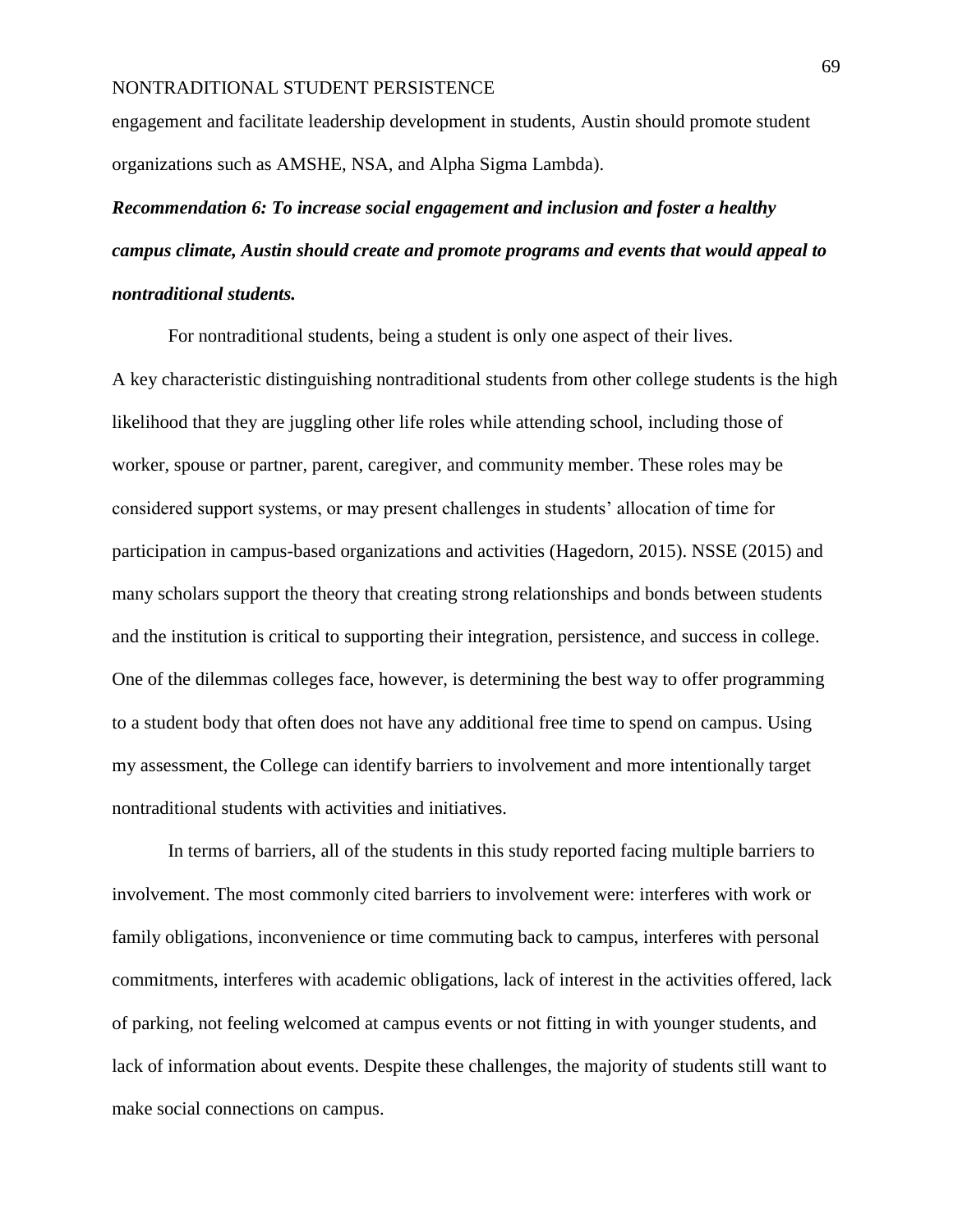engagement and facilitate leadership development in students, Austin should promote student organizations such as AMSHE, NSA, and Alpha Sigma Lambda).

***Recommendation 6: To increase social engagement and inclusion and foster a healthy campus climate, Austin should create and promote programs and events that would appeal to nontraditional students.***

For nontraditional students, being a student is only one aspect of their lives. A key characteristic distinguishing nontraditional students from other college students is the high likelihood that they are juggling other life roles while attending school, including those of worker, spouse or partner, parent, caregiver, and community member. These roles may be considered support systems, or may present challenges in students' allocation of time for participation in campus-based organizations and activities (Hagedorn, 2015). NSSE (2015) and many scholars support the theory that creating strong relationships and bonds between students and the institution is critical to supporting their integration, persistence, and success in college. One of the dilemmas colleges face, however, is determining the best way to offer programming to a student body that often does not have any additional free time to spend on campus. Using my assessment, the College can identify barriers to involvement and more intentionally target nontraditional students with activities and initiatives.

In terms of barriers, all of the students in this study reported facing multiple barriers to involvement. The most commonly cited barriers to involvement were: interferes with work or family obligations, inconvenience or time commuting back to campus, interferes with personal commitments, interferes with academic obligations, lack of interest in the activities offered, lack of parking, not feeling welcomed at campus events or not fitting in with younger students, and lack of information about events. Despite these challenges, the majority of students still want to make social connections on campus.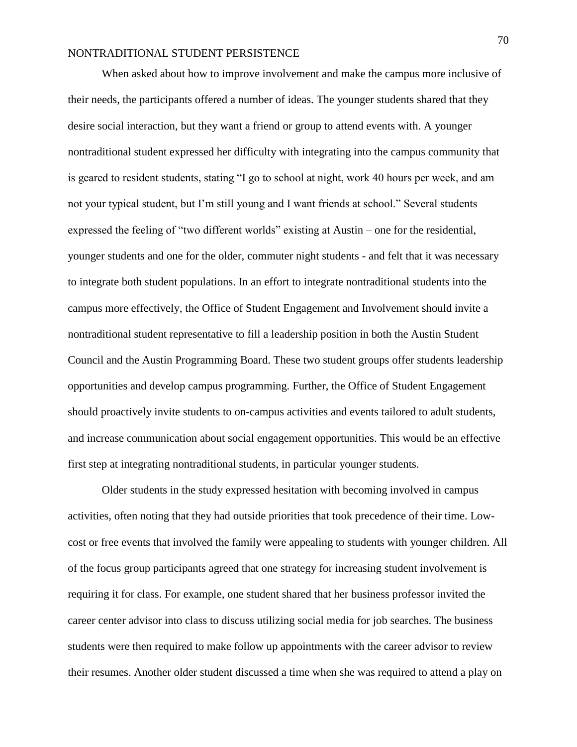When asked about how to improve involvement and make the campus more inclusive of their needs, the participants offered a number of ideas. The younger students shared that they desire social interaction, but they want a friend or group to attend events with. A younger nontraditional student expressed her difficulty with integrating into the campus community that is geared to resident students, stating "I go to school at night, work 40 hours per week, and am not your typical student, but I'm still young and I want friends at school." Several students expressed the feeling of "two different worlds" existing at Austin – one for the residential, younger students and one for the older, commuter night students - and felt that it was necessary to integrate both student populations. In an effort to integrate nontraditional students into the campus more effectively, the Office of Student Engagement and Involvement should invite a nontraditional student representative to fill a leadership position in both the Austin Student Council and the Austin Programming Board. These two student groups offer students leadership opportunities and develop campus programming. Further, the Office of Student Engagement should proactively invite students to on-campus activities and events tailored to adult students, and increase communication about social engagement opportunities. This would be an effective first step at integrating nontraditional students, in particular younger students.

Older students in the study expressed hesitation with becoming involved in campus activities, often noting that they had outside priorities that took precedence of their time. Low-cost or free events that involved the family were appealing to students with younger children. All of the focus group participants agreed that one strategy for increasing student involvement is requiring it for class. For example, one student shared that her business professor invited the career center advisor into class to discuss utilizing social media for job searches. The business students were then required to make follow up appointments with the career advisor to review their resumes. Another older student discussed a time when she was required to attend a play on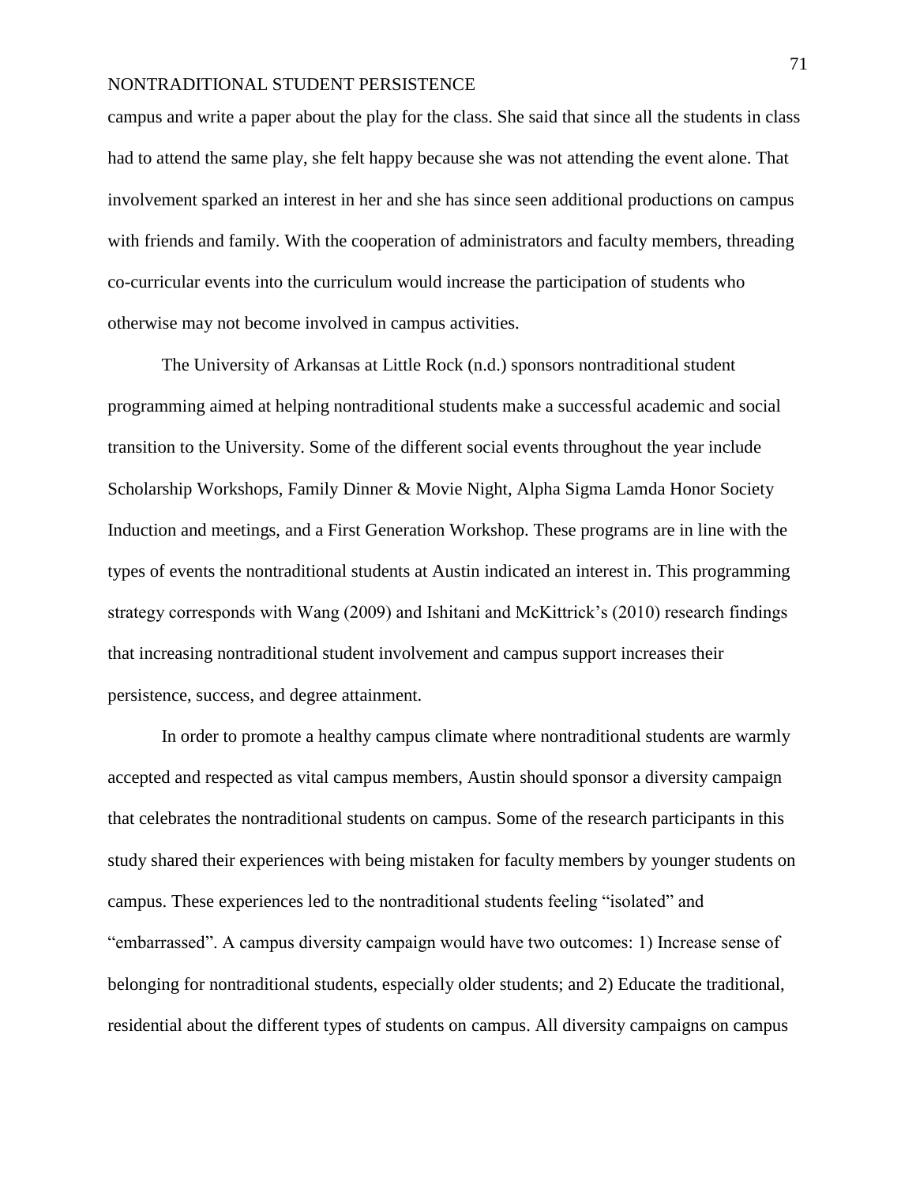campus and write a paper about the play for the class. She said that since all the students in class had to attend the same play, she felt happy because she was not attending the event alone. That involvement sparked an interest in her and she has since seen additional productions on campus with friends and family. With the cooperation of administrators and faculty members, threading co-curricular events into the curriculum would increase the participation of students who otherwise may not become involved in campus activities.

The University of Arkansas at Little Rock (n.d.) sponsors nontraditional student programming aimed at helping nontraditional students make a successful academic and social transition to the University. Some of the different social events throughout the year include Scholarship Workshops, Family Dinner & Movie Night, Alpha Sigma Lamda Honor Society Induction and meetings, and a First Generation Workshop. These programs are in line with the types of events the nontraditional students at Austin indicated an interest in. This programming strategy corresponds with Wang (2009) and Ishitani and McKittrick's (2010) research findings that increasing nontraditional student involvement and campus support increases their persistence, success, and degree attainment.

In order to promote a healthy campus climate where nontraditional students are warmly accepted and respected as vital campus members, Austin should sponsor a diversity campaign that celebrates the nontraditional students on campus. Some of the research participants in this study shared their experiences with being mistaken for faculty members by younger students on campus. These experiences led to the nontraditional students feeling "isolated" and "embarrassed". A campus diversity campaign would have two outcomes: 1) Increase sense of belonging for nontraditional students, especially older students; and 2) Educate the traditional, residential about the different types of students on campus. All diversity campaigns on campus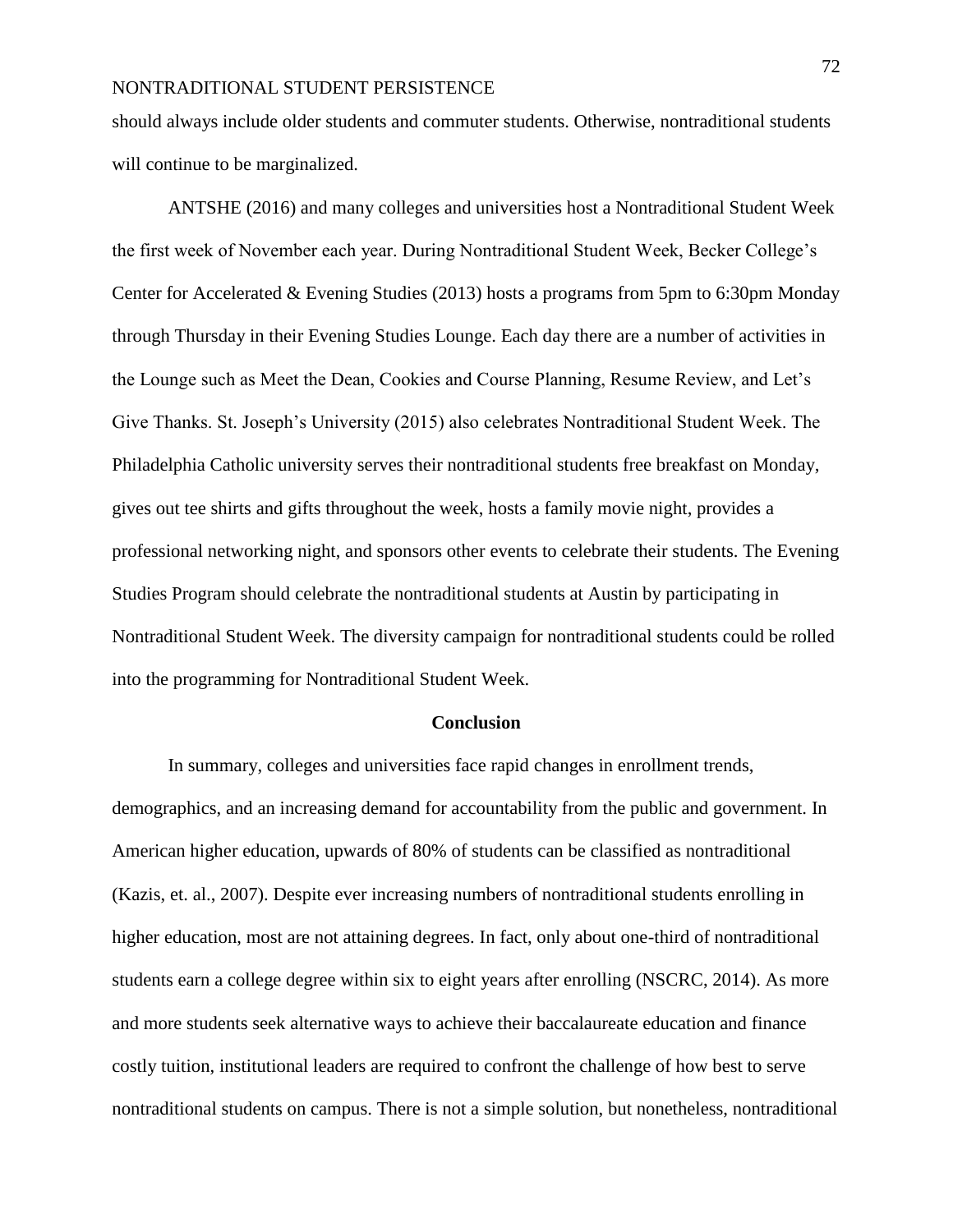should always include older students and commuter students. Otherwise, nontraditional students will continue to be marginalized.

ANTSHE (2016) and many colleges and universities host a Nontraditional Student Week the first week of November each year. During Nontraditional Student Week, Becker College's Center for Accelerated & Evening Studies (2013) hosts a programs from 5pm to 6:30pm Monday through Thursday in their Evening Studies Lounge. Each day there are a number of activities in the Lounge such as Meet the Dean, Cookies and Course Planning, Resume Review, and Let's Give Thanks. St. Joseph's University (2015) also celebrates Nontraditional Student Week. The Philadelphia Catholic university serves their nontraditional students free breakfast on Monday, gives out tee shirts and gifts throughout the week, hosts a family movie night, provides a professional networking night, and sponsors other events to celebrate their students. The Evening Studies Program should celebrate the nontraditional students at Austin by participating in Nontraditional Student Week. The diversity campaign for nontraditional students could be rolled into the programming for Nontraditional Student Week.

## Conclusion

In summary, colleges and universities face rapid changes in enrollment trends, demographics, and an increasing demand for accountability from the public and government. In American higher education, upwards of 80% of students can be classified as nontraditional (Kazis, et. al., 2007). Despite ever increasing numbers of nontraditional students enrolling in higher education, most are not attaining degrees. In fact, only about one-third of nontraditional students earn a college degree within six to eight years after enrolling (NSCRC, 2014). As more and more students seek alternative ways to achieve their baccalaureate education and finance costly tuition, institutional leaders are required to confront the challenge of how best to serve nontraditional students on campus. There is not a simple solution, but nonetheless, nontraditional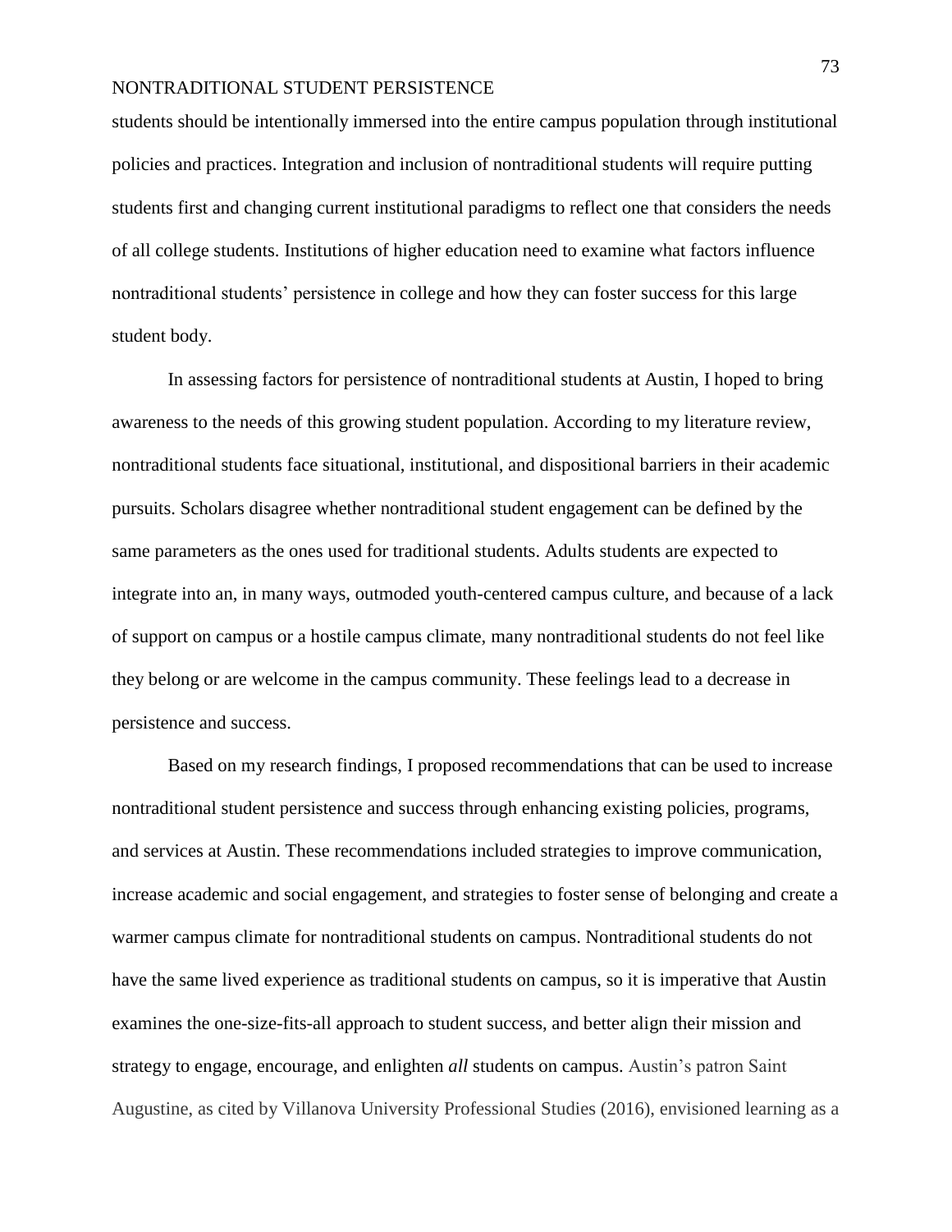students should be intentionally immersed into the entire campus population through institutional policies and practices. Integration and inclusion of nontraditional students will require putting students first and changing current institutional paradigms to reflect one that considers the needs of all college students. Institutions of higher education need to examine what factors influence nontraditional students' persistence in college and how they can foster success for this large student body.

In assessing factors for persistence of nontraditional students at Austin, I hoped to bring awareness to the needs of this growing student population. According to my literature review, nontraditional students face situational, institutional, and dispositional barriers in their academic pursuits. Scholars disagree whether nontraditional student engagement can be defined by the same parameters as the ones used for traditional students. Adults students are expected to integrate into an, in many ways, outmoded youth-centered campus culture, and because of a lack of support on campus or a hostile campus climate, many nontraditional students do not feel like they belong or are welcome in the campus community. These feelings lead to a decrease in persistence and success.

Based on my research findings, I proposed recommendations that can be used to increase nontraditional student persistence and success through enhancing existing policies, programs, and services at Austin. These recommendations included strategies to improve communication, increase academic and social engagement, and strategies to foster sense of belonging and create a warmer campus climate for nontraditional students on campus. Nontraditional students do not have the same lived experience as traditional students on campus, so it is imperative that Austin examines the one-size-fits-all approach to student success, and better align their mission and strategy to engage, encourage, and enlighten *all* students on campus. Austin's patron Saint Augustine, as cited by Villanova University Professional Studies (2016), envisioned learning as a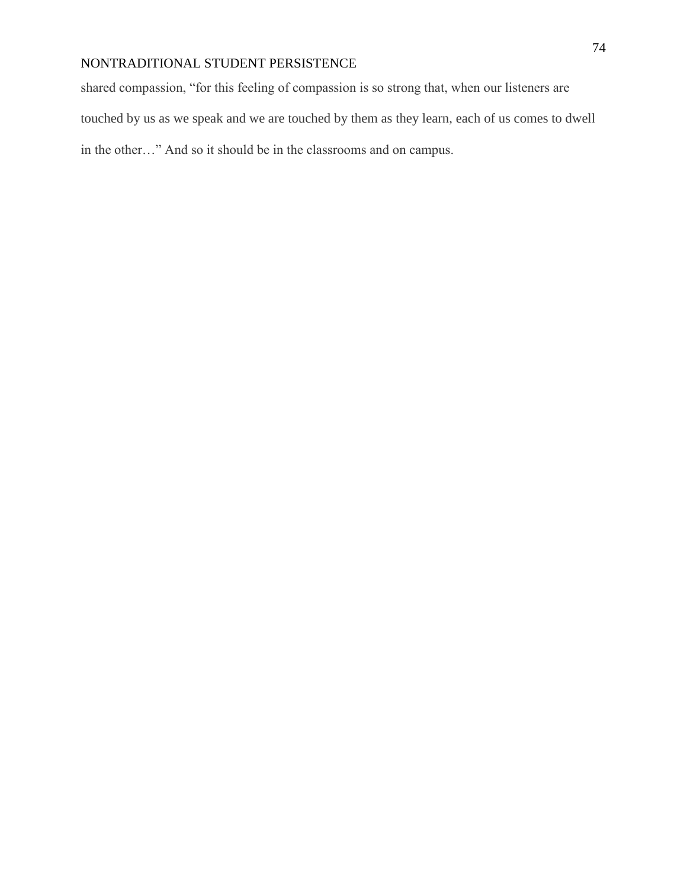shared compassion, “for this feeling of compassion is so strong that, when our listeners are touched by us as we speak and we are touched by them as they learn, each of us comes to dwell in the other…” And so it should be in the classrooms and on campus.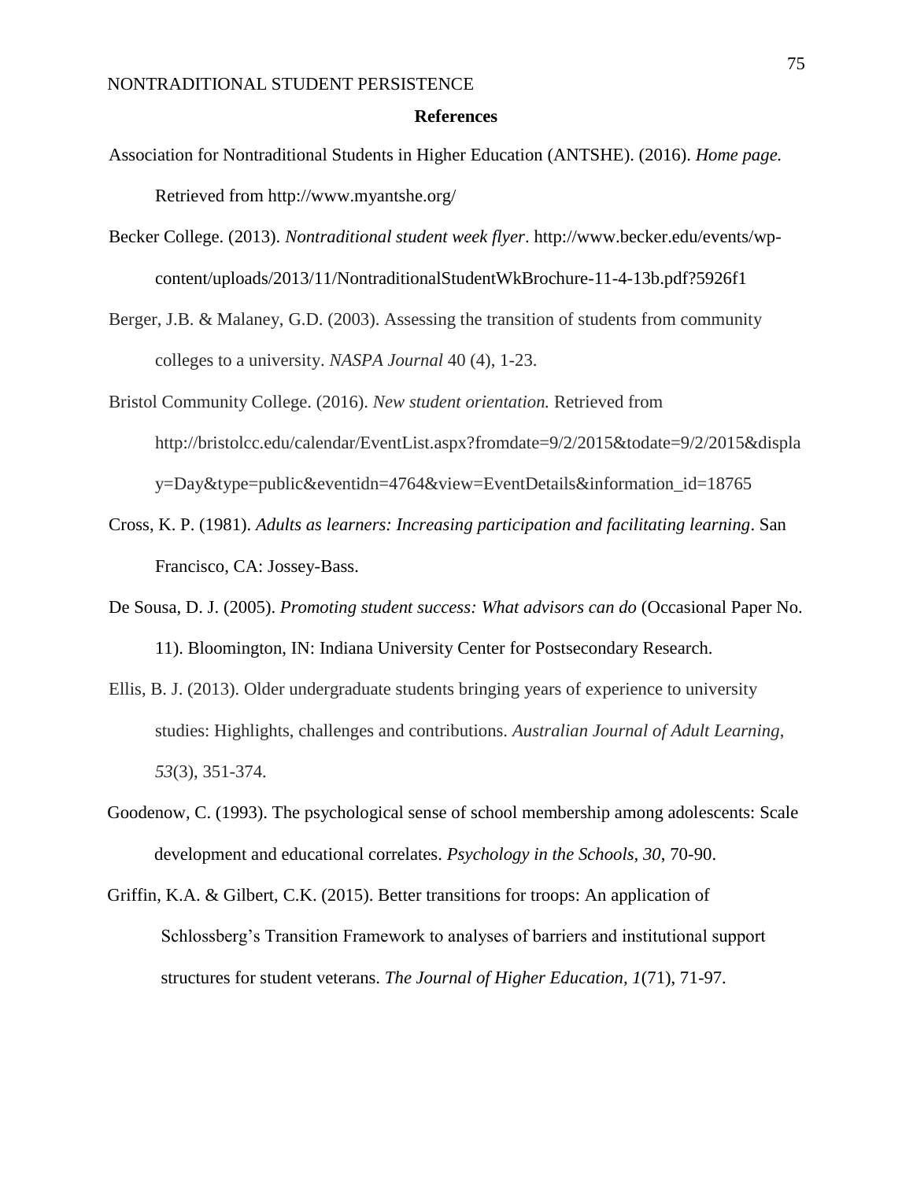**References**

Association for Nontraditional Students in Higher Education (ANTSHE). (2016). *Home page.* Retrieved from http://www.myantshe.org/

Becker College. (2013). *Nontraditional student week flyer*. http://www.becker.edu/events/wp-content/uploads/2013/11/NontraditionalStudentWkBrochure-11-4-13b.pdf?5926f1

Berger, J.B. & Malaney, G.D. (2003). Assessing the transition of students from community colleges to a university. *NASPA Journal* 40 (4), 1-23.

Bristol Community College. (2016). *New student orientation.* Retrieved from http://bristolcc.edu/calendar/EventList.aspx?fromdate=9/2/2015&todate=9/2/2015&display=Day&type=public&eventidn=4764&view=EventDetails&information_id=18765

Cross, K. P. (1981). *Adults as learners: Increasing participation and facilitating learning*. San Francisco, CA: Jossey-Bass.

De Sousa, D. J. (2005). *Promoting student success: What advisors can do* (Occasional Paper No. 11). Bloomington, IN: Indiana University Center for Postsecondary Research.

Ellis, B. J. (2013). Older undergraduate students bringing years of experience to university studies: Highlights, challenges and contributions. *Australian Journal of Adult Learning*, *53*(3), 351-374.

Goodenow, C. (1993). The psychological sense of school membership among adolescents: Scale development and educational correlates. *Psychology in the Schools, 30*, 70-90.

Griffin, K.A. & Gilbert, C.K. (2015). Better transitions for troops: An application of Schlossberg's Transition Framework to analyses of barriers and institutional support structures for student veterans. *The Journal of Higher Education, 1*(71), 71-97.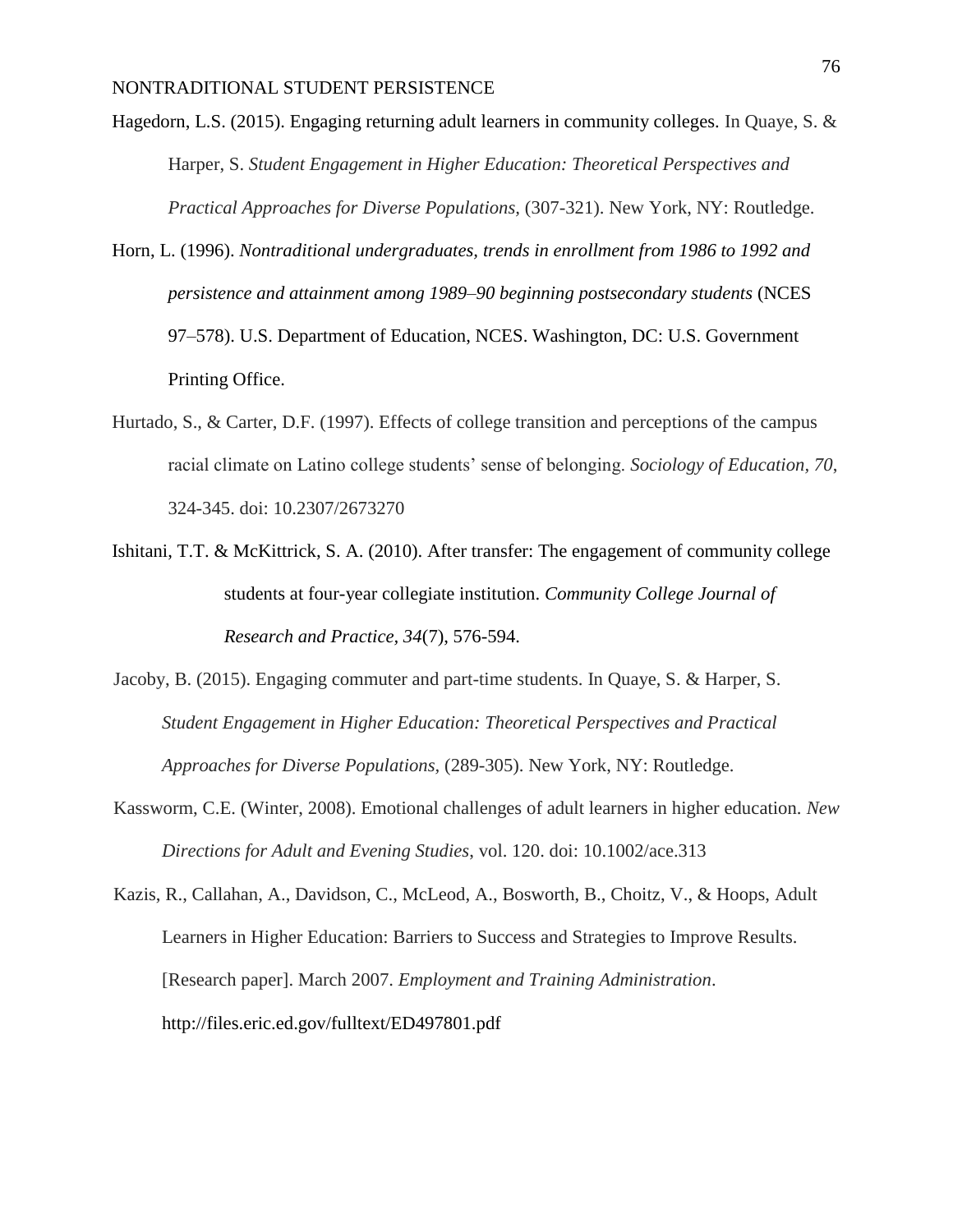Hagedorn, L.S. (2015). Engaging returning adult learners in community colleges. In Quaye, S. & Harper, S. *Student Engagement in Higher Education: Theoretical Perspectives and Practical Approaches for Diverse Populations,* (307-321). New York, NY: Routledge.

Horn, L. (1996). *Nontraditional undergraduates, trends in enrollment from 1986 to 1992 and persistence and attainment among 1989–90 beginning postsecondary students* (NCES 97–578). U.S. Department of Education, NCES. Washington, DC: U.S. Government Printing Office.

Hurtado, S., & Carter, D.F. (1997). Effects of college transition and perceptions of the campus racial climate on Latino college students' sense of belonging. *Sociology of Education, 70*, 324-345. doi: 10.2307/2673270

Ishitani, T.T. & McKittrick, S. A. (2010). After transfer: The engagement of community college students at four-year collegiate institution. *Community College Journal of Research and Practice*, *34*(7), 576-594.

Jacoby, B. (2015). Engaging commuter and part-time students. In Quaye, S. & Harper, S. *Student Engagement in Higher Education: Theoretical Perspectives and Practical Approaches for Diverse Populations,* (289-305). New York, NY: Routledge.

Kassworm, C.E. (Winter, 2008). Emotional challenges of adult learners in higher education. *New Directions for Adult and Evening Studies*, vol. 120. doi: 10.1002/ace.313

Kazis, R., Callahan, A., Davidson, C., McLeod, A., Bosworth, B., Choitz, V., & Hoops, Adult Learners in Higher Education: Barriers to Success and Strategies to Improve Results. [Research paper]. March 2007. *Employment and Training Administration*. http://files.eric.ed.gov/fulltext/ED497801.pdf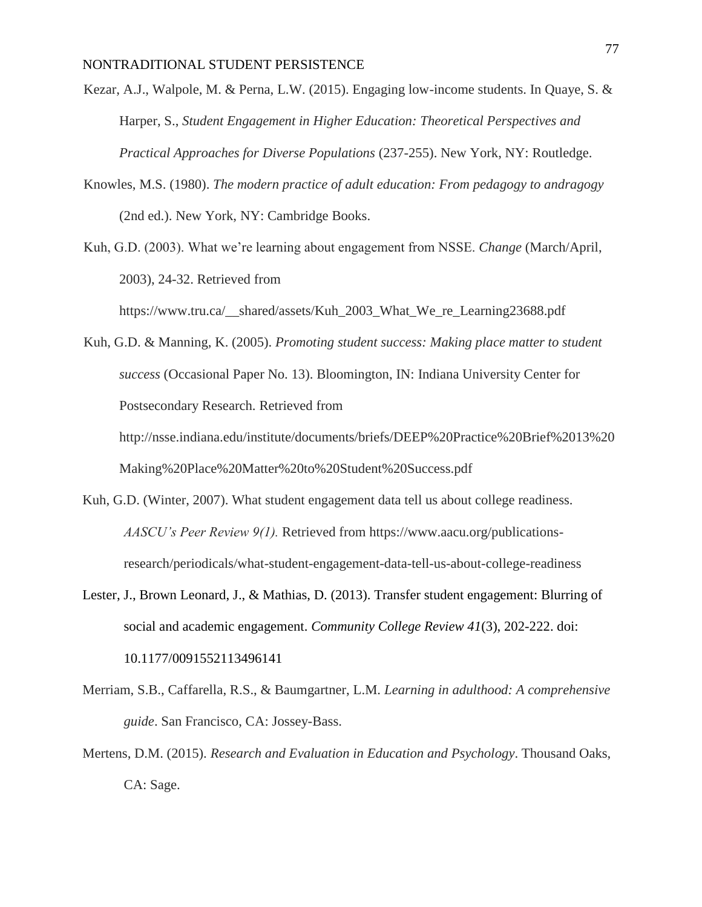Kezar, A.J., Walpole, M. & Perna, L.W. (2015). Engaging low-income students. In Quaye, S. & Harper, S., *Student Engagement in Higher Education: Theoretical Perspectives and Practical Approaches for Diverse Populations* (237-255). New York, NY: Routledge.

Knowles, M.S. (1980). *The modern practice of adult education: From pedagogy to andragogy* (2nd ed.). New York, NY: Cambridge Books.

Kuh, G.D. (2003). What we're learning about engagement from NSSE. *Change* (March/April, 2003), 24-32. Retrieved from https://www.tru.ca/__shared/assets/Kuh_2003_What_We_re_Learning23688.pdf

Kuh, G.D. & Manning, K. (2005). *Promoting student success: Making place matter to student success* (Occasional Paper No. 13). Bloomington, IN: Indiana University Center for Postsecondary Research. Retrieved from http://nsse.indiana.edu/institute/documents/briefs/DEEP%20Practice%20Brief%2013%20Making%20Place%20Matter%20to%20Student%20Success.pdf

Kuh, G.D. (Winter, 2007). What student engagement data tell us about college readiness. *AASCU's Peer Review 9(1).* Retrieved from https://www.aacu.org/publications-research/periodicals/what-student-engagement-data-tell-us-about-college-readiness

Lester, J., Brown Leonard, J., & Mathias, D. (2013). Transfer student engagement: Blurring of social and academic engagement. *Community College Review 41*(3), 202-222. doi: 10.1177/0091552113496141

Merriam, S.B., Caffarella, R.S., & Baumgartner, L.M. *Learning in adulthood: A comprehensive guide*. San Francisco, CA: Jossey-Bass.

Mertens, D.M. (2015). *Research and Evaluation in Education and Psychology*. Thousand Oaks, CA: Sage.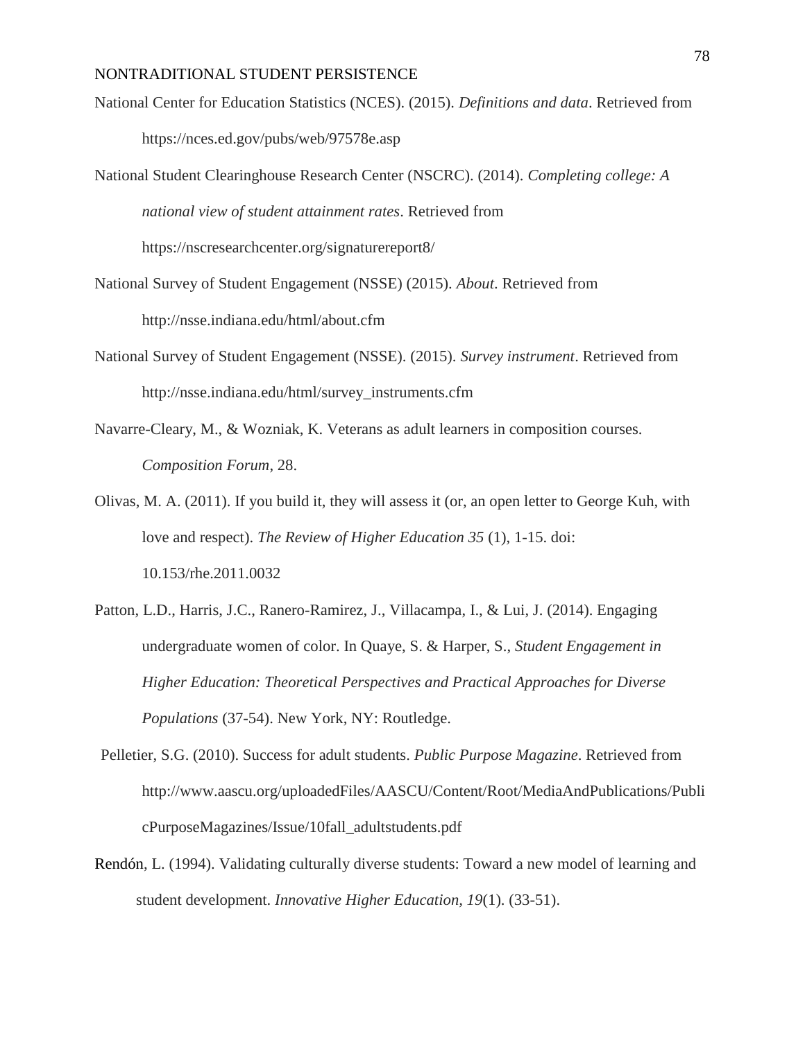National Center for Education Statistics (NCES). (2015). *Definitions and data*. Retrieved from https://nces.ed.gov/pubs/web/97578e.asp

National Student Clearinghouse Research Center (NSCRC). (2014). *Completing college: A national view of student attainment rates*. Retrieved from https://nscresearchcenter.org/signaturereport8/

National Survey of Student Engagement (NSSE) (2015). *About*. Retrieved from http://nsse.indiana.edu/html/about.cfm

National Survey of Student Engagement (NSSE). (2015). *Survey instrument*. Retrieved from http://nsse.indiana.edu/html/survey_instruments.cfm

Navarre-Cleary, M., & Wozniak, K. Veterans as adult learners in composition courses. *Composition Forum*, 28.

Olivas, M. A. (2011). If you build it, they will assess it (or, an open letter to George Kuh, with love and respect). *The Review of Higher Education 35* (1), 1-15. doi: 10.153/rhe.2011.0032

Patton, L.D., Harris, J.C., Ranero-Ramirez, J., Villacampa, I., & Lui, J. (2014). Engaging undergraduate women of color. In Quaye, S. & Harper, S., *Student Engagement in Higher Education: Theoretical Perspectives and Practical Approaches for Diverse Populations* (37-54). New York, NY: Routledge.

Pelletier, S.G. (2010). Success for adult students. *Public Purpose Magazine*. Retrieved from http://www.aascu.org/uploadedFiles/AASCU/Content/Root/MediaAndPublications/PublicPurposeMagazines/Issue/10fall_adultstudents.pdf

Rendón, L. (1994). Validating culturally diverse students: Toward a new model of learning and student development. *Innovative Higher Education, 19*(1). (33-51).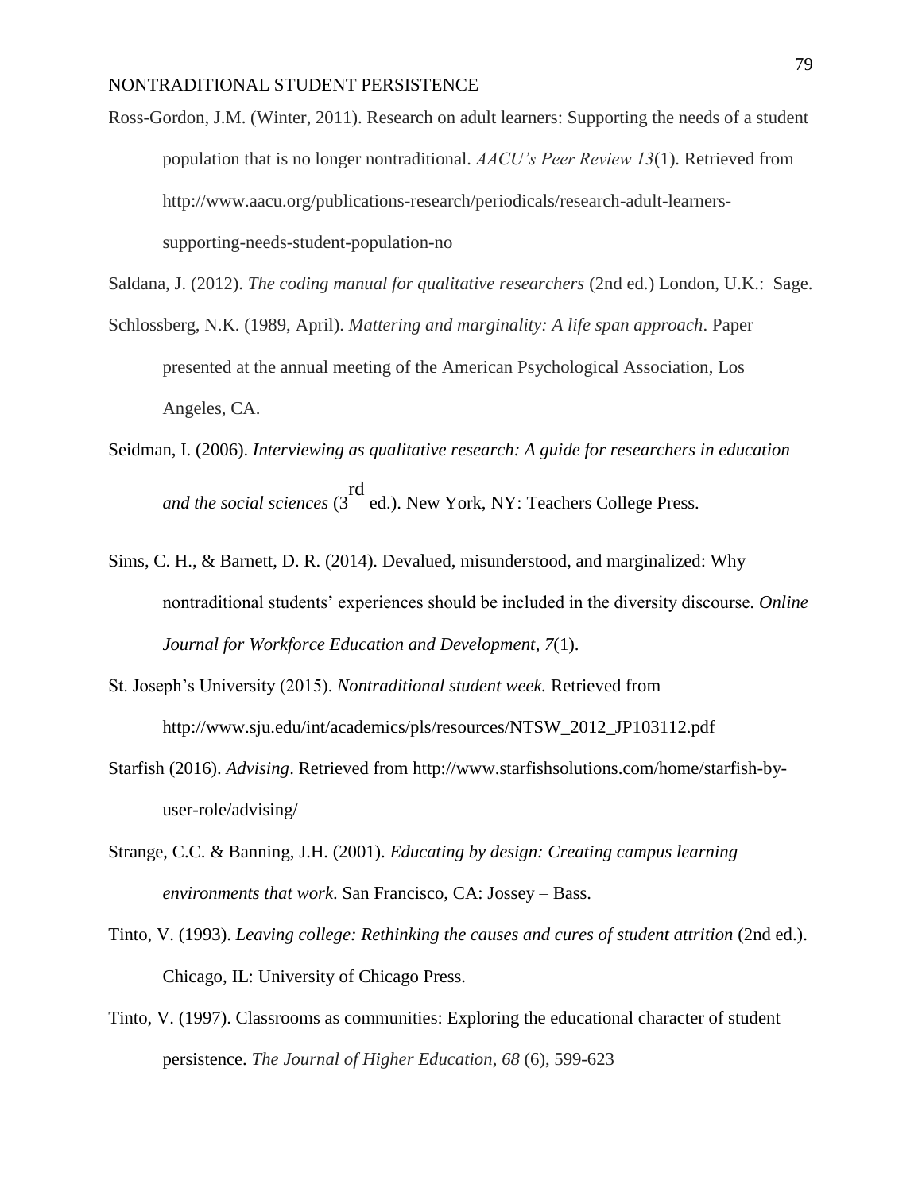Ross-Gordon, J.M. (Winter, 2011). Research on adult learners: Supporting the needs of a student population that is no longer nontraditional. *AACU's Peer Review 13*(1). Retrieved from http://www.aacu.org/publications-research/periodicals/research-adult-learners-supporting-needs-student-population-no

Saldana, J. (2012). *The coding manual for qualitative researchers* (2nd ed.) London, U.K.: Sage.

Schlossberg, N.K. (1989, April). *Mattering and marginality: A life span approach*. Paper presented at the annual meeting of the American Psychological Association, Los Angeles, CA.

Seidman, I. (2006). *Interviewing as qualitative research: A guide for researchers in education and the social sciences* (3rd ed.). New York, NY: Teachers College Press.

Sims, C. H., & Barnett, D. R. (2014). Devalued, misunderstood, and marginalized: Why nontraditional students' experiences should be included in the diversity discourse. *Online Journal for Workforce Education and Development*, *7*(1).

St. Joseph's University (2015). *Nontraditional student week.* Retrieved from http://www.sju.edu/int/academics/pls/resources/NTSW_2012_JP103112.pdf

Starfish (2016). *Advising*. Retrieved from http://www.starfishsolutions.com/home/starfish-by-user-role/advising/

Strange, C.C. & Banning, J.H. (2001). *Educating by design: Creating campus learning environments that work*. San Francisco, CA: Jossey – Bass.

Tinto, V. (1993). *Leaving college: Rethinking the causes and cures of student attrition* (2nd ed.). Chicago, IL: University of Chicago Press.

Tinto, V. (1997). Classrooms as communities: Exploring the educational character of student persistence. *The Journal of Higher Education*, *68* (6), 599-623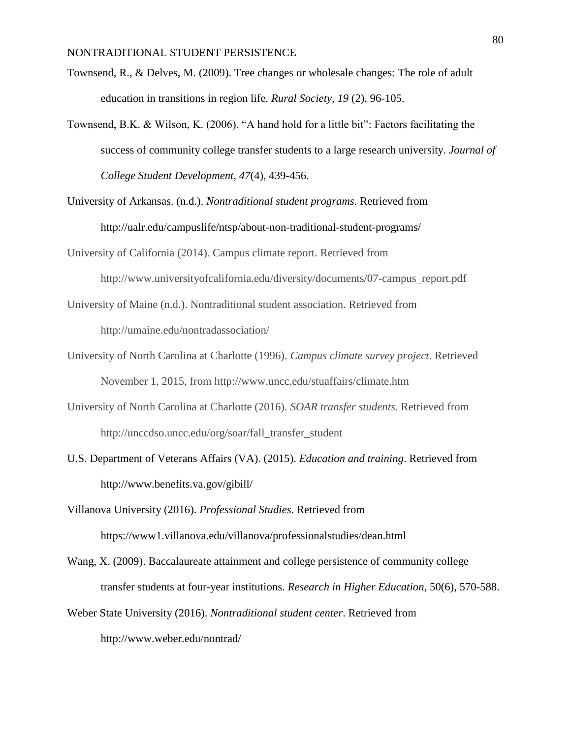Townsend, R., & Delves, M. (2009). Tree changes or wholesale changes: The role of adult education in transitions in region life. *Rural Society, 19* (2), 96-105.

Townsend, B.K. & Wilson, K. (2006). “A hand hold for a little bit”: Factors facilitating the success of community college transfer students to a large research university. *Journal of College Student Development, 47*(4), 439-456.

University of Arkansas. (n.d.). *Nontraditional student programs*. Retrieved from http://ualr.edu/campuslife/ntsp/about-non-traditional-student-programs/

University of California (2014). Campus climate report. Retrieved from http://www.universityofcalifornia.edu/diversity/documents/07-campus_report.pdf

University of Maine (n.d.). Nontraditional student association. Retrieved from http://umaine.edu/nontradassociation/

University of North Carolina at Charlotte (1996). *Campus climate survey project*. Retrieved November 1, 2015, from http://www.uncc.edu/stuaffairs/climate.htm

University of North Carolina at Charlotte (2016). *SOAR transfer students*. Retrieved from http://unccdso.uncc.edu/org/soar/fall_transfer_student

U.S. Department of Veterans Affairs (VA). (2015). *Education and training*. Retrieved from http://www.benefits.va.gov/gibill/

Villanova University (2016). *Professional Studies*. Retrieved from https://www1.villanova.edu/villanova/professionalstudies/dean.html

Wang, X. (2009). Baccalaureate attainment and college persistence of community college transfer students at four-year institutions. *Research in Higher Education*, 50(6), 570-588.

Weber State University (2016). *Nontraditional student center*. Retrieved from http://www.weber.edu/nontrad/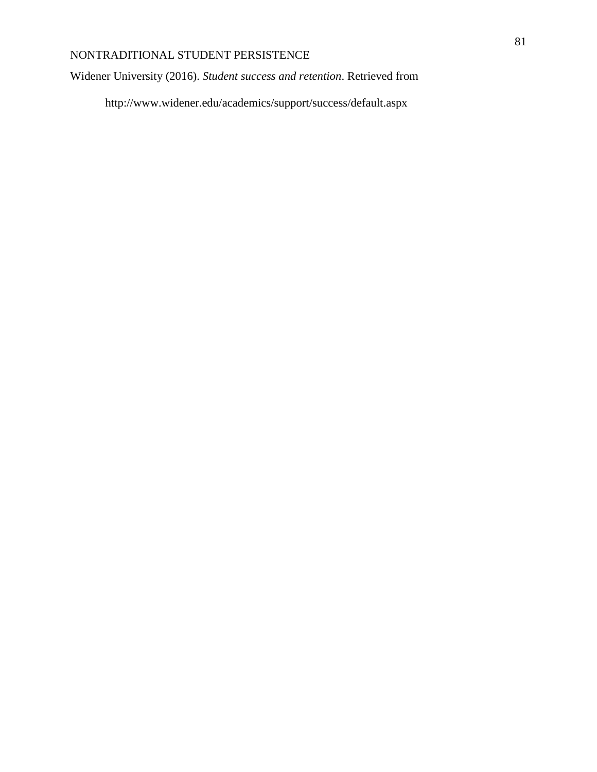Widener University (2016). *Student success and retention*. Retrieved from http://www.widener.edu/academics/support/success/default.aspx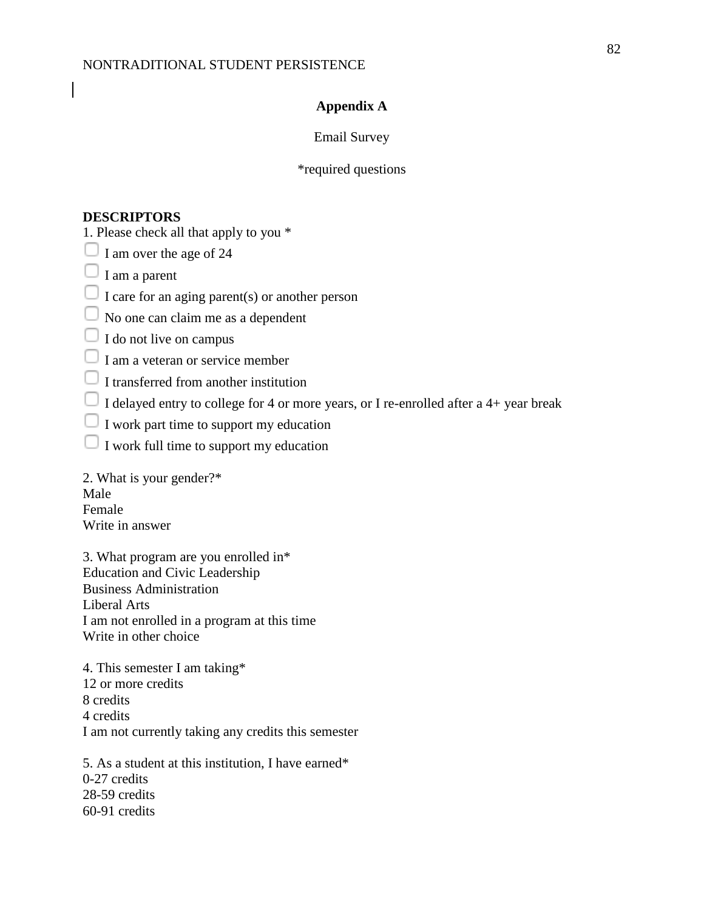# Appendix A

Email Survey

*required questions

**DESCRIPTORS**

1. Please check all that apply to you *

- ☐ I am over the age of 24
- ☐ I am a parent
- ☐ I care for an aging parent(s) or another person
- ☐ No one can claim me as a dependent
- ☐ I do not live on campus
- ☐ I am a veteran or service member
- ☐ I transferred from another institution
- ☐ I delayed entry to college for 4 or more years, or I re-enrolled after a 4+ year break
- ☐ I work part time to support my education
- ☐ I work full time to support my education

2. What is your gender?*
Male
Female
Write in answer

3. What program are you enrolled in*
Education and Civic Leadership
Business Administration
Liberal Arts
I am not enrolled in a program at this time
Write in other choice

4. This semester I am taking*
12 or more credits
8 credits
4 credits
I am not currently taking any credits this semester

5. As a student at this institution, I have earned*
0-27 credits
28-59 credits
60-91 credits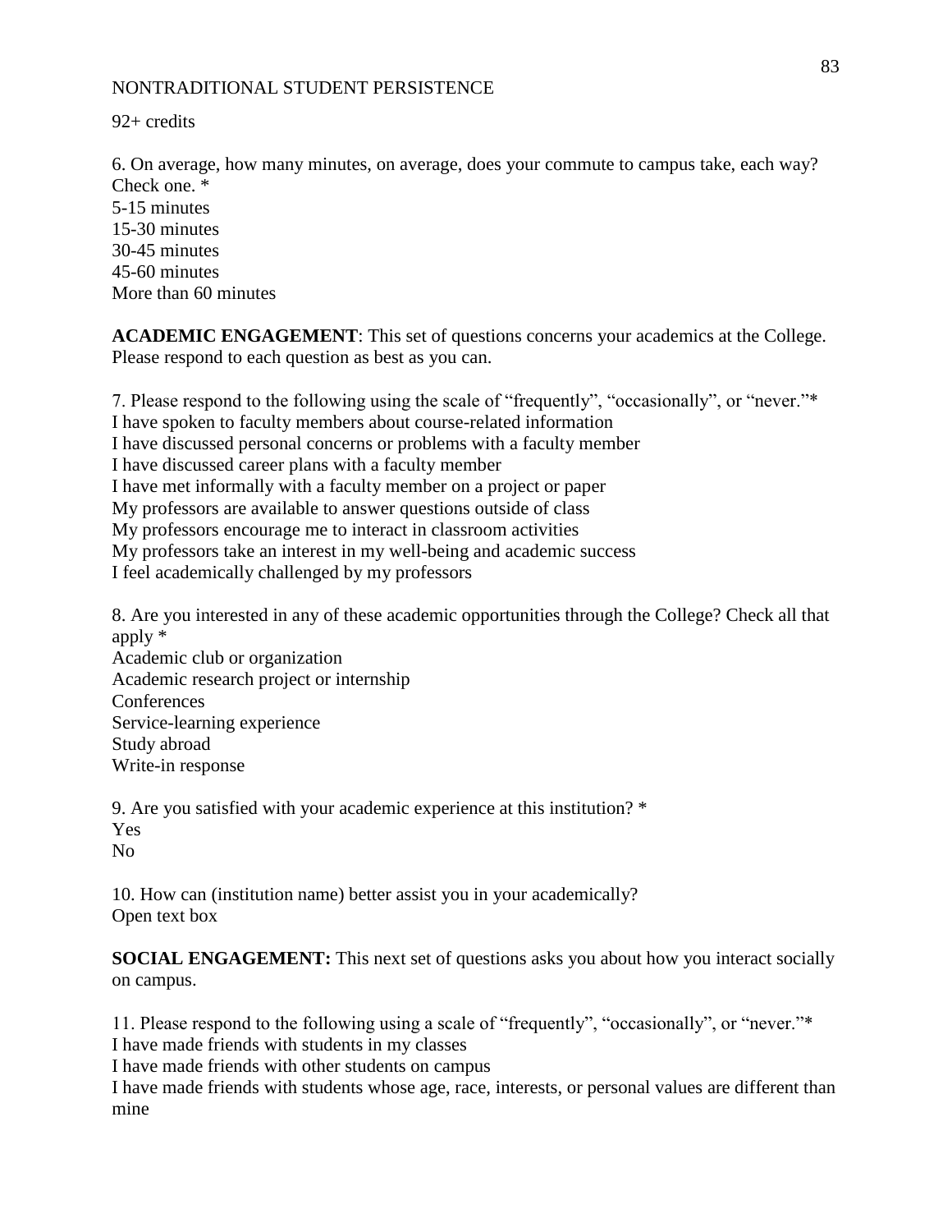92+ credits

6. On average, how many minutes, on average, does your commute to campus take, each way? Check one. *
5-15 minutes
15-30 minutes
30-45 minutes
45-60 minutes
More than 60 minutes

**ACADEMIC ENGAGEMENT**: This set of questions concerns your academics at the College. Please respond to each question as best as you can.

7. Please respond to the following using the scale of "frequently", "occasionally", or "never."*
I have spoken to faculty members about course-related information
I have discussed personal concerns or problems with a faculty member
I have discussed career plans with a faculty member
I have met informally with a faculty member on a project or paper
My professors are available to answer questions outside of class
My professors encourage me to interact in classroom activities
My professors take an interest in my well-being and academic success
I feel academically challenged by my professors

8. Are you interested in any of these academic opportunities through the College? Check all that apply *
Academic club or organization
Academic research project or internship
Conferences
Service-learning experience
Study abroad
Write-in response

9. Are you satisfied with your academic experience at this institution? *
Yes
No

10. How can (institution name) better assist you in your academically?
Open text box

**SOCIAL ENGAGEMENT:** This next set of questions asks you about how you interact socially on campus.

11. Please respond to the following using a scale of "frequently", "occasionally", or "never."*
I have made friends with students in my classes
I have made friends with other students on campus
I have made friends with students whose age, race, interests, or personal values are different than mine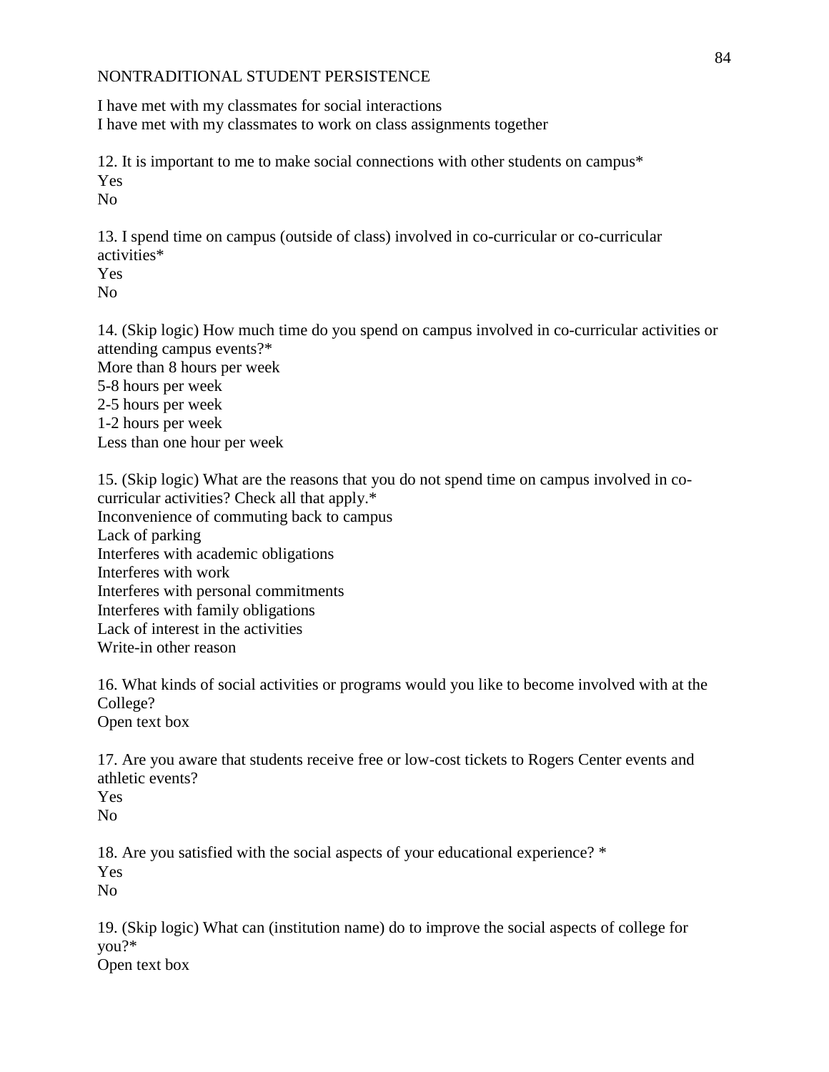I have met with my classmates for social interactions
I have met with my classmates to work on class assignments together

12. It is important to me to make social connections with other students on campus*
Yes
No

13. I spend time on campus (outside of class) involved in co-curricular or co-curricular activities*
Yes
No

14. (Skip logic) How much time do you spend on campus involved in co-curricular activities or attending campus events?*
More than 8 hours per week
5-8 hours per week
2-5 hours per week
1-2 hours per week
Less than one hour per week

15. (Skip logic) What are the reasons that you do not spend time on campus involved in co-curricular activities? Check all that apply.*
Inconvenience of commuting back to campus
Lack of parking
Interferes with academic obligations
Interferes with work
Interferes with personal commitments
Interferes with family obligations
Lack of interest in the activities
Write-in other reason

16. What kinds of social activities or programs would you like to become involved with at the College?
Open text box

17. Are you aware that students receive free or low-cost tickets to Rogers Center events and athletic events?
Yes
No

18. Are you satisfied with the social aspects of your educational experience? *
Yes
No

19. (Skip logic) What can (institution name) do to improve the social aspects of college for you?*
Open text box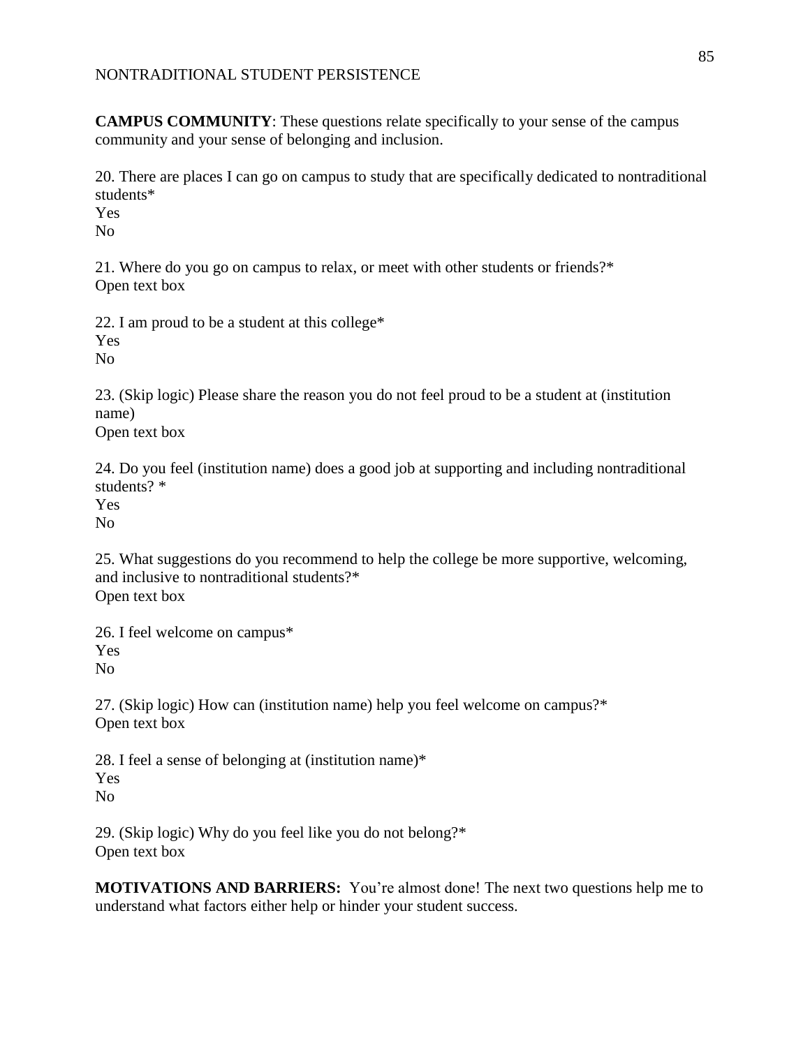**CAMPUS COMMUNITY**: These questions relate specifically to your sense of the campus community and your sense of belonging and inclusion.

20. There are places I can go on campus to study that are specifically dedicated to nontraditional students*
Yes
No

21. Where do you go on campus to relax, or meet with other students or friends?*
Open text box

22. I am proud to be a student at this college*
Yes
No

23. (Skip logic) Please share the reason you do not feel proud to be a student at (institution name)
Open text box

24. Do you feel (institution name) does a good job at supporting and including nontraditional students? *
Yes
No

25. What suggestions do you recommend to help the college be more supportive, welcoming, and inclusive to nontraditional students?*
Open text box

26. I feel welcome on campus*
Yes
No

27. (Skip logic) How can (institution name) help you feel welcome on campus?*
Open text box

28. I feel a sense of belonging at (institution name)*
Yes
No

29. (Skip logic) Why do you feel like you do not belong?*
Open text box

**MOTIVATIONS AND BARRIERS:** You're almost done! The next two questions help me to understand what factors either help or hinder your student success.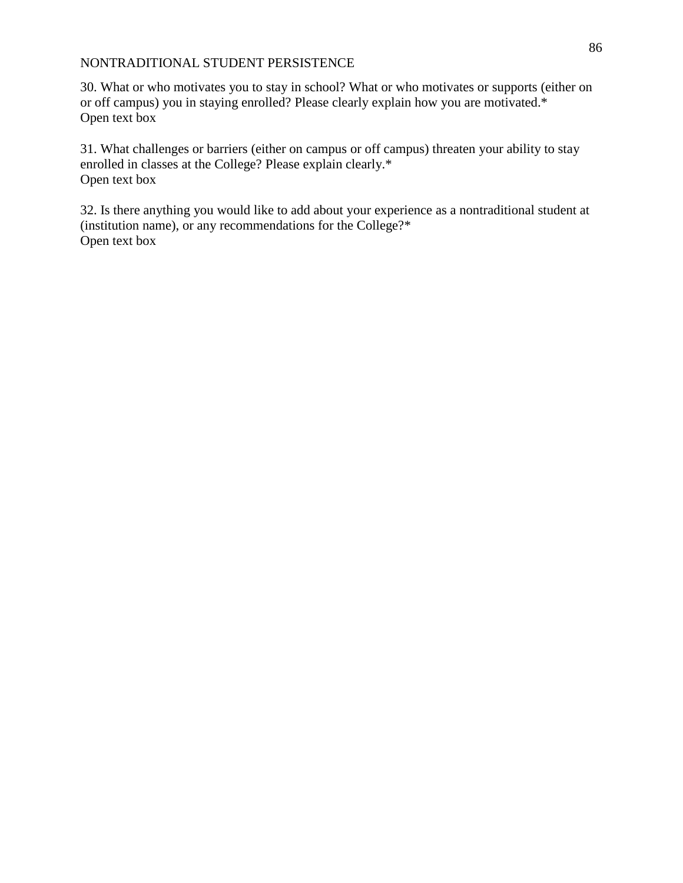30. What or who motivates you to stay in school? What or who motivates or supports (either on or off campus) you in staying enrolled? Please clearly explain how you are motivated.*
Open text box

31. What challenges or barriers (either on campus or off campus) threaten your ability to stay enrolled in classes at the College? Please explain clearly.*
Open text box

32. Is there anything you would like to add about your experience as a nontraditional student at (institution name), or any recommendations for the College?*
Open text box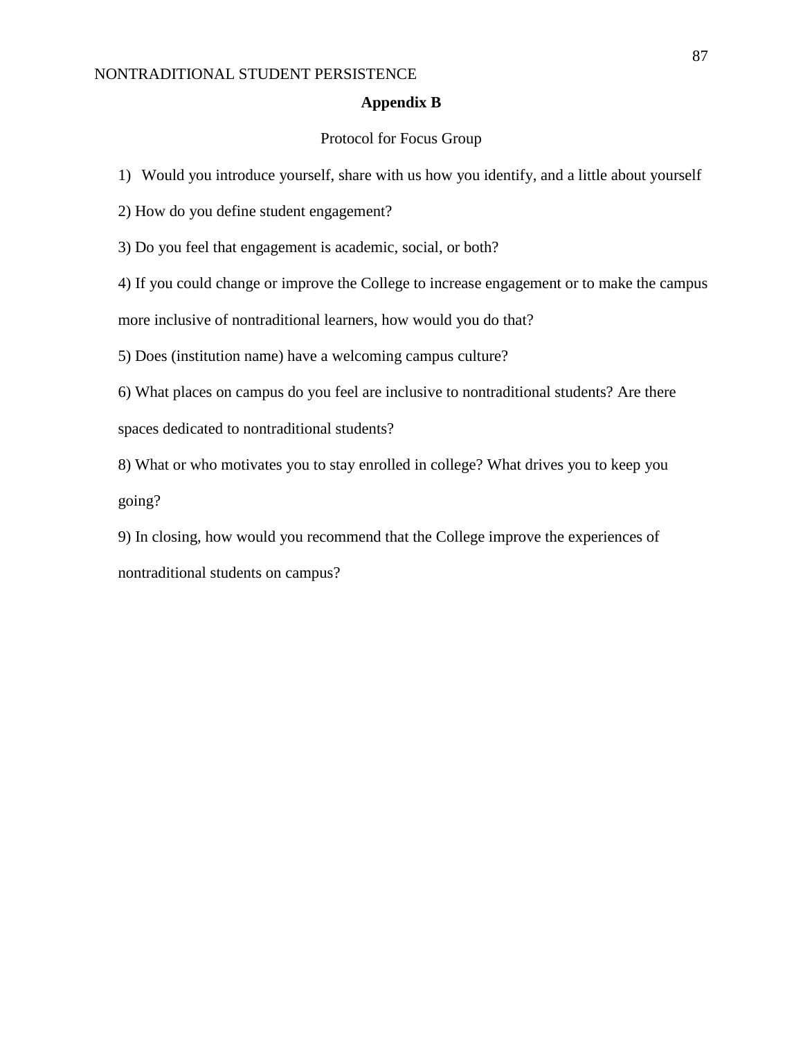# Appendix B

Protocol for Focus Group

1) Would you introduce yourself, share with us how you identify, and a little about yourself

2) How do you define student engagement?

3) Do you feel that engagement is academic, social, or both?

4) If you could change or improve the College to increase engagement or to make the campus more inclusive of nontraditional learners, how would you do that?

5) Does (institution name) have a welcoming campus culture?

6) What places on campus do you feel are inclusive to nontraditional students? Are there spaces dedicated to nontraditional students?

8) What or who motivates you to stay enrolled in college? What drives you to keep you going?

9) In closing, how would you recommend that the College improve the experiences of nontraditional students on campus?